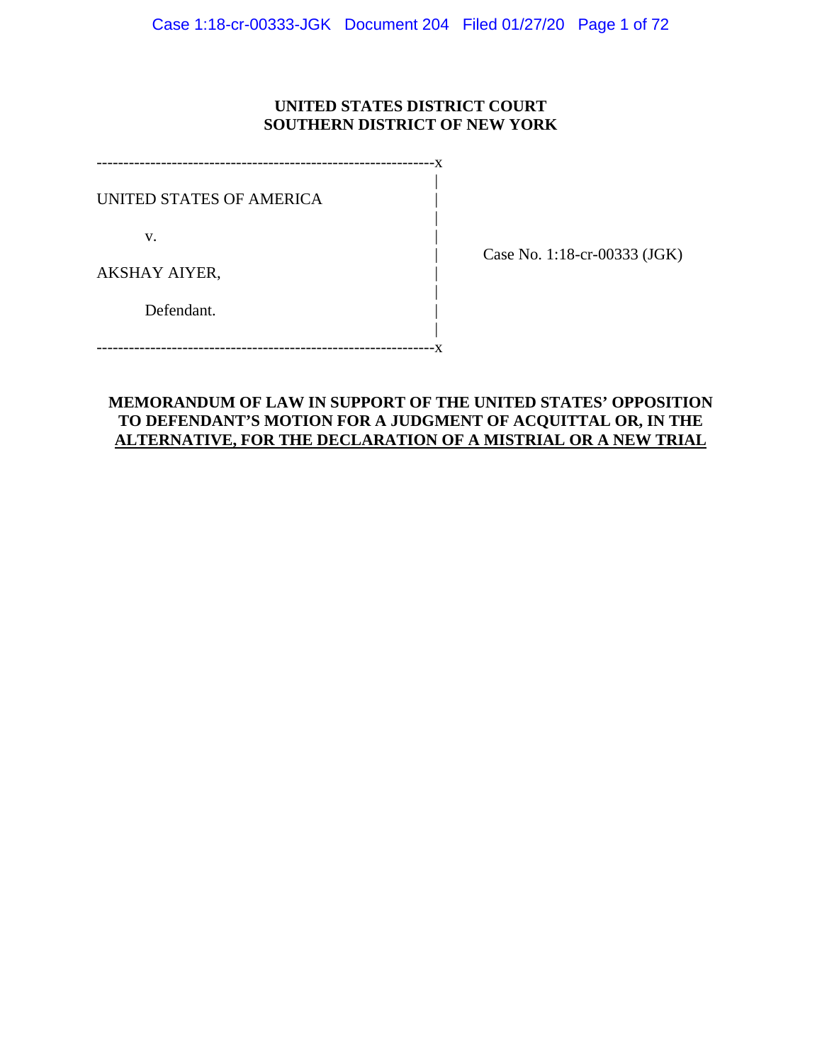**UNITED STATES DISTRICT COURT**
**SOUTHERN DISTRICT OF NEW YORK**

| | |
|---|---|
| UNITED STATES OF AMERICA<br><br>v.<br><br>AKSHAY AIYER,<br><br>Defendant. | Case No. 1:18-cr-00333 (JGK) |

**MEMORANDUM OF LAW IN SUPPORT OF THE UNITED STATES' OPPOSITION TO DEFENDANT'S MOTION FOR A JUDGMENT OF ACQUITTAL OR, IN THE ALTERNATIVE, FOR THE DECLARATION OF A MISTRIAL OR A NEW TRIAL**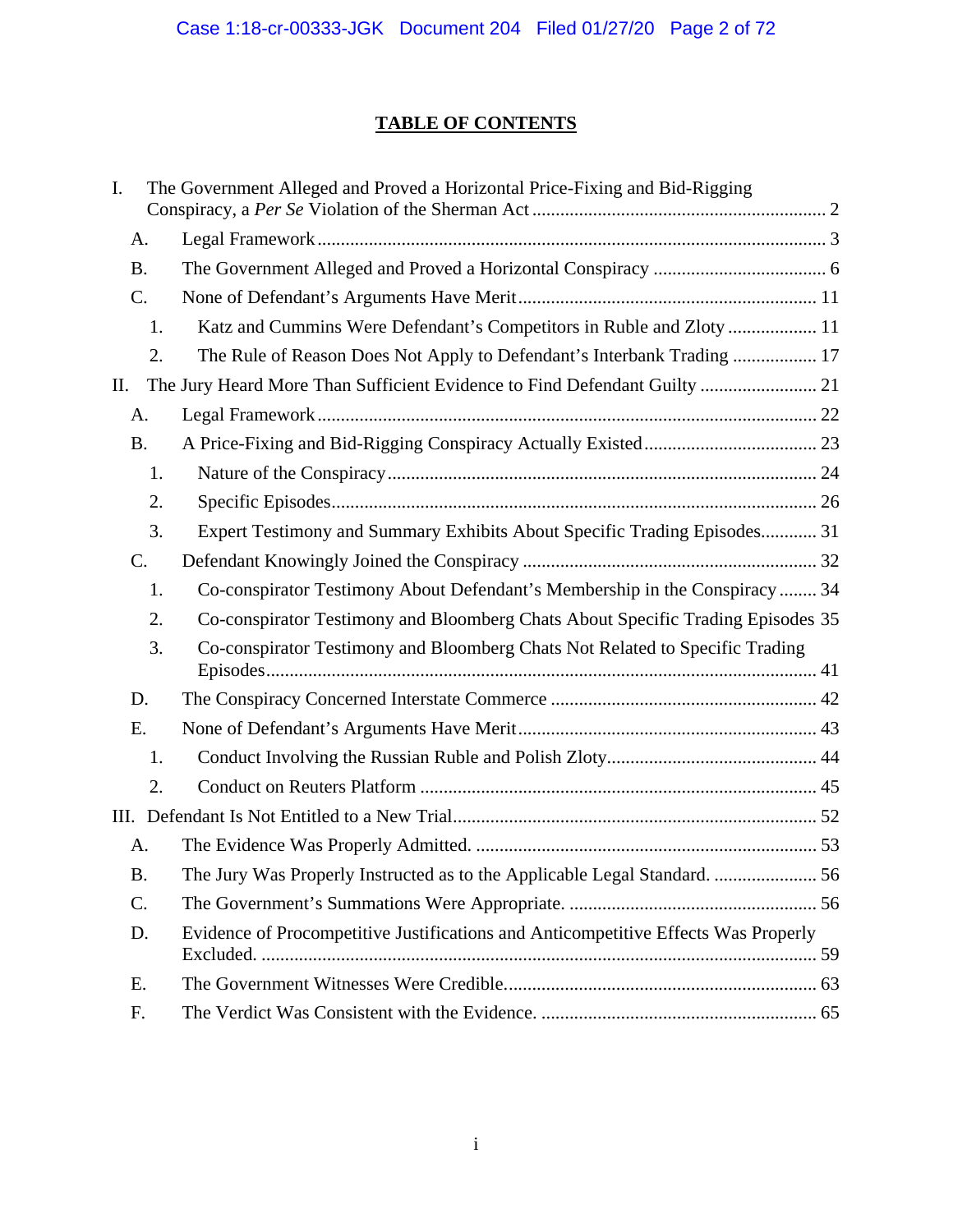## TABLE OF CONTENTS

I. The Government Alleged and Proved a Horizontal Price-Fixing and Bid-Rigging Conspiracy, a *Per Se* Violation of the Sherman Act ........ 2

- A. Legal Framework ........ 3
- B. The Government Alleged and Proved a Horizontal Conspiracy ........ 6
- C. None of Defendant's Arguments Have Merit ........ 11
  - 1. Katz and Cummins Were Defendant's Competitors in Ruble and Zloty ........ 11
  - 2. The Rule of Reason Does Not Apply to Defendant's Interbank Trading ........ 17

II. The Jury Heard More Than Sufficient Evidence to Find Defendant Guilty ........ 21

- A. Legal Framework ........ 22
- B. A Price-Fixing and Bid-Rigging Conspiracy Actually Existed ........ 23
  - 1. Nature of the Conspiracy ........ 24
  - 2. Specific Episodes ........ 26
  - 3. Expert Testimony and Summary Exhibits About Specific Trading Episodes ........ 31
- C. Defendant Knowingly Joined the Conspiracy ........ 32
  - 1. Co-conspirator Testimony About Defendant's Membership in the Conspiracy ........ 34
  - 2. Co-conspirator Testimony and Bloomberg Chats About Specific Trading Episodes 35
  - 3. Co-conspirator Testimony and Bloomberg Chats Not Related to Specific Trading Episodes ........ 41
- D. The Conspiracy Concerned Interstate Commerce ........ 42
- E. None of Defendant's Arguments Have Merit ........ 43
  - 1. Conduct Involving the Russian Ruble and Polish Zloty ........ 44
  - 2. Conduct on Reuters Platform ........ 45

III. Defendant Is Not Entitled to a New Trial ........ 52

- A. The Evidence Was Properly Admitted. ........ 53
- B. The Jury Was Properly Instructed as to the Applicable Legal Standard. ........ 56
- C. The Government's Summations Were Appropriate. ........ 56
- D. Evidence of Procompetitive Justifications and Anticompetitive Effects Was Properly Excluded. ........ 59
- E. The Government Witnesses Were Credible. ........ 63
- F. The Verdict Was Consistent with the Evidence. ........ 65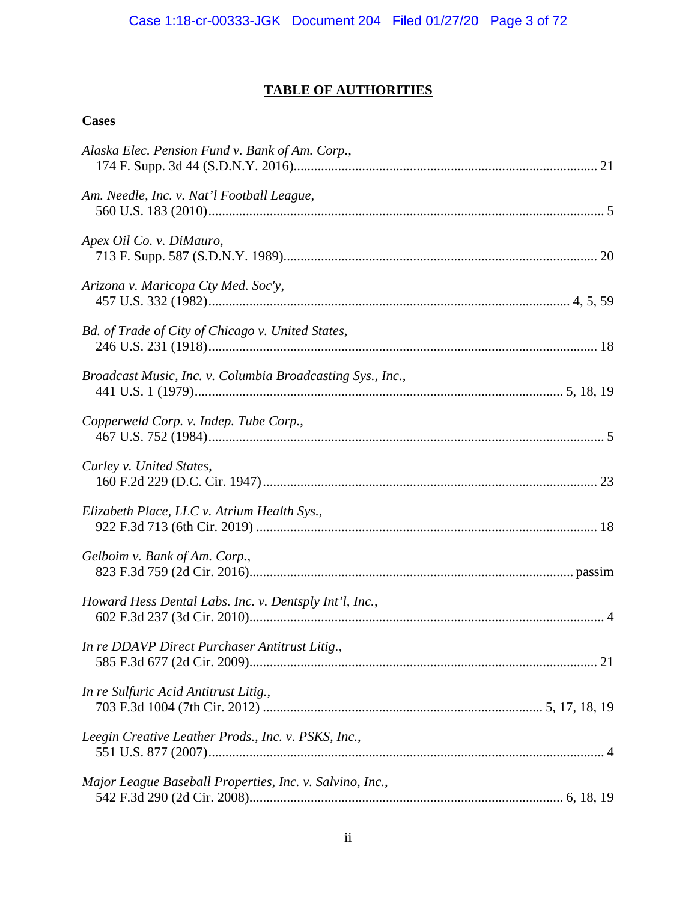# TABLE OF AUTHORITIES

## Cases

*Alaska Elec. Pension Fund v. Bank of Am. Corp.*,
174 F. Supp. 3d 44 (S.D.N.Y. 2016)........................................................................................ 21

*Am. Needle, Inc. v. Nat'l Football League*,
560 U.S. 183 (2010).................................................................................................................. 5

*Apex Oil Co. v. DiMauro*,
713 F. Supp. 587 (S.D.N.Y. 1989)........................................................................................... 20

*Arizona v. Maricopa Cty Med. Soc'y*,
457 U.S. 332 (1982)......................................................................................................... 4, 5, 59

*Bd. of Trade of City of Chicago v. United States*,
246 U.S. 231 (1918)................................................................................................................. 18

*Broadcast Music, Inc. v. Columbia Broadcasting Sys., Inc.*,
441 U.S. 1 (1979)........................................................................................................... 5, 18, 19

*Copperweld Corp. v. Indep. Tube Corp.*,
467 U.S. 752 (1984).................................................................................................................. 5

*Curley v. United States*,
160 F.2d 229 (D.C. Cir. 1947)................................................................................................. 23

*Elizabeth Place, LLC v. Atrium Health Sys.*,
922 F.3d 713 (6th Cir. 2019) .................................................................................................... 18

*Gelboim v. Bank of Am. Corp.*,
823 F.3d 759 (2d Cir. 2016)............................................................................................... passim

*Howard Hess Dental Labs. Inc. v. Dentsply Int'l, Inc.*,
602 F.3d 237 (3d Cir. 2010)....................................................................................................... 4

*In re DDAVP Direct Purchaser Antitrust Litig.*,
585 F.3d 677 (2d Cir. 2009)..................................................................................................... 21

*In re Sulfuric Acid Antitrust Litig.*,
703 F.3d 1004 (7th Cir. 2012) ................................................................................. 5, 17, 18, 19

*Leegin Creative Leather Prods., Inc. v. PSKS, Inc.*,
551 U.S. 877 (2007)................................................................................................................... 4

*Major League Baseball Properties, Inc. v. Salvino, Inc.*,
542 F.3d 290 (2d Cir. 2008).......................................................................................... 6, 18, 19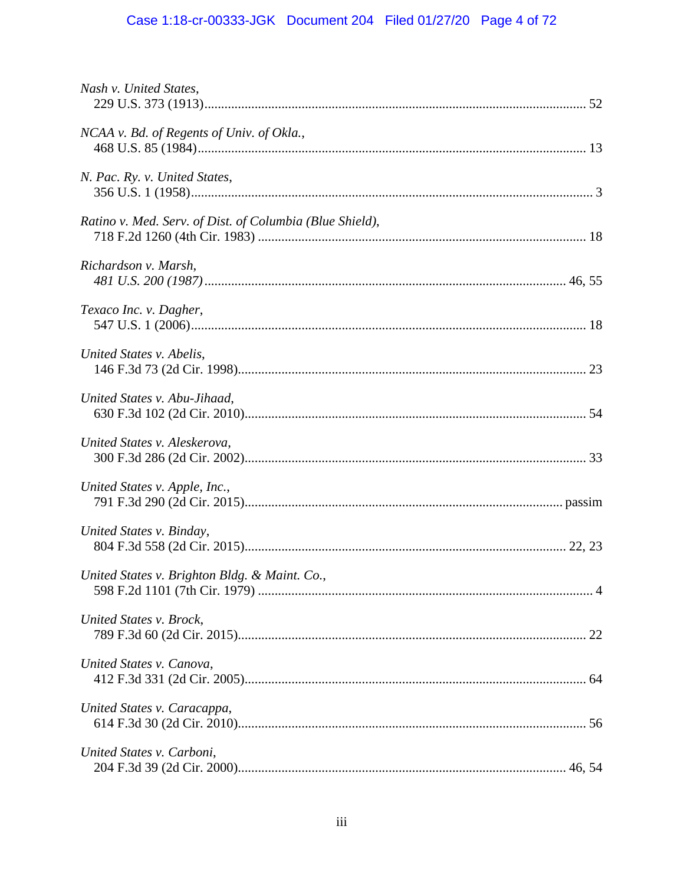*Nash v. United States*,
229 U.S. 373 (1913)........................................................................................................ 52

*NCAA v. Bd. of Regents of Univ. of Okla.*,
468 U.S. 85 (1984).......................................................................................................... 13

*N. Pac. Ry. v. United States*,
356 U.S. 1 (1958)............................................................................................................ 3

*Ratino v. Med. Serv. of Dist. of Columbia (Blue Shield)*,
718 F.2d 1260 (4th Cir. 1983) ....................................................................................... 18

*Richardson v. Marsh*,
*481 U.S. 200 (1987)* ................................................................................................ 46, 55

*Texaco Inc. v. Dagher*,
547 U.S. 1 (2006)............................................................................................................ 18

*United States v. Abelis*,
146 F.3d 73 (2d Cir. 1998).............................................................................................. 23

*United States v. Abu-Jihaad*,
630 F.3d 102 (2d Cir. 2010)............................................................................................ 54

*United States v. Aleskerova*,
300 F.3d 286 (2d Cir. 2002)............................................................................................ 33

*United States v. Apple, Inc.*,
791 F.3d 290 (2d Cir. 2015)..................................................................................... passim

*United States v. Binday*,
804 F.3d 558 (2d Cir. 2015)...................................................................................... 22, 23

*United States v. Brighton Bldg. & Maint. Co.*,
598 F.2d 1101 (7th Cir. 1979) .......................................................................................... 4

*United States v. Brock*,
789 F.3d 60 (2d Cir. 2015).............................................................................................. 22

*United States v. Canova*,
412 F.3d 331 (2d Cir. 2005)............................................................................................ 64

*United States v. Caracappa*,
614 F.3d 30 (2d Cir. 2010).............................................................................................. 56

*United States v. Carboni*,
204 F.3d 39 (2d Cir. 2000)........................................................................................ 46, 54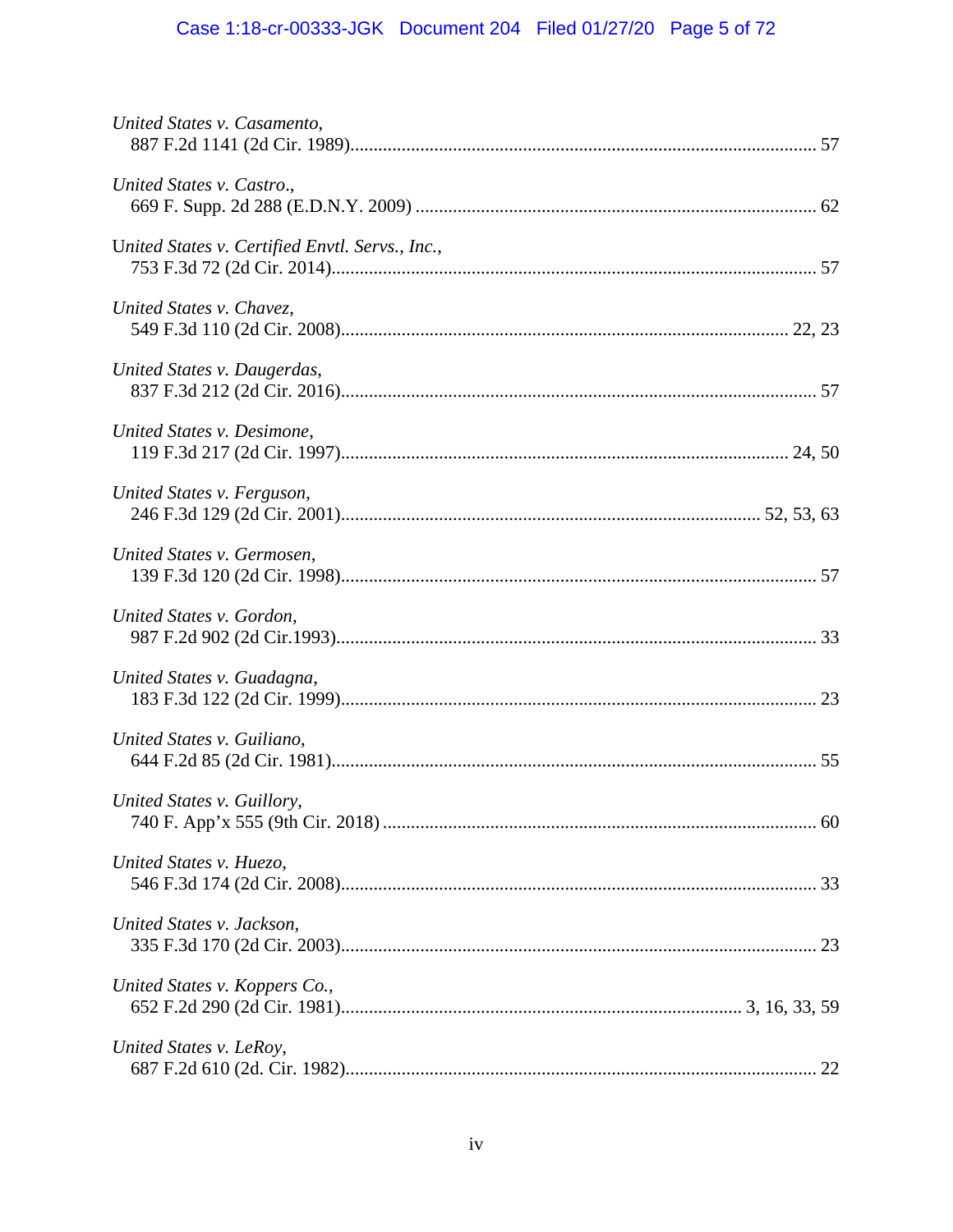*United States v. Casamento*,
887 F.2d 1141 (2d Cir. 1989)........................................................................................................ 57

*United States v. Castro*.,
669 F. Supp. 2d 288 (E.D.N.Y. 2009) ........................................................................................ 62

*United States v. Certified Envtl. Servs., Inc.*,
753 F.3d 72 (2d Cir. 2014)........................................................................................................... 57

*United States v. Chavez*,
549 F.3d 110 (2d Cir. 2008).................................................................................................. 22, 23

*United States v. Daugerdas*,
837 F.3d 212 (2d Cir. 2016)......................................................................................................... 57

*United States v. Desimone*,
119 F.3d 217 (2d Cir. 1997).................................................................................................. 24, 50

*United States v. Ferguson*,
246 F.3d 129 (2d Cir. 2001)........................................................................................... 52, 53, 63

*United States v. Germosen*,
139 F.3d 120 (2d Cir. 1998)......................................................................................................... 57

*United States v. Gordon*,
987 F.2d 902 (2d Cir.1993).......................................................................................................... 33

*United States v. Guadagna*,
183 F.3d 122 (2d Cir. 1999)......................................................................................................... 23

*United States v. Guiliano*,
644 F.2d 85 (2d Cir. 1981)........................................................................................................... 55

*United States v. Guillory*,
740 F. App'x 555 (9th Cir. 2018) ................................................................................................ 60

*United States v. Huezo*,
546 F.3d 174 (2d Cir. 2008)......................................................................................................... 33

*United States v. Jackson*,
335 F.3d 170 (2d Cir. 2003)......................................................................................................... 23

*United States v. Koppers Co.*,
652 F.2d 290 (2d Cir. 1981)........................................................................................ 3, 16, 33, 59

*United States v. LeRoy*,
687 F.2d 610 (2d. Cir. 1982)........................................................................................................ 22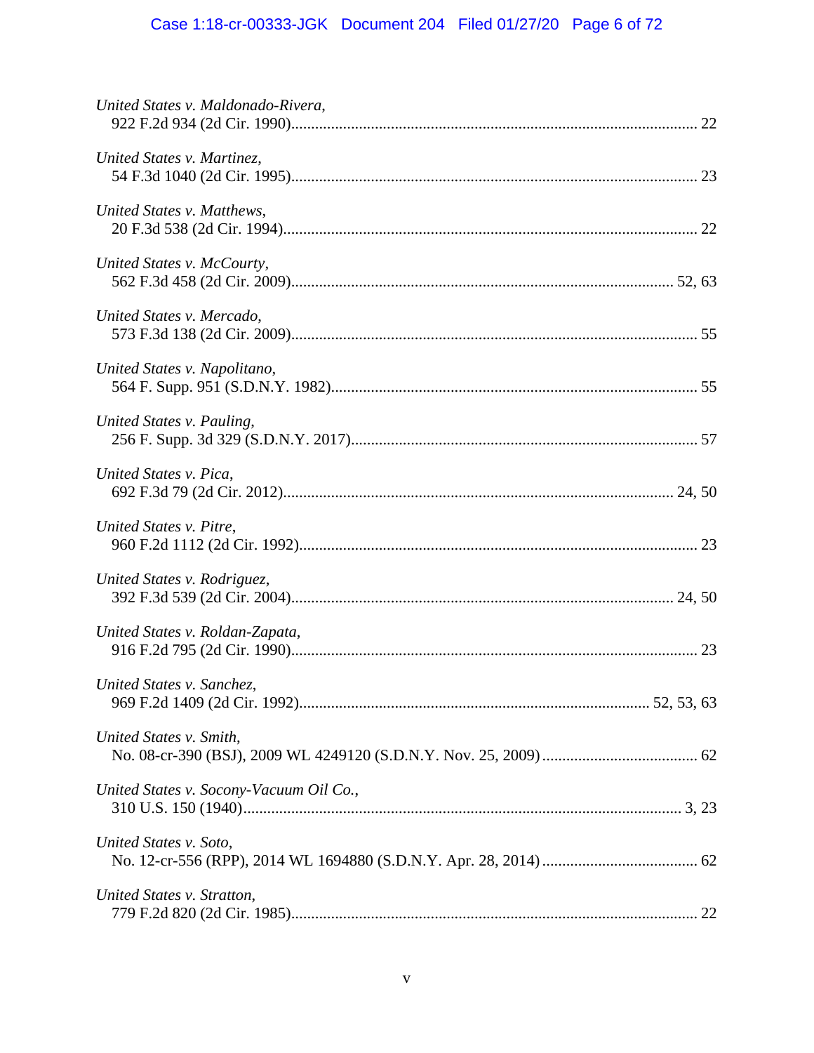*United States v. Maldonado-Rivera*,
922 F.2d 934 (2d Cir. 1990)........................................................................................................ 22

*United States v. Martinez*,
54 F.3d 1040 (2d Cir. 1995)........................................................................................................ 23

*United States v. Matthews*,
20 F.3d 538 (2d Cir. 1994).......................................................................................................... 22

*United States v. McCourty*,
562 F.3d 458 (2d Cir. 2009)................................................................................................ 52, 63

*United States v. Mercado*,
573 F.3d 138 (2d Cir. 2009)........................................................................................................ 55

*United States v. Napolitano*,
564 F. Supp. 951 (S.D.N.Y. 1982)............................................................................................. 55

*United States v. Pauling*,
256 F. Supp. 3d 329 (S.D.N.Y. 2017)........................................................................................ 57

*United States v. Pica*,
692 F.3d 79 (2d Cir. 2012).................................................................................................. 24, 50

*United States v. Pitre*,
960 F.2d 1112 (2d Cir. 1992)...................................................................................................... 23

*United States v. Rodriguez*,
392 F.3d 539 (2d Cir. 2004)................................................................................................ 24, 50

*United States v. Roldan-Zapata*,
916 F.2d 795 (2d Cir. 1990)........................................................................................................ 23

*United States v. Sanchez*,
969 F.2d 1409 (2d Cir. 1992).......................................................................................... 52, 53, 63

*United States v. Smith*,
No. 08-cr-390 (BSJ), 2009 WL 4249120 (S.D.N.Y. Nov. 25, 2009)........................................ 62

*United States v. Socony-Vacuum Oil Co.*,
310 U.S. 150 (1940)............................................................................................................... 3, 23

*United States v. Soto*,
No. 12-cr-556 (RPP), 2014 WL 1694880 (S.D.N.Y. Apr. 28, 2014)........................................ 62

*United States v. Stratton*,
779 F.2d 820 (2d Cir. 1985)........................................................................................................ 22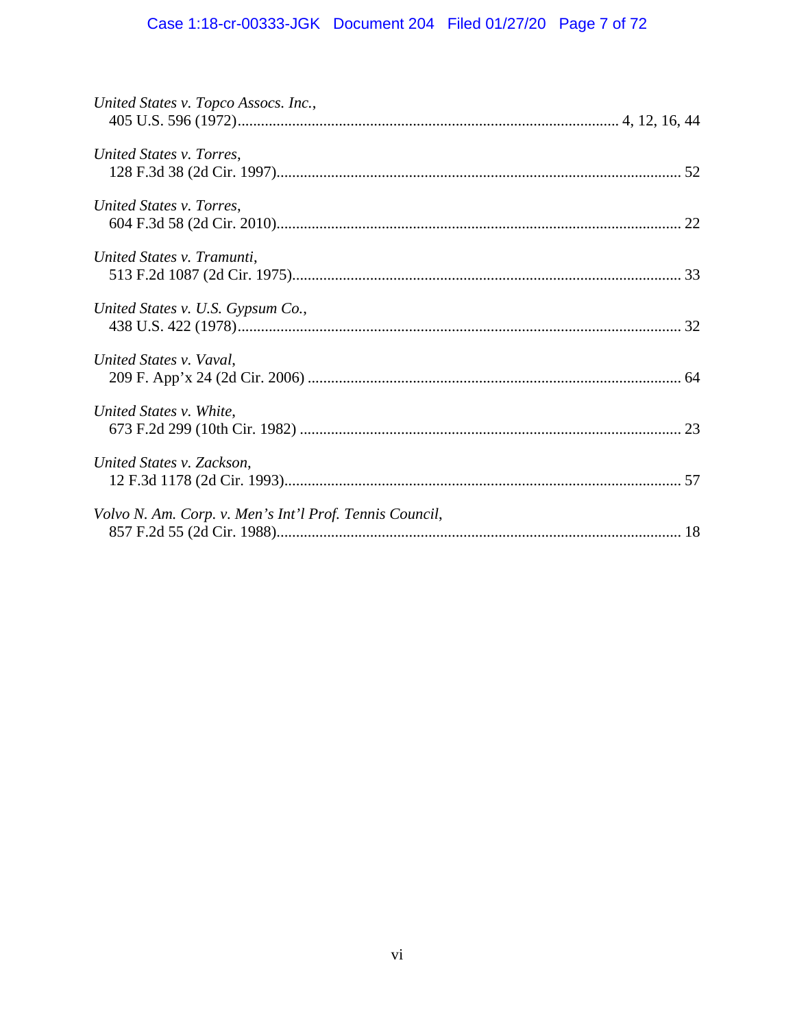*United States v. Topco Assocs. Inc.*,
405 U.S. 596 (1972) ........................................................................................ 4, 12, 16, 44

*United States v. Torres*,
128 F.3d 38 (2d Cir. 1997) ........................................................................................ 52

*United States v. Torres*,
604 F.3d 58 (2d Cir. 2010) ........................................................................................ 22

*United States v. Tramunti*,
513 F.2d 1087 (2d Cir. 1975) ........................................................................................ 33

*United States v. U.S. Gypsum Co.*,
438 U.S. 422 (1978) ........................................................................................ 32

*United States v. Vaval*,
209 F. App'x 24 (2d Cir. 2006) ........................................................................................ 64

*United States v. White*,
673 F.2d 299 (10th Cir. 1982) ........................................................................................ 23

*United States v. Zackson*,
12 F.3d 1178 (2d Cir. 1993) ........................................................................................ 57

*Volvo N. Am. Corp. v. Men's Int'l Prof. Tennis Council*,
857 F.2d 55 (2d Cir. 1988) ........................................................................................ 18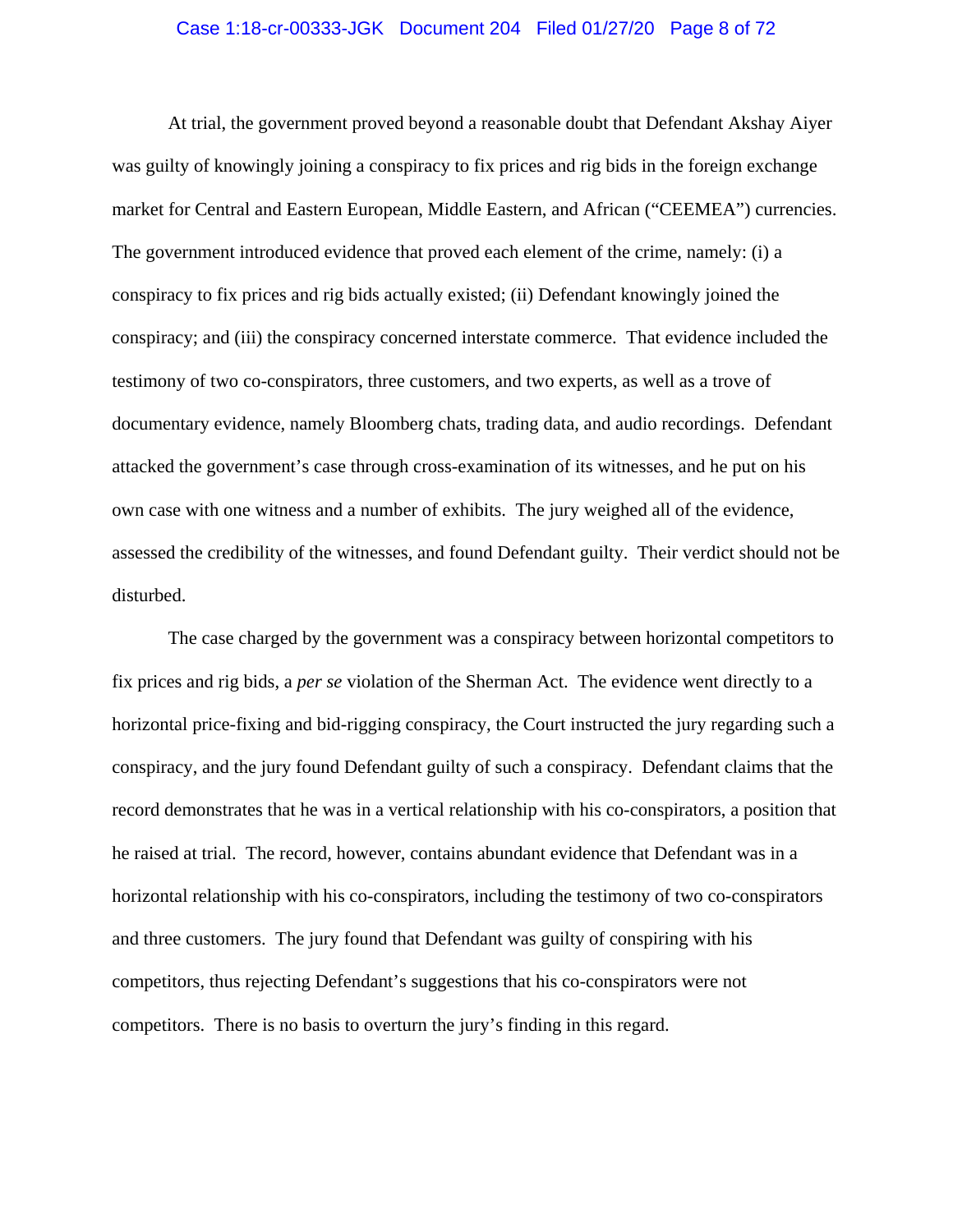At trial, the government proved beyond a reasonable doubt that Defendant Akshay Aiyer was guilty of knowingly joining a conspiracy to fix prices and rig bids in the foreign exchange market for Central and Eastern European, Middle Eastern, and African ("CEEMEA") currencies. The government introduced evidence that proved each element of the crime, namely: (i) a conspiracy to fix prices and rig bids actually existed; (ii) Defendant knowingly joined the conspiracy; and (iii) the conspiracy concerned interstate commerce. That evidence included the testimony of two co-conspirators, three customers, and two experts, as well as a trove of documentary evidence, namely Bloomberg chats, trading data, and audio recordings. Defendant attacked the government's case through cross-examination of its witnesses, and he put on his own case with one witness and a number of exhibits. The jury weighed all of the evidence, assessed the credibility of the witnesses, and found Defendant guilty. Their verdict should not be disturbed.

The case charged by the government was a conspiracy between horizontal competitors to fix prices and rig bids, a *per se* violation of the Sherman Act. The evidence went directly to a horizontal price-fixing and bid-rigging conspiracy, the Court instructed the jury regarding such a conspiracy, and the jury found Defendant guilty of such a conspiracy. Defendant claims that the record demonstrates that he was in a vertical relationship with his co-conspirators, a position that he raised at trial. The record, however, contains abundant evidence that Defendant was in a horizontal relationship with his co-conspirators, including the testimony of two co-conspirators and three customers. The jury found that Defendant was guilty of conspiring with his competitors, thus rejecting Defendant's suggestions that his co-conspirators were not competitors. There is no basis to overturn the jury's finding in this regard.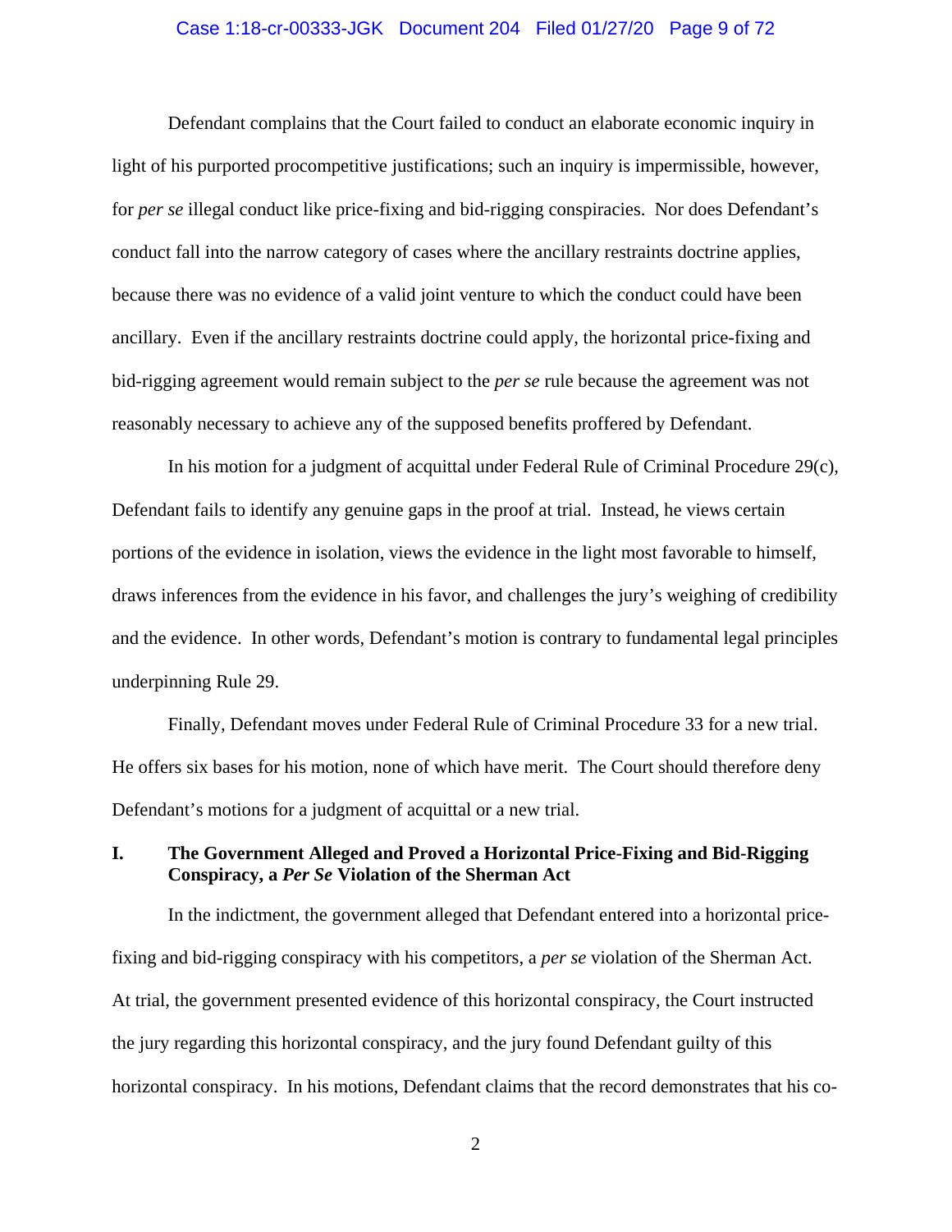Defendant complains that the Court failed to conduct an elaborate economic inquiry in light of his purported procompetitive justifications; such an inquiry is impermissible, however, for *per se* illegal conduct like price-fixing and bid-rigging conspiracies. Nor does Defendant's conduct fall into the narrow category of cases where the ancillary restraints doctrine applies, because there was no evidence of a valid joint venture to which the conduct could have been ancillary. Even if the ancillary restraints doctrine could apply, the horizontal price-fixing and bid-rigging agreement would remain subject to the *per se* rule because the agreement was not reasonably necessary to achieve any of the supposed benefits proffered by Defendant.

In his motion for a judgment of acquittal under Federal Rule of Criminal Procedure 29(c), Defendant fails to identify any genuine gaps in the proof at trial. Instead, he views certain portions of the evidence in isolation, views the evidence in the light most favorable to himself, draws inferences from the evidence in his favor, and challenges the jury's weighing of credibility and the evidence. In other words, Defendant's motion is contrary to fundamental legal principles underpinning Rule 29.

Finally, Defendant moves under Federal Rule of Criminal Procedure 33 for a new trial. He offers six bases for his motion, none of which have merit. The Court should therefore deny Defendant's motions for a judgment of acquittal or a new trial.

## I. The Government Alleged and Proved a Horizontal Price-Fixing and Bid-Rigging Conspiracy, a *Per Se* Violation of the Sherman Act

In the indictment, the government alleged that Defendant entered into a horizontal price-fixing and bid-rigging conspiracy with his competitors, a *per se* violation of the Sherman Act. At trial, the government presented evidence of this horizontal conspiracy, the Court instructed the jury regarding this horizontal conspiracy, and the jury found Defendant guilty of this horizontal conspiracy. In his motions, Defendant claims that the record demonstrates that his co-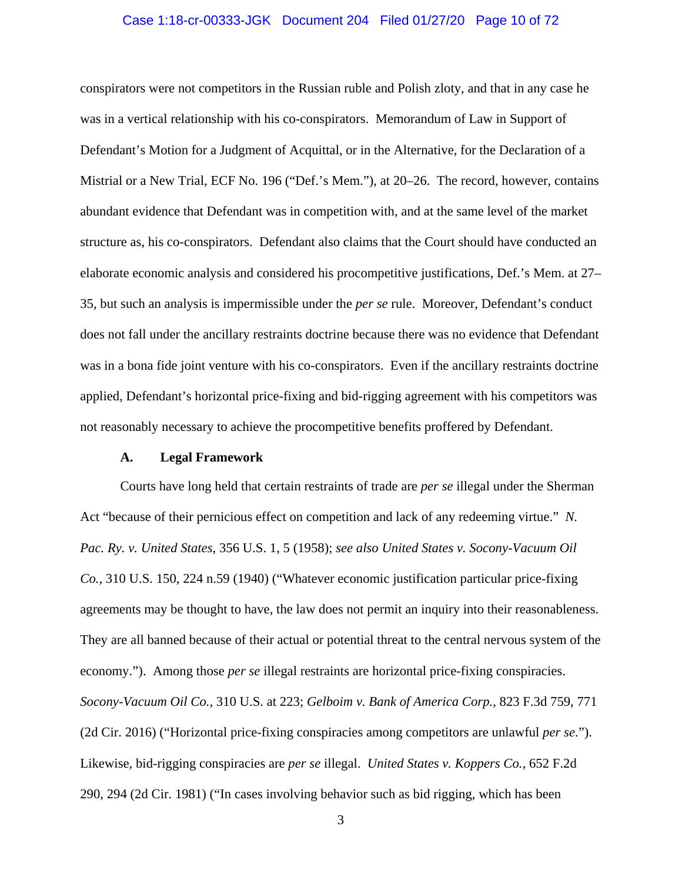conspirators were not competitors in the Russian ruble and Polish zloty, and that in any case he was in a vertical relationship with his co-conspirators. Memorandum of Law in Support of Defendant's Motion for a Judgment of Acquittal, or in the Alternative, for the Declaration of a Mistrial or a New Trial, ECF No. 196 ("Def.'s Mem."), at 20–26. The record, however, contains abundant evidence that Defendant was in competition with, and at the same level of the market structure as, his co-conspirators. Defendant also claims that the Court should have conducted an elaborate economic analysis and considered his procompetitive justifications, Def.'s Mem. at 27–35, but such an analysis is impermissible under the *per se* rule. Moreover, Defendant's conduct does not fall under the ancillary restraints doctrine because there was no evidence that Defendant was in a bona fide joint venture with his co-conspirators. Even if the ancillary restraints doctrine applied, Defendant's horizontal price-fixing and bid-rigging agreement with his competitors was not reasonably necessary to achieve the procompetitive benefits proffered by Defendant.

### A. Legal Framework

Courts have long held that certain restraints of trade are *per se* illegal under the Sherman Act "because of their pernicious effect on competition and lack of any redeeming virtue." *N. Pac. Ry. v. United States*, 356 U.S. 1, 5 (1958); *see also United States v. Socony-Vacuum Oil Co.*, 310 U.S. 150, 224 n.59 (1940) ("Whatever economic justification particular price-fixing agreements may be thought to have, the law does not permit an inquiry into their reasonableness. They are all banned because of their actual or potential threat to the central nervous system of the economy."). Among those *per se* illegal restraints are horizontal price-fixing conspiracies. *Socony-Vacuum Oil Co.*, 310 U.S. at 223; *Gelboim v. Bank of America Corp.*, 823 F.3d 759, 771 (2d Cir. 2016) ("Horizontal price-fixing conspiracies among competitors are unlawful *per se*."). Likewise, bid-rigging conspiracies are *per se* illegal. *United States v. Koppers Co.*, 652 F.2d 290, 294 (2d Cir. 1981) ("In cases involving behavior such as bid rigging, which has been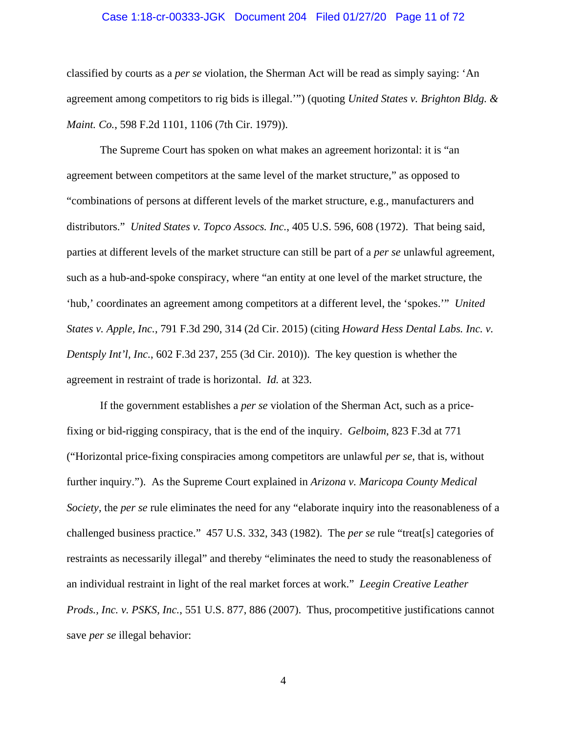classified by courts as a *per se* violation, the Sherman Act will be read as simply saying: 'An agreement among competitors to rig bids is illegal.'") (quoting *United States v. Brighton Bldg. & Maint. Co.*, 598 F.2d 1101, 1106 (7th Cir. 1979)).

The Supreme Court has spoken on what makes an agreement horizontal: it is "an agreement between competitors at the same level of the market structure," as opposed to "combinations of persons at different levels of the market structure, e.g., manufacturers and distributors." *United States v. Topco Assocs. Inc.*, 405 U.S. 596, 608 (1972). That being said, parties at different levels of the market structure can still be part of a *per se* unlawful agreement, such as a hub-and-spoke conspiracy, where "an entity at one level of the market structure, the 'hub,' coordinates an agreement among competitors at a different level, the 'spokes.'" *United States v. Apple, Inc.*, 791 F.3d 290, 314 (2d Cir. 2015) (citing *Howard Hess Dental Labs. Inc. v. Dentsply Int'l, Inc.*, 602 F.3d 237, 255 (3d Cir. 2010)). The key question is whether the agreement in restraint of trade is horizontal. *Id.* at 323.

If the government establishes a *per se* violation of the Sherman Act, such as a price-fixing or bid-rigging conspiracy, that is the end of the inquiry. *Gelboim*, 823 F.3d at 771 ("Horizontal price-fixing conspiracies among competitors are unlawful *per se*, that is, without further inquiry."). As the Supreme Court explained in *Arizona v. Maricopa County Medical Society*, the *per se* rule eliminates the need for any "elaborate inquiry into the reasonableness of a challenged business practice." 457 U.S. 332, 343 (1982). The *per se* rule "treat[s] categories of restraints as necessarily illegal" and thereby "eliminates the need to study the reasonableness of an individual restraint in light of the real market forces at work." *Leegin Creative Leather Prods., Inc. v. PSKS, Inc.*, 551 U.S. 877, 886 (2007). Thus, procompetitive justifications cannot save *per se* illegal behavior: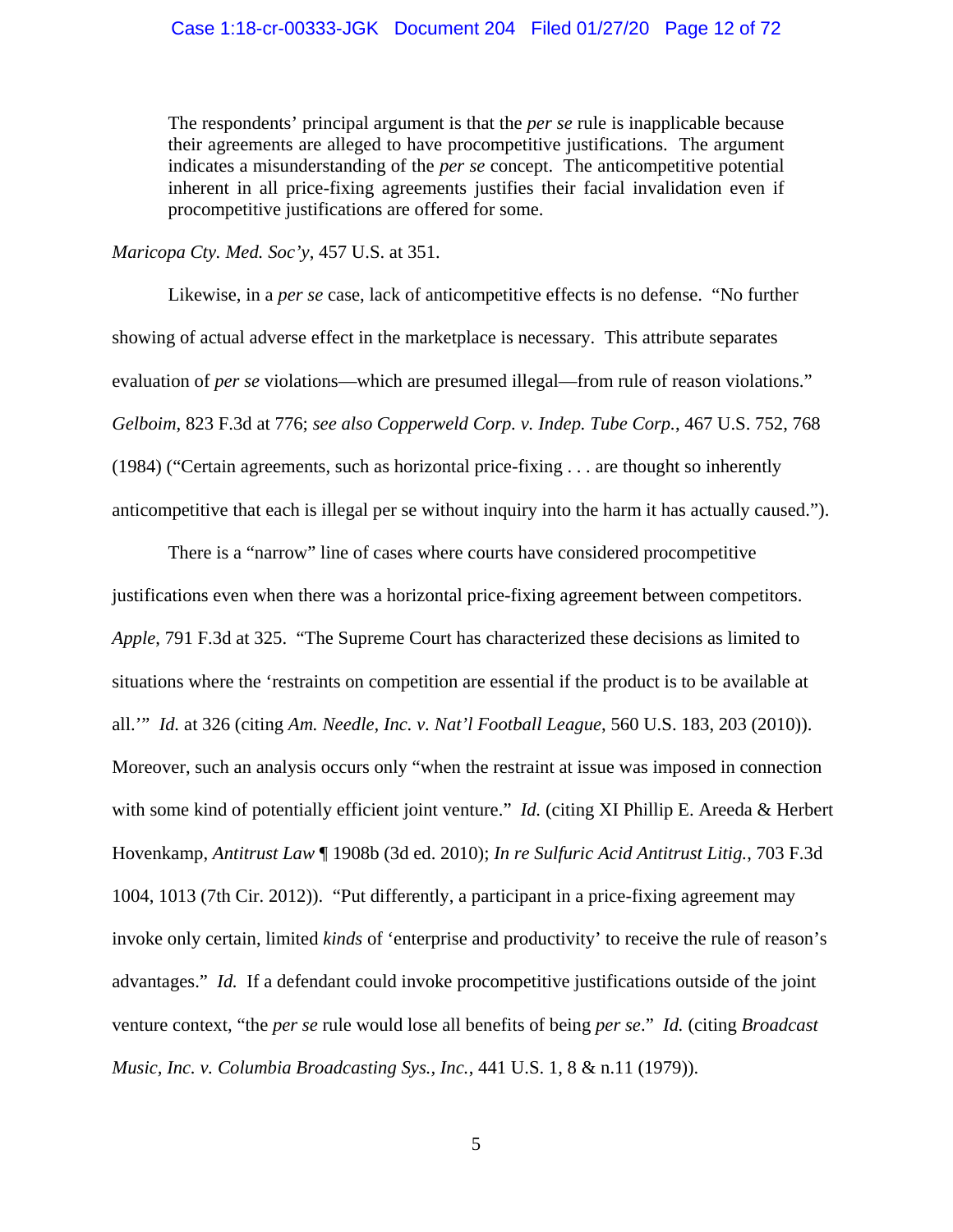> The respondents' principal argument is that the *per se* rule is inapplicable because their agreements are alleged to have procompetitive justifications. The argument indicates a misunderstanding of the *per se* concept. The anticompetitive potential inherent in all price-fixing agreements justifies their facial invalidation even if procompetitive justifications are offered for some.

*Maricopa Cty. Med. Soc'y*, 457 U.S. at 351.

Likewise, in a *per se* case, lack of anticompetitive effects is no defense. "No further showing of actual adverse effect in the marketplace is necessary. This attribute separates evaluation of *per se* violations—which are presumed illegal—from rule of reason violations." *Gelboim*, 823 F.3d at 776; *see also Copperweld Corp. v. Indep. Tube Corp.*, 467 U.S. 752, 768 (1984) ("Certain agreements, such as horizontal price-fixing . . . are thought so inherently anticompetitive that each is illegal per se without inquiry into the harm it has actually caused.").

There is a "narrow" line of cases where courts have considered procompetitive justifications even when there was a horizontal price-fixing agreement between competitors. *Apple*, 791 F.3d at 325. "The Supreme Court has characterized these decisions as limited to situations where the 'restraints on competition are essential if the product is to be available at all.'" *Id.* at 326 (citing *Am. Needle, Inc. v. Nat'l Football League*, 560 U.S. 183, 203 (2010)). Moreover, such an analysis occurs only "when the restraint at issue was imposed in connection with some kind of potentially efficient joint venture." *Id.* (citing XI Phillip E. Areeda & Herbert Hovenkamp, *Antitrust Law* ¶ 1908b (3d ed. 2010); *In re Sulfuric Acid Antitrust Litig.*, 703 F.3d 1004, 1013 (7th Cir. 2012)). "Put differently, a participant in a price-fixing agreement may invoke only certain, limited *kinds* of 'enterprise and productivity' to receive the rule of reason's advantages." *Id.* If a defendant could invoke procompetitive justifications outside of the joint venture context, "the *per se* rule would lose all benefits of being *per se*." *Id.* (citing *Broadcast Music, Inc. v. Columbia Broadcasting Sys., Inc.*, 441 U.S. 1, 8 & n.11 (1979)).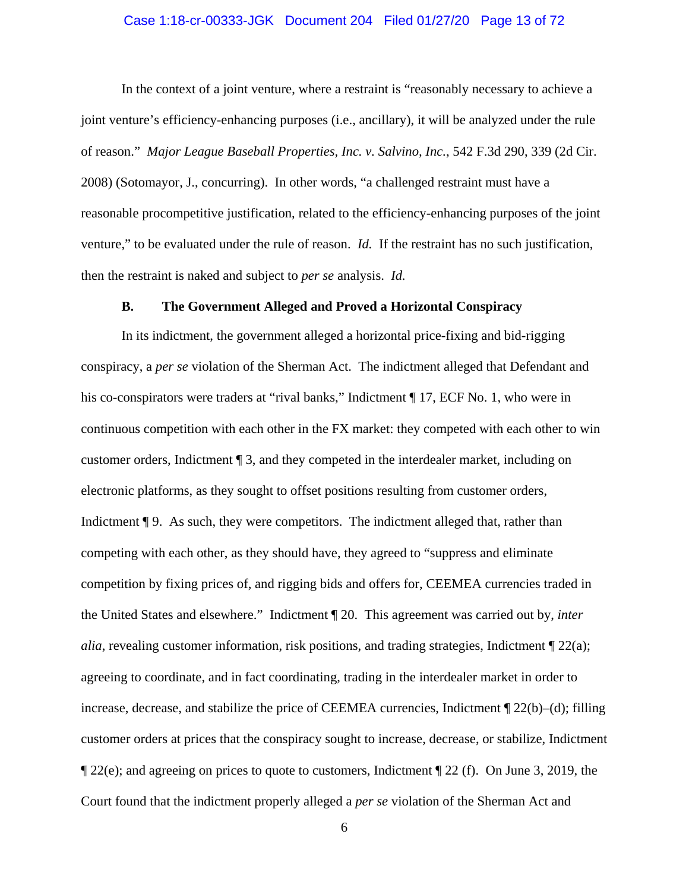In the context of a joint venture, where a restraint is "reasonably necessary to achieve a joint venture's efficiency-enhancing purposes (i.e., ancillary), it will be analyzed under the rule of reason." *Major League Baseball Properties, Inc. v. Salvino, Inc.*, 542 F.3d 290, 339 (2d Cir. 2008) (Sotomayor, J., concurring). In other words, "a challenged restraint must have a reasonable procompetitive justification, related to the efficiency-enhancing purposes of the joint venture," to be evaluated under the rule of reason. *Id.* If the restraint has no such justification, then the restraint is naked and subject to *per se* analysis. *Id.*

### B. The Government Alleged and Proved a Horizontal Conspiracy

In its indictment, the government alleged a horizontal price-fixing and bid-rigging conspiracy, a *per se* violation of the Sherman Act. The indictment alleged that Defendant and his co-conspirators were traders at "rival banks," Indictment ¶ 17, ECF No. 1, who were in continuous competition with each other in the FX market: they competed with each other to win customer orders, Indictment ¶ 3, and they competed in the interdealer market, including on electronic platforms, as they sought to offset positions resulting from customer orders, Indictment ¶ 9. As such, they were competitors. The indictment alleged that, rather than competing with each other, as they should have, they agreed to "suppress and eliminate competition by fixing prices of, and rigging bids and offers for, CEEMEA currencies traded in the United States and elsewhere." Indictment ¶ 20. This agreement was carried out by, *inter alia*, revealing customer information, risk positions, and trading strategies, Indictment ¶ 22(a); agreeing to coordinate, and in fact coordinating, trading in the interdealer market in order to increase, decrease, and stabilize the price of CEEMEA currencies, Indictment ¶ 22(b)–(d); filling customer orders at prices that the conspiracy sought to increase, decrease, or stabilize, Indictment ¶ 22(e); and agreeing on prices to quote to customers, Indictment ¶ 22 (f). On June 3, 2019, the Court found that the indictment properly alleged a *per se* violation of the Sherman Act and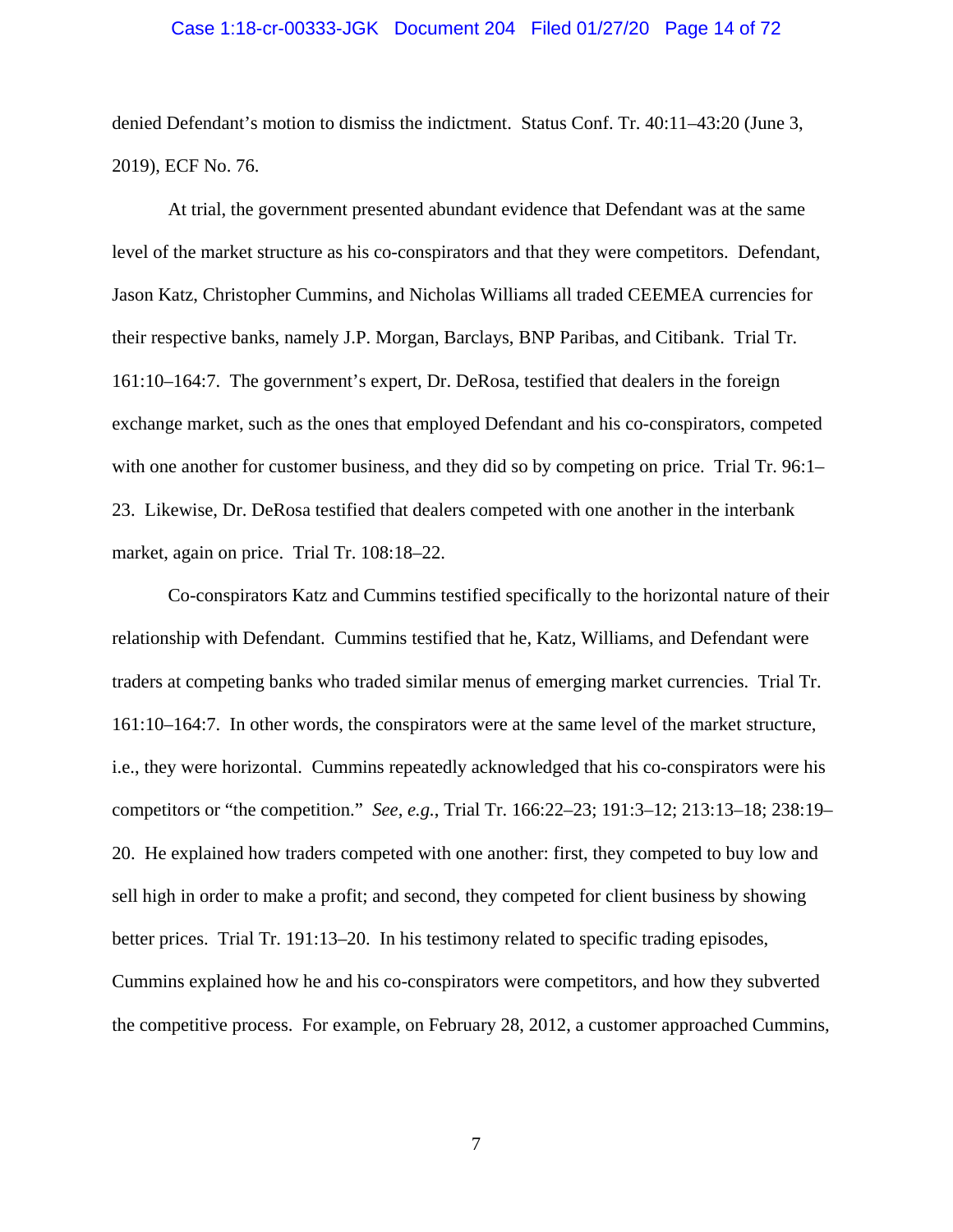denied Defendant's motion to dismiss the indictment. Status Conf. Tr. 40:11–43:20 (June 3, 2019), ECF No. 76.

At trial, the government presented abundant evidence that Defendant was at the same level of the market structure as his co-conspirators and that they were competitors. Defendant, Jason Katz, Christopher Cummins, and Nicholas Williams all traded CEEMEA currencies for their respective banks, namely J.P. Morgan, Barclays, BNP Paribas, and Citibank. Trial Tr. 161:10–164:7. The government's expert, Dr. DeRosa, testified that dealers in the foreign exchange market, such as the ones that employed Defendant and his co-conspirators, competed with one another for customer business, and they did so by competing on price. Trial Tr. 96:1–23. Likewise, Dr. DeRosa testified that dealers competed with one another in the interbank market, again on price. Trial Tr. 108:18–22.

Co-conspirators Katz and Cummins testified specifically to the horizontal nature of their relationship with Defendant. Cummins testified that he, Katz, Williams, and Defendant were traders at competing banks who traded similar menus of emerging market currencies. Trial Tr. 161:10–164:7. In other words, the conspirators were at the same level of the market structure, i.e., they were horizontal. Cummins repeatedly acknowledged that his co-conspirators were his competitors or "the competition." *See, e.g.*, Trial Tr. 166:22–23; 191:3–12; 213:13–18; 238:19–20. He explained how traders competed with one another: first, they competed to buy low and sell high in order to make a profit; and second, they competed for client business by showing better prices. Trial Tr. 191:13–20. In his testimony related to specific trading episodes, Cummins explained how he and his co-conspirators were competitors, and how they subverted the competitive process. For example, on February 28, 2012, a customer approached Cummins,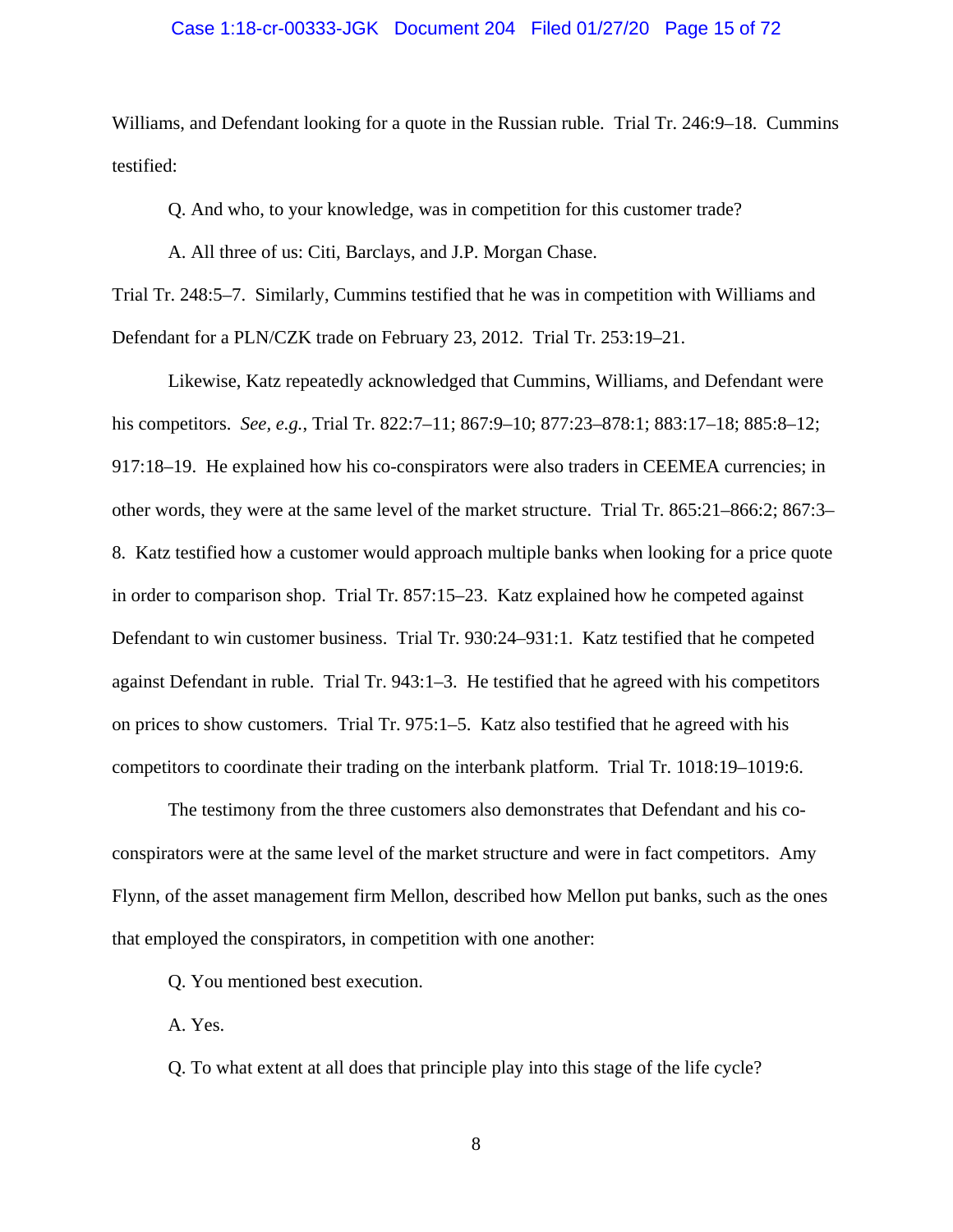Williams, and Defendant looking for a quote in the Russian ruble. Trial Tr. 246:9–18. Cummins testified:

> Q. And who, to your knowledge, was in competition for this customer trade?
>
> A. All three of us: Citi, Barclays, and J.P. Morgan Chase.

Trial Tr. 248:5–7. Similarly, Cummins testified that he was in competition with Williams and Defendant for a PLN/CZK trade on February 23, 2012. Trial Tr. 253:19–21.

Likewise, Katz repeatedly acknowledged that Cummins, Williams, and Defendant were his competitors. *See, e.g.*, Trial Tr. 822:7–11; 867:9–10; 877:23–878:1; 883:17–18; 885:8–12; 917:18–19. He explained how his co-conspirators were also traders in CEEMEA currencies; in other words, they were at the same level of the market structure. Trial Tr. 865:21–866:2; 867:3–8. Katz testified how a customer would approach multiple banks when looking for a price quote in order to comparison shop. Trial Tr. 857:15–23. Katz explained how he competed against Defendant to win customer business. Trial Tr. 930:24–931:1. Katz testified that he competed against Defendant in ruble. Trial Tr. 943:1–3. He testified that he agreed with his competitors on prices to show customers. Trial Tr. 975:1–5. Katz also testified that he agreed with his competitors to coordinate their trading on the interbank platform. Trial Tr. 1018:19–1019:6.

The testimony from the three customers also demonstrates that Defendant and his co-conspirators were at the same level of the market structure and were in fact competitors. Amy Flynn, of the asset management firm Mellon, described how Mellon put banks, such as the ones that employed the conspirators, in competition with one another:

> Q. You mentioned best execution.
>
> A. Yes.
>
> Q. To what extent at all does that principle play into this stage of the life cycle?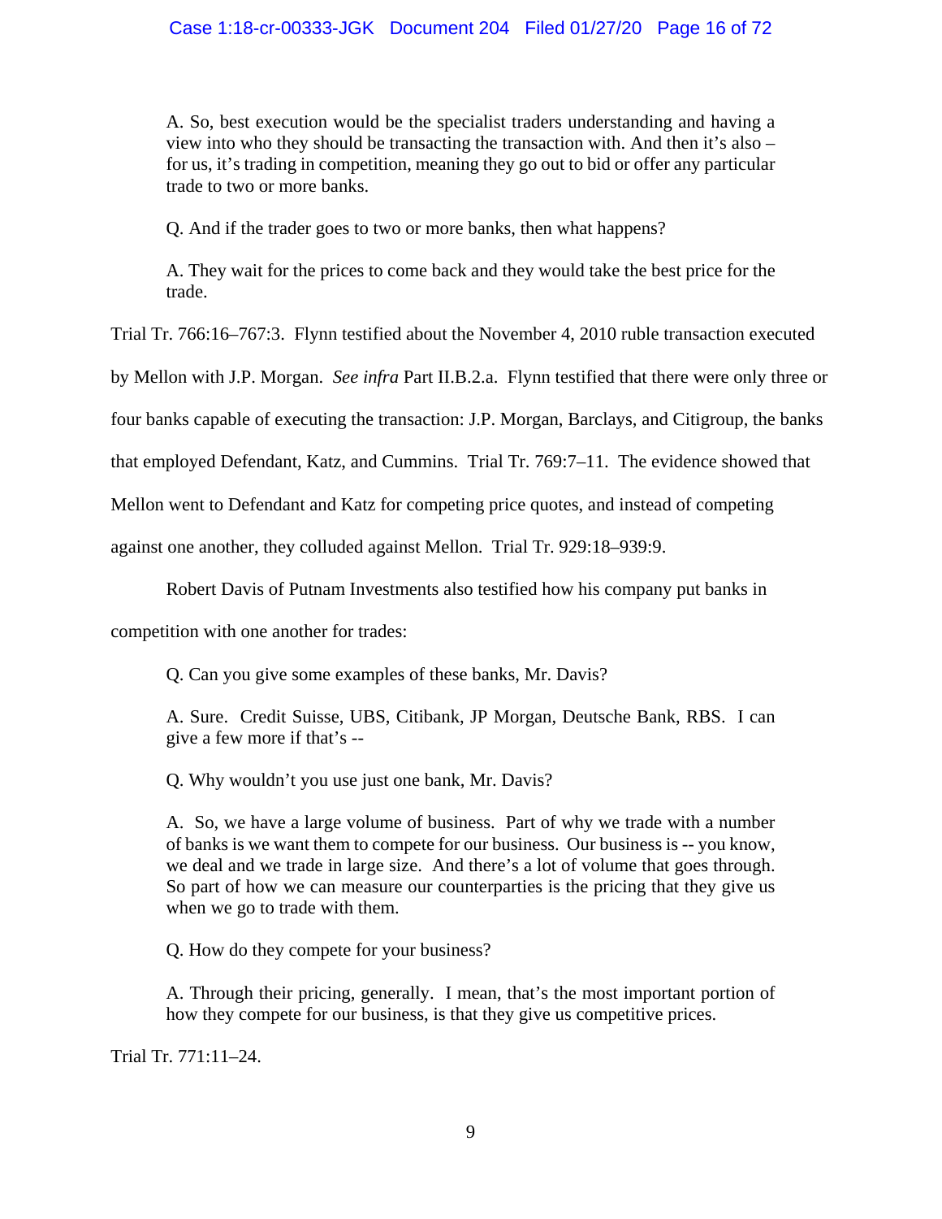> A. So, best execution would be the specialist traders understanding and having a view into who they should be transacting the transaction with. And then it's also – for us, it's trading in competition, meaning they go out to bid or offer any particular trade to two or more banks.
>
> Q. And if the trader goes to two or more banks, then what happens?
>
> A. They wait for the prices to come back and they would take the best price for the trade.

Trial Tr. 766:16–767:3. Flynn testified about the November 4, 2010 ruble transaction executed by Mellon with J.P. Morgan. *See infra* Part II.B.2.a. Flynn testified that there were only three or four banks capable of executing the transaction: J.P. Morgan, Barclays, and Citigroup, the banks that employed Defendant, Katz, and Cummins. Trial Tr. 769:7–11. The evidence showed that Mellon went to Defendant and Katz for competing price quotes, and instead of competing against one another, they colluded against Mellon. Trial Tr. 929:18–939:9.

Robert Davis of Putnam Investments also testified how his company put banks in competition with one another for trades:

> Q. Can you give some examples of these banks, Mr. Davis?
>
> A. Sure. Credit Suisse, UBS, Citibank, JP Morgan, Deutsche Bank, RBS. I can give a few more if that's --
>
> Q. Why wouldn't you use just one bank, Mr. Davis?
>
> A. So, we have a large volume of business. Part of why we trade with a number of banks is we want them to compete for our business. Our business is -- you know, we deal and we trade in large size. And there's a lot of volume that goes through. So part of how we can measure our counterparties is the pricing that they give us when we go to trade with them.
>
> Q. How do they compete for your business?
>
> A. Through their pricing, generally. I mean, that's the most important portion of how they compete for our business, is that they give us competitive prices.

Trial Tr. 771:11–24.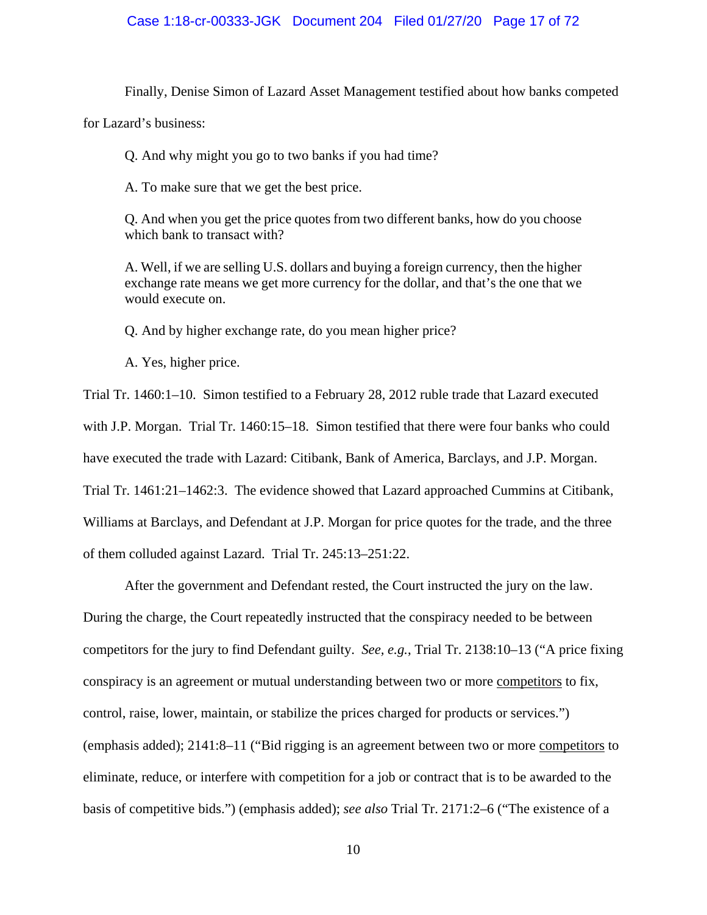Finally, Denise Simon of Lazard Asset Management testified about how banks competed for Lazard's business:

> Q. And why might you go to two banks if you had time?
>
> A. To make sure that we get the best price.
>
> Q. And when you get the price quotes from two different banks, how do you choose which bank to transact with?
>
> A. Well, if we are selling U.S. dollars and buying a foreign currency, then the higher exchange rate means we get more currency for the dollar, and that's the one that we would execute on.
>
> Q. And by higher exchange rate, do you mean higher price?
>
> A. Yes, higher price.

Trial Tr. 1460:1–10. Simon testified to a February 28, 2012 ruble trade that Lazard executed with J.P. Morgan. Trial Tr. 1460:15–18. Simon testified that there were four banks who could have executed the trade with Lazard: Citibank, Bank of America, Barclays, and J.P. Morgan. Trial Tr. 1461:21–1462:3. The evidence showed that Lazard approached Cummins at Citibank, Williams at Barclays, and Defendant at J.P. Morgan for price quotes for the trade, and the three of them colluded against Lazard. Trial Tr. 245:13–251:22.

After the government and Defendant rested, the Court instructed the jury on the law. During the charge, the Court repeatedly instructed that the conspiracy needed to be between competitors for the jury to find Defendant guilty. *See, e.g.*, Trial Tr. 2138:10–13 ("A price fixing conspiracy is an agreement or mutual understanding between two or more <u>competitors</u> to fix, control, raise, lower, maintain, or stabilize the prices charged for products or services.") (emphasis added); 2141:8–11 ("Bid rigging is an agreement between two or more <u>competitors</u> to eliminate, reduce, or interfere with competition for a job or contract that is to be awarded to the basis of competitive bids.") (emphasis added); *see also* Trial Tr. 2171:2–6 ("The existence of a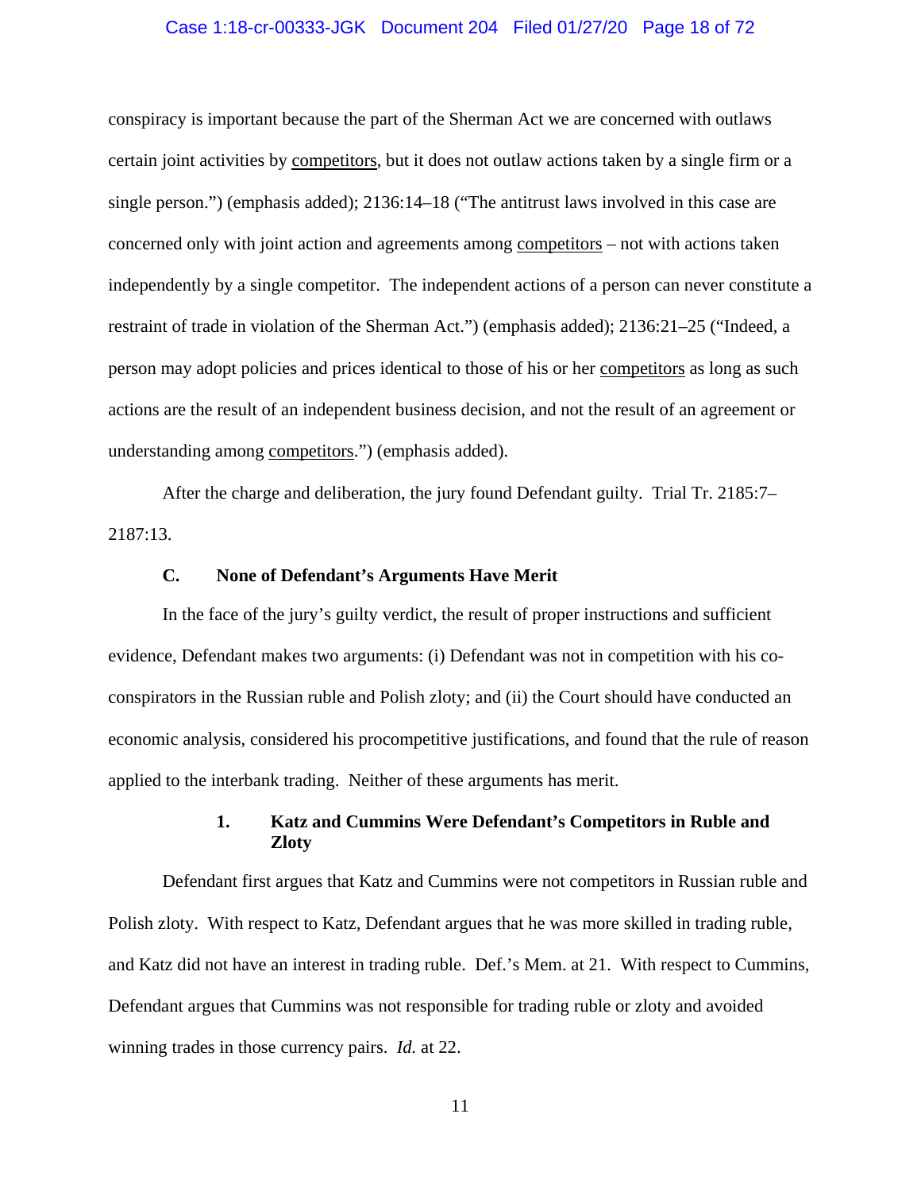conspiracy is important because the part of the Sherman Act we are concerned with outlaws certain joint activities by <u>competitors</u>, but it does not outlaw actions taken by a single firm or a single person.") (emphasis added); 2136:14–18 ("The antitrust laws involved in this case are concerned only with joint action and agreements among <u>competitors</u> – not with actions taken independently by a single competitor. The independent actions of a person can never constitute a restraint of trade in violation of the Sherman Act.") (emphasis added); 2136:21–25 ("Indeed, a person may adopt policies and prices identical to those of his or her <u>competitors</u> as long as such actions are the result of an independent business decision, and not the result of an agreement or understanding among <u>competitors</u>.") (emphasis added).

After the charge and deliberation, the jury found Defendant guilty. Trial Tr. 2185:7–2187:13.

### C. None of Defendant's Arguments Have Merit

In the face of the jury's guilty verdict, the result of proper instructions and sufficient evidence, Defendant makes two arguments: (i) Defendant was not in competition with his co-conspirators in the Russian ruble and Polish zloty; and (ii) the Court should have conducted an economic analysis, considered his procompetitive justifications, and found that the rule of reason applied to the interbank trading. Neither of these arguments has merit.

#### 1. Katz and Cummins Were Defendant's Competitors in Ruble and Zloty

Defendant first argues that Katz and Cummins were not competitors in Russian ruble and Polish zloty. With respect to Katz, Defendant argues that he was more skilled in trading ruble, and Katz did not have an interest in trading ruble. Def.'s Mem. at 21. With respect to Cummins, Defendant argues that Cummins was not responsible for trading ruble or zloty and avoided winning trades in those currency pairs. *Id.* at 22.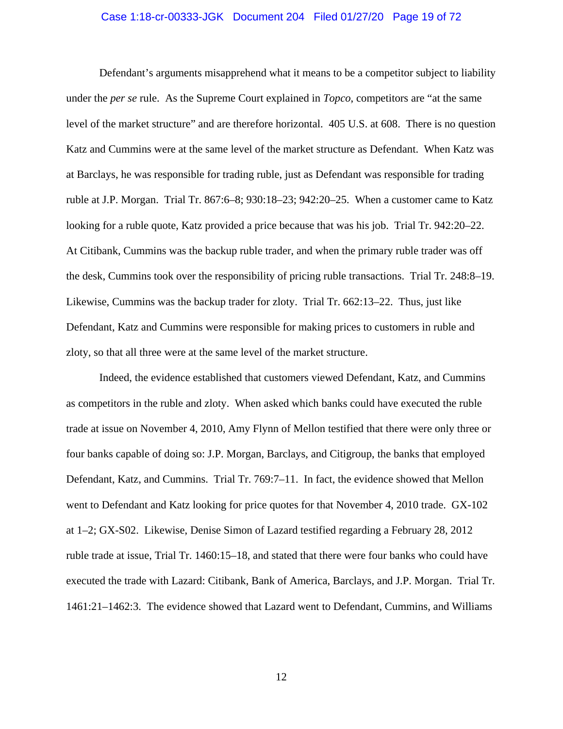Defendant's arguments misapprehend what it means to be a competitor subject to liability under the *per se* rule. As the Supreme Court explained in *Topco*, competitors are "at the same level of the market structure" and are therefore horizontal. 405 U.S. at 608. There is no question Katz and Cummins were at the same level of the market structure as Defendant. When Katz was at Barclays, he was responsible for trading ruble, just as Defendant was responsible for trading ruble at J.P. Morgan. Trial Tr. 867:6–8; 930:18–23; 942:20–25. When a customer came to Katz looking for a ruble quote, Katz provided a price because that was his job. Trial Tr. 942:20–22. At Citibank, Cummins was the backup ruble trader, and when the primary ruble trader was off the desk, Cummins took over the responsibility of pricing ruble transactions. Trial Tr. 248:8–19. Likewise, Cummins was the backup trader for zloty. Trial Tr. 662:13–22. Thus, just like Defendant, Katz and Cummins were responsible for making prices to customers in ruble and zloty, so that all three were at the same level of the market structure.

Indeed, the evidence established that customers viewed Defendant, Katz, and Cummins as competitors in the ruble and zloty. When asked which banks could have executed the ruble trade at issue on November 4, 2010, Amy Flynn of Mellon testified that there were only three or four banks capable of doing so: J.P. Morgan, Barclays, and Citigroup, the banks that employed Defendant, Katz, and Cummins. Trial Tr. 769:7–11. In fact, the evidence showed that Mellon went to Defendant and Katz looking for price quotes for that November 4, 2010 trade. GX-102 at 1–2; GX-S02. Likewise, Denise Simon of Lazard testified regarding a February 28, 2012 ruble trade at issue, Trial Tr. 1460:15–18, and stated that there were four banks who could have executed the trade with Lazard: Citibank, Bank of America, Barclays, and J.P. Morgan. Trial Tr. 1461:21–1462:3. The evidence showed that Lazard went to Defendant, Cummins, and Williams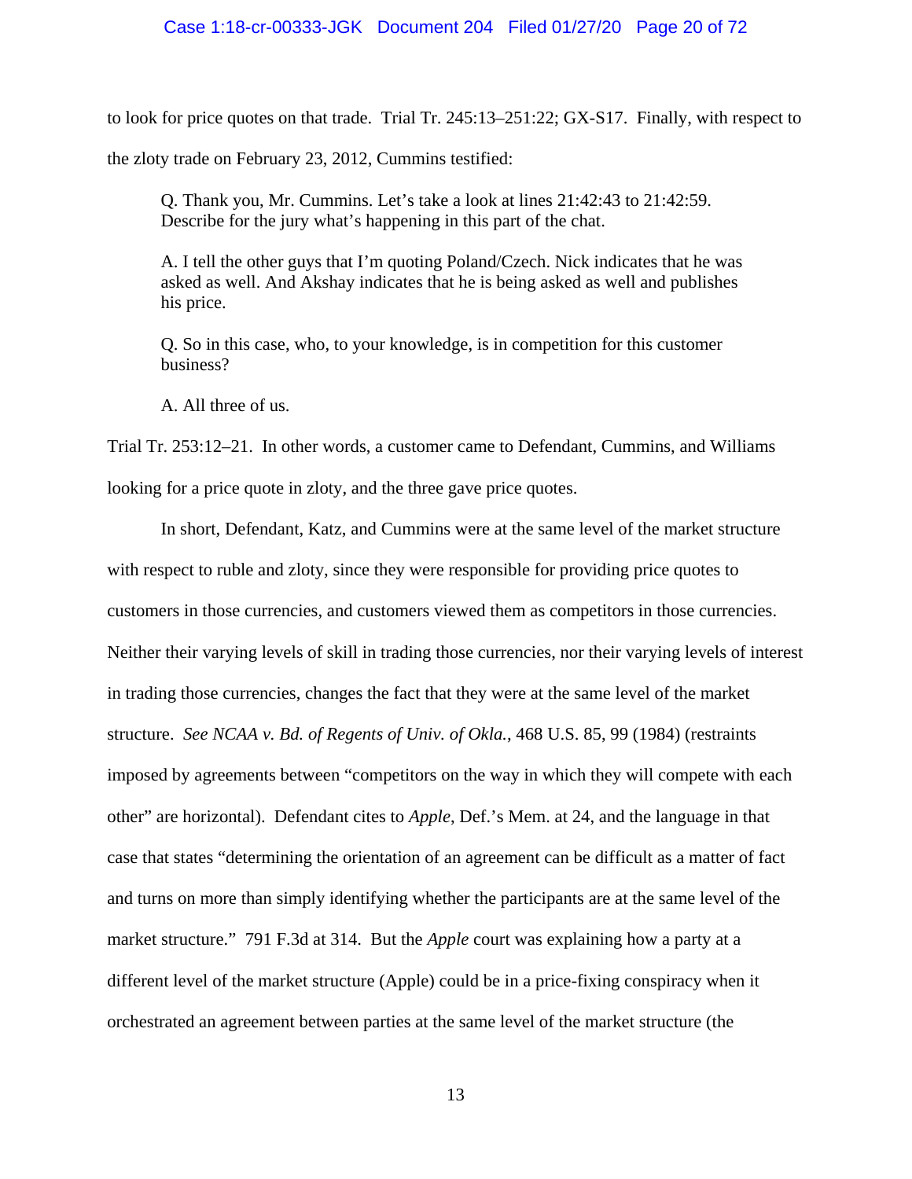to look for price quotes on that trade. Trial Tr. 245:13–251:22; GX-S17. Finally, with respect to the zloty trade on February 23, 2012, Cummins testified:

> Q. Thank you, Mr. Cummins. Let's take a look at lines 21:42:43 to 21:42:59. Describe for the jury what's happening in this part of the chat.
>
> A. I tell the other guys that I'm quoting Poland/Czech. Nick indicates that he was asked as well. And Akshay indicates that he is being asked as well and publishes his price.
>
> Q. So in this case, who, to your knowledge, is in competition for this customer business?
>
> A. All three of us.

Trial Tr. 253:12–21. In other words, a customer came to Defendant, Cummins, and Williams looking for a price quote in zloty, and the three gave price quotes.

In short, Defendant, Katz, and Cummins were at the same level of the market structure with respect to ruble and zloty, since they were responsible for providing price quotes to customers in those currencies, and customers viewed them as competitors in those currencies. Neither their varying levels of skill in trading those currencies, nor their varying levels of interest in trading those currencies, changes the fact that they were at the same level of the market structure. *See NCAA v. Bd. of Regents of Univ. of Okla.*, 468 U.S. 85, 99 (1984) (restraints imposed by agreements between "competitors on the way in which they will compete with each other" are horizontal). Defendant cites to *Apple*, Def.'s Mem. at 24, and the language in that case that states "determining the orientation of an agreement can be difficult as a matter of fact and turns on more than simply identifying whether the participants are at the same level of the market structure." 791 F.3d at 314. But the *Apple* court was explaining how a party at a different level of the market structure (Apple) could be in a price-fixing conspiracy when it orchestrated an agreement between parties at the same level of the market structure (the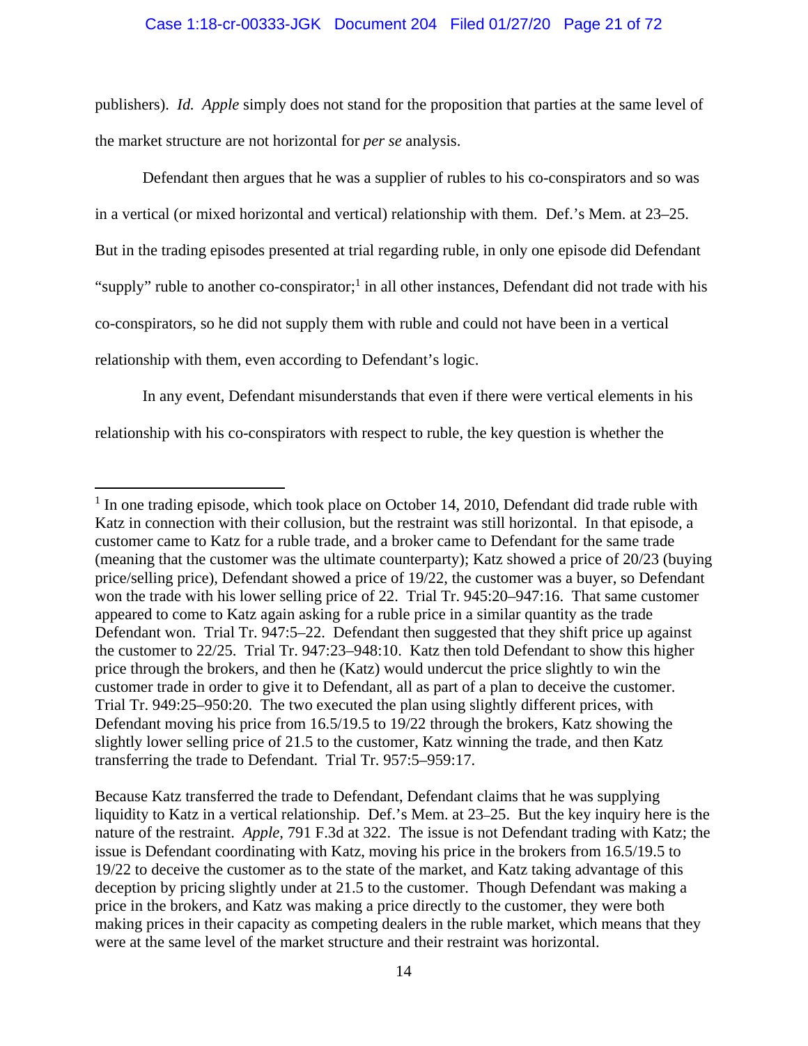publishers). *Id.* *Apple* simply does not stand for the proposition that parties at the same level of the market structure are not horizontal for *per se* analysis.

Defendant then argues that he was a supplier of rubles to his co-conspirators and so was in a vertical (or mixed horizontal and vertical) relationship with them. Def.'s Mem. at 23–25. But in the trading episodes presented at trial regarding ruble, in only one episode did Defendant "supply" ruble to another co-conspirator;[1] in all other instances, Defendant did not trade with his co-conspirators, so he did not supply them with ruble and could not have been in a vertical relationship with them, even according to Defendant's logic.

In any event, Defendant misunderstands that even if there were vertical elements in his relationship with his co-conspirators with respect to ruble, the key question is whether the

---

[1] In one trading episode, which took place on October 14, 2010, Defendant did trade ruble with Katz in connection with their collusion, but the restraint was still horizontal. In that episode, a customer came to Katz for a ruble trade, and a broker came to Defendant for the same trade (meaning that the customer was the ultimate counterparty); Katz showed a price of 20/23 (buying price/selling price), Defendant showed a price of 19/22, the customer was a buyer, so Defendant won the trade with his lower selling price of 22. Trial Tr. 945:20–947:16. That same customer appeared to come to Katz again asking for a ruble price in a similar quantity as the trade Defendant won. Trial Tr. 947:5–22. Defendant then suggested that they shift price up against the customer to 22/25. Trial Tr. 947:23–948:10. Katz then told Defendant to show this higher price through the brokers, and then he (Katz) would undercut the price slightly to win the customer trade in order to give it to Defendant, all as part of a plan to deceive the customer. Trial Tr. 949:25–950:20. The two executed the plan using slightly different prices, with Defendant moving his price from 16.5/19.5 to 19/22 through the brokers, Katz showing the slightly lower selling price of 21.5 to the customer, Katz winning the trade, and then Katz transferring the trade to Defendant. Trial Tr. 957:5–959:17.

Because Katz transferred the trade to Defendant, Defendant claims that he was supplying liquidity to Katz in a vertical relationship. Def.'s Mem. at 23–25. But the key inquiry here is the nature of the restraint. *Apple*, 791 F.3d at 322. The issue is not Defendant trading with Katz; the issue is Defendant coordinating with Katz, moving his price in the brokers from 16.5/19.5 to 19/22 to deceive the customer as to the state of the market, and Katz taking advantage of this deception by pricing slightly under at 21.5 to the customer. Though Defendant was making a price in the brokers, and Katz was making a price directly to the customer, they were both making prices in their capacity as competing dealers in the ruble market, which means that they were at the same level of the market structure and their restraint was horizontal.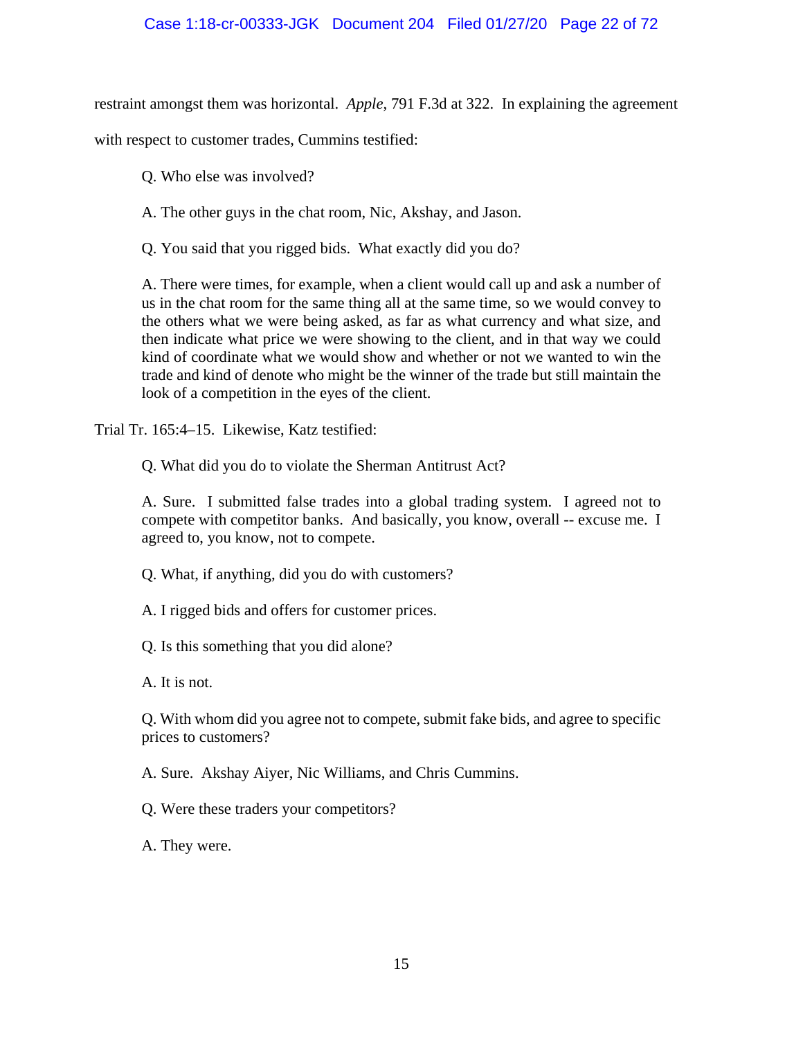restraint amongst them was horizontal. *Apple*, 791 F.3d at 322. In explaining the agreement with respect to customer trades, Cummins testified:

> Q. Who else was involved?
>
> A. The other guys in the chat room, Nic, Akshay, and Jason.
>
> Q. You said that you rigged bids. What exactly did you do?
>
> A. There were times, for example, when a client would call up and ask a number of us in the chat room for the same thing all at the same time, so we would convey to the others what we were being asked, as far as what currency and what size, and then indicate what price we were showing to the client, and in that way we could kind of coordinate what we would show and whether or not we wanted to win the trade and kind of denote who might be the winner of the trade but still maintain the look of a competition in the eyes of the client.

Trial Tr. 165:4–15. Likewise, Katz testified:

> Q. What did you do to violate the Sherman Antitrust Act?
>
> A. Sure. I submitted false trades into a global trading system. I agreed not to compete with competitor banks. And basically, you know, overall -- excuse me. I agreed to, you know, not to compete.
>
> Q. What, if anything, did you do with customers?
>
> A. I rigged bids and offers for customer prices.
>
> Q. Is this something that you did alone?
>
> A. It is not.
>
> Q. With whom did you agree not to compete, submit fake bids, and agree to specific prices to customers?
>
> A. Sure. Akshay Aiyer, Nic Williams, and Chris Cummins.
>
> Q. Were these traders your competitors?
>
> A. They were.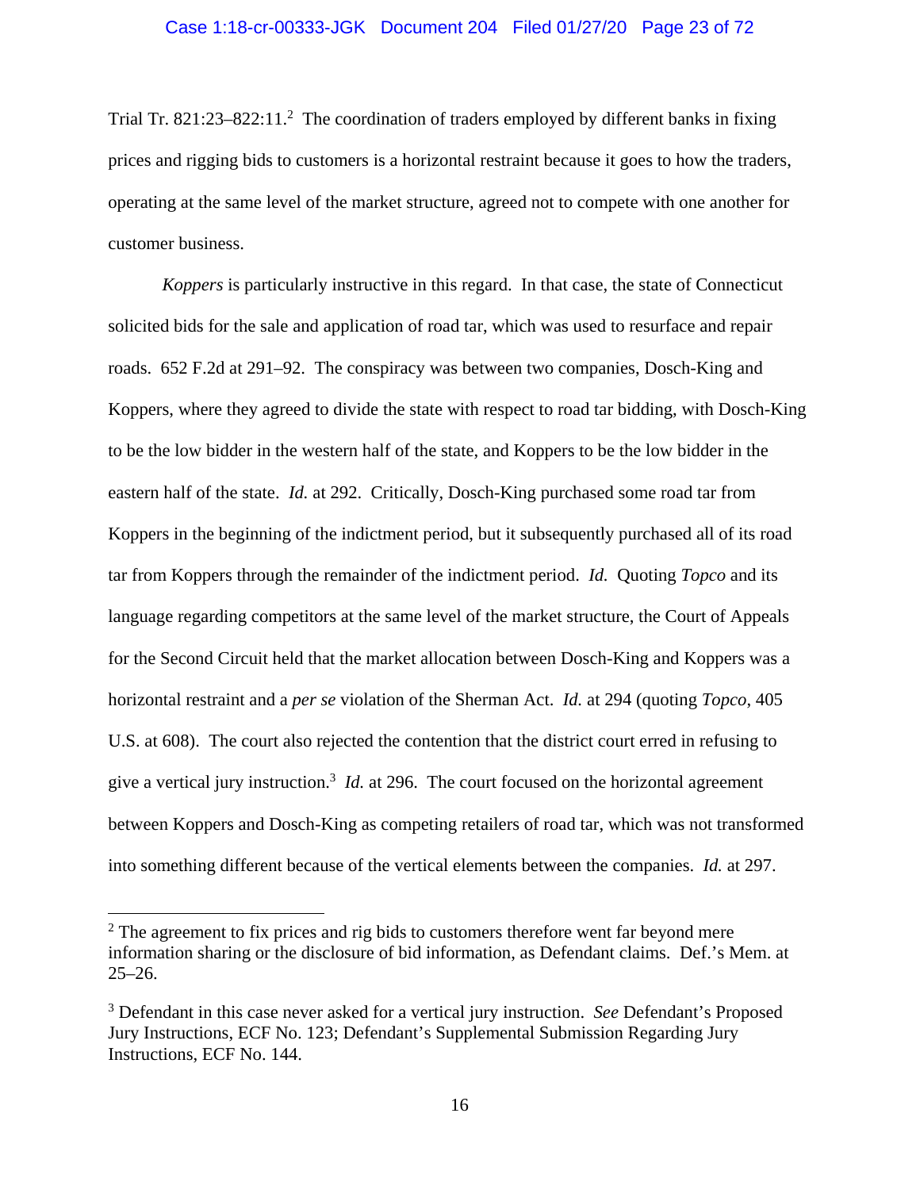Trial Tr. 821:23–822:11.[2] The coordination of traders employed by different banks in fixing prices and rigging bids to customers is a horizontal restraint because it goes to how the traders, operating at the same level of the market structure, agreed not to compete with one another for customer business.

*Koppers* is particularly instructive in this regard. In that case, the state of Connecticut solicited bids for the sale and application of road tar, which was used to resurface and repair roads. 652 F.2d at 291–92. The conspiracy was between two companies, Dosch-King and Koppers, where they agreed to divide the state with respect to road tar bidding, with Dosch-King to be the low bidder in the western half of the state, and Koppers to be the low bidder in the eastern half of the state. *Id.* at 292. Critically, Dosch-King purchased some road tar from Koppers in the beginning of the indictment period, but it subsequently purchased all of its road tar from Koppers through the remainder of the indictment period. *Id.* Quoting *Topco* and its language regarding competitors at the same level of the market structure, the Court of Appeals for the Second Circuit held that the market allocation between Dosch-King and Koppers was a horizontal restraint and a *per se* violation of the Sherman Act. *Id.* at 294 (quoting *Topco*, 405 U.S. at 608). The court also rejected the contention that the district court erred in refusing to give a vertical jury instruction.[3] *Id.* at 296. The court focused on the horizontal agreement between Koppers and Dosch-King as competing retailers of road tar, which was not transformed into something different because of the vertical elements between the companies. *Id.* at 297.

---

[2] The agreement to fix prices and rig bids to customers therefore went far beyond mere information sharing or the disclosure of bid information, as Defendant claims. Def.'s Mem. at 25–26.

[3] Defendant in this case never asked for a vertical jury instruction. *See* Defendant's Proposed Jury Instructions, ECF No. 123; Defendant's Supplemental Submission Regarding Jury Instructions, ECF No. 144.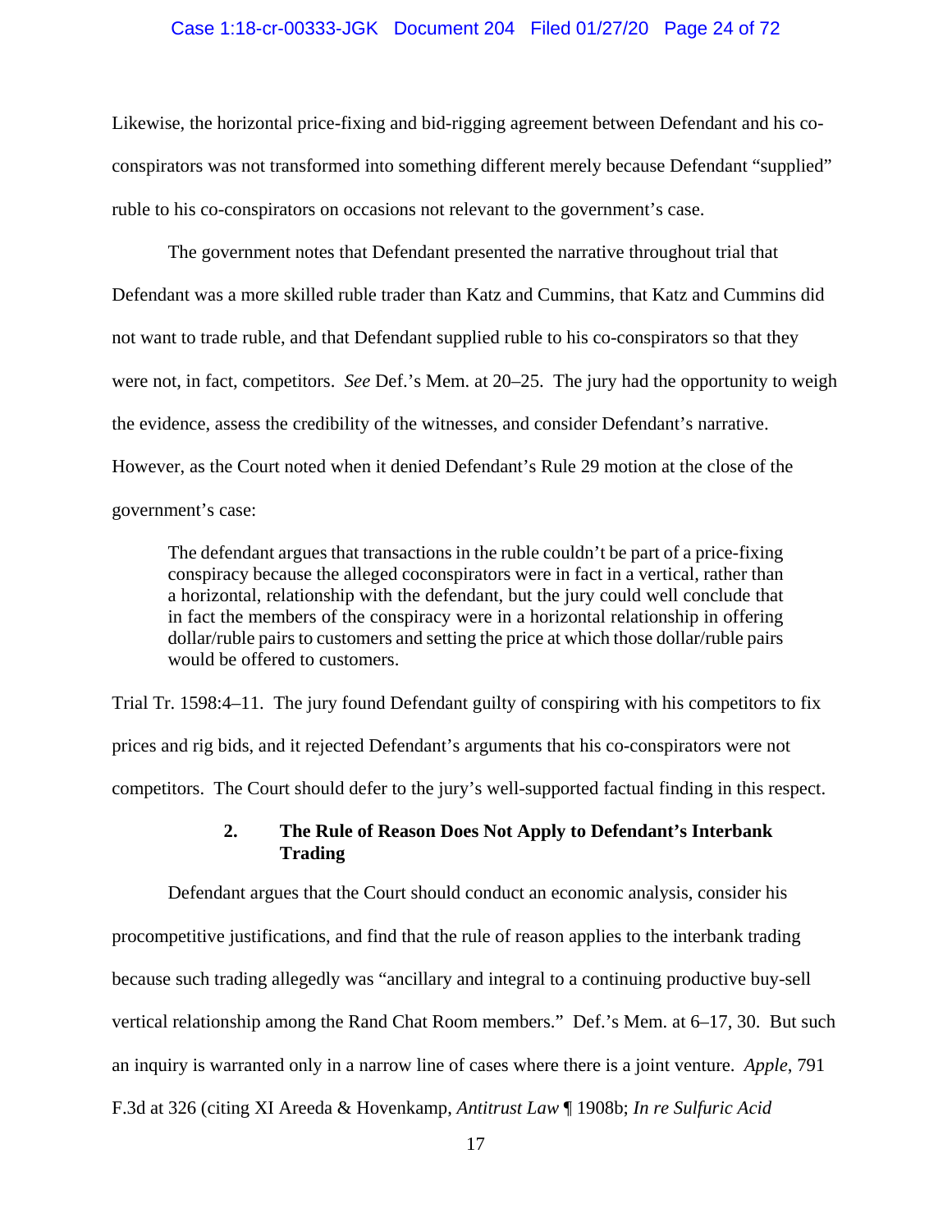Likewise, the horizontal price-fixing and bid-rigging agreement between Defendant and his co-conspirators was not transformed into something different merely because Defendant "supplied" ruble to his co-conspirators on occasions not relevant to the government's case.

The government notes that Defendant presented the narrative throughout trial that Defendant was a more skilled ruble trader than Katz and Cummins, that Katz and Cummins did not want to trade ruble, and that Defendant supplied ruble to his co-conspirators so that they were not, in fact, competitors. *See* Def.'s Mem. at 20–25. The jury had the opportunity to weigh the evidence, assess the credibility of the witnesses, and consider Defendant's narrative. However, as the Court noted when it denied Defendant's Rule 29 motion at the close of the government's case:

> The defendant argues that transactions in the ruble couldn't be part of a price-fixing conspiracy because the alleged coconspirators were in fact in a vertical, rather than a horizontal, relationship with the defendant, but the jury could well conclude that in fact the members of the conspiracy were in a horizontal relationship in offering dollar/ruble pairs to customers and setting the price at which those dollar/ruble pairs would be offered to customers.

Trial Tr. 1598:4–11. The jury found Defendant guilty of conspiring with his competitors to fix prices and rig bids, and it rejected Defendant's arguments that his co-conspirators were not competitors. The Court should defer to the jury's well-supported factual finding in this respect.

### 2. The Rule of Reason Does Not Apply to Defendant's Interbank Trading

Defendant argues that the Court should conduct an economic analysis, consider his procompetitive justifications, and find that the rule of reason applies to the interbank trading because such trading allegedly was "ancillary and integral to a continuing productive buy-sell vertical relationship among the Rand Chat Room members." Def.'s Mem. at 6–17, 30. But such an inquiry is warranted only in a narrow line of cases where there is a joint venture. *Apple*, 791 F.3d at 326 (citing XI Areeda & Hovenkamp, *Antitrust Law* ¶ 1908b; *In re Sulfuric Acid*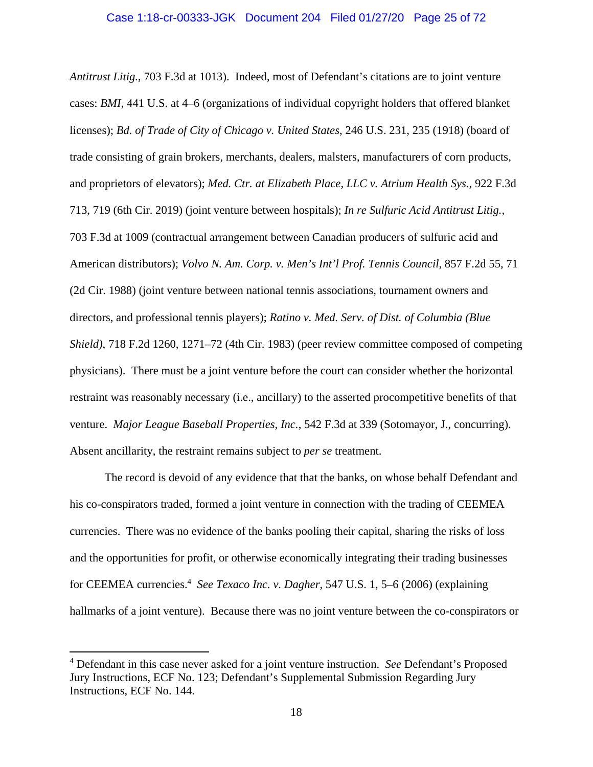*Antitrust Litig.*, 703 F.3d at 1013). Indeed, most of Defendant's citations are to joint venture cases: *BMI*, 441 U.S. at 4–6 (organizations of individual copyright holders that offered blanket licenses); *Bd. of Trade of City of Chicago v. United States*, 246 U.S. 231, 235 (1918) (board of trade consisting of grain brokers, merchants, dealers, malsters, manufacturers of corn products, and proprietors of elevators); *Med. Ctr. at Elizabeth Place, LLC v. Atrium Health Sys.*, 922 F.3d 713, 719 (6th Cir. 2019) (joint venture between hospitals); *In re Sulfuric Acid Antitrust Litig.*, 703 F.3d at 1009 (contractual arrangement between Canadian producers of sulfuric acid and American distributors); *Volvo N. Am. Corp. v. Men's Int'l Prof. Tennis Council*, 857 F.2d 55, 71 (2d Cir. 1988) (joint venture between national tennis associations, tournament owners and directors, and professional tennis players); *Ratino v. Med. Serv. of Dist. of Columbia (Blue Shield)*, 718 F.2d 1260, 1271–72 (4th Cir. 1983) (peer review committee composed of competing physicians). There must be a joint venture before the court can consider whether the horizontal restraint was reasonably necessary (i.e., ancillary) to the asserted procompetitive benefits of that venture. *Major League Baseball Properties, Inc.*, 542 F.3d at 339 (Sotomayor, J., concurring). Absent ancillarity, the restraint remains subject to *per se* treatment.

The record is devoid of any evidence that that the banks, on whose behalf Defendant and his co-conspirators traded, formed a joint venture in connection with the trading of CEEMEA currencies. There was no evidence of the banks pooling their capital, sharing the risks of loss and the opportunities for profit, or otherwise economically integrating their trading businesses for CEEMEA currencies.[4] *See Texaco Inc. v. Dagher*, 547 U.S. 1, 5–6 (2006) (explaining hallmarks of a joint venture). Because there was no joint venture between the co-conspirators or

---

[4] Defendant in this case never asked for a joint venture instruction. *See* Defendant's Proposed Jury Instructions, ECF No. 123; Defendant's Supplemental Submission Regarding Jury Instructions, ECF No. 144.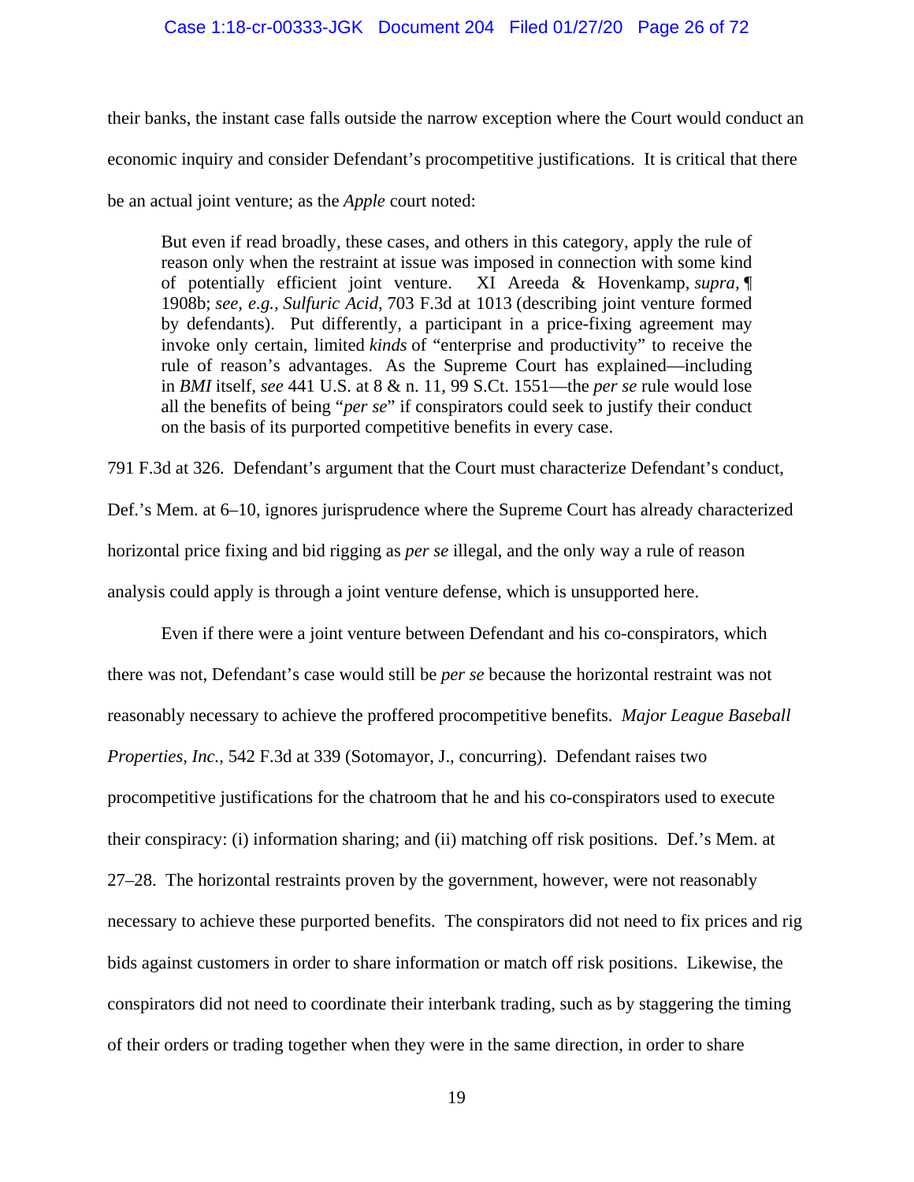their banks, the instant case falls outside the narrow exception where the Court would conduct an economic inquiry and consider Defendant's procompetitive justifications. It is critical that there be an actual joint venture; as the *Apple* court noted:

> But even if read broadly, these cases, and others in this category, apply the rule of reason only when the restraint at issue was imposed in connection with some kind of potentially efficient joint venture. XI Areeda & Hovenkamp, *supra*, ¶ 1908b; *see, e.g., Sulfuric Acid*, 703 F.3d at 1013 (describing joint venture formed by defendants). Put differently, a participant in a price-fixing agreement may invoke only certain, limited *kinds* of "enterprise and productivity" to receive the rule of reason's advantages. As the Supreme Court has explained—including in *BMI* itself, *see* 441 U.S. at 8 & n. 11, 99 S.Ct. 1551—the *per se* rule would lose all the benefits of being "*per se*" if conspirators could seek to justify their conduct on the basis of its purported competitive benefits in every case.

791 F.3d at 326. Defendant's argument that the Court must characterize Defendant's conduct, Def.'s Mem. at 6–10, ignores jurisprudence where the Supreme Court has already characterized horizontal price fixing and bid rigging as *per se* illegal, and the only way a rule of reason analysis could apply is through a joint venture defense, which is unsupported here.

Even if there were a joint venture between Defendant and his co-conspirators, which there was not, Defendant's case would still be *per se* because the horizontal restraint was not reasonably necessary to achieve the proffered procompetitive benefits. *Major League Baseball Properties, Inc.*, 542 F.3d at 339 (Sotomayor, J., concurring). Defendant raises two procompetitive justifications for the chatroom that he and his co-conspirators used to execute their conspiracy: (i) information sharing; and (ii) matching off risk positions. Def.'s Mem. at 27–28. The horizontal restraints proven by the government, however, were not reasonably necessary to achieve these purported benefits. The conspirators did not need to fix prices and rig bids against customers in order to share information or match off risk positions. Likewise, the conspirators did not need to coordinate their interbank trading, such as by staggering the timing of their orders or trading together when they were in the same direction, in order to share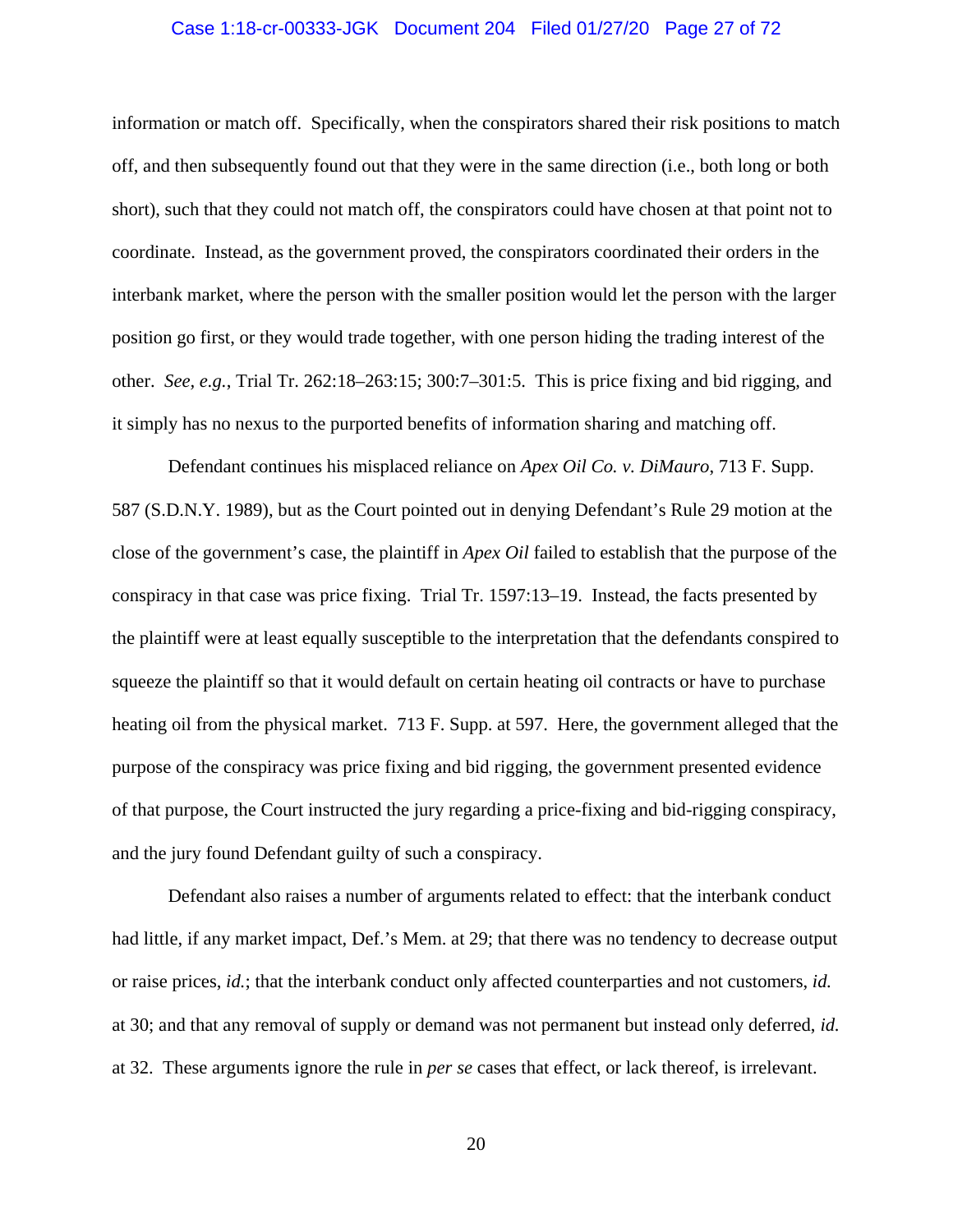information or match off. Specifically, when the conspirators shared their risk positions to match off, and then subsequently found out that they were in the same direction (i.e., both long or both short), such that they could not match off, the conspirators could have chosen at that point not to coordinate. Instead, as the government proved, the conspirators coordinated their orders in the interbank market, where the person with the smaller position would let the person with the larger position go first, or they would trade together, with one person hiding the trading interest of the other. *See, e.g.*, Trial Tr. 262:18–263:15; 300:7–301:5. This is price fixing and bid rigging, and it simply has no nexus to the purported benefits of information sharing and matching off.

Defendant continues his misplaced reliance on *Apex Oil Co. v. DiMauro*, 713 F. Supp. 587 (S.D.N.Y. 1989), but as the Court pointed out in denying Defendant's Rule 29 motion at the close of the government's case, the plaintiff in *Apex Oil* failed to establish that the purpose of the conspiracy in that case was price fixing. Trial Tr. 1597:13–19. Instead, the facts presented by the plaintiff were at least equally susceptible to the interpretation that the defendants conspired to squeeze the plaintiff so that it would default on certain heating oil contracts or have to purchase heating oil from the physical market. 713 F. Supp. at 597. Here, the government alleged that the purpose of the conspiracy was price fixing and bid rigging, the government presented evidence of that purpose, the Court instructed the jury regarding a price-fixing and bid-rigging conspiracy, and the jury found Defendant guilty of such a conspiracy.

Defendant also raises a number of arguments related to effect: that the interbank conduct had little, if any market impact, Def.'s Mem. at 29; that there was no tendency to decrease output or raise prices, *id.*; that the interbank conduct only affected counterparties and not customers, *id.* at 30; and that any removal of supply or demand was not permanent but instead only deferred, *id.* at 32. These arguments ignore the rule in *per se* cases that effect, or lack thereof, is irrelevant.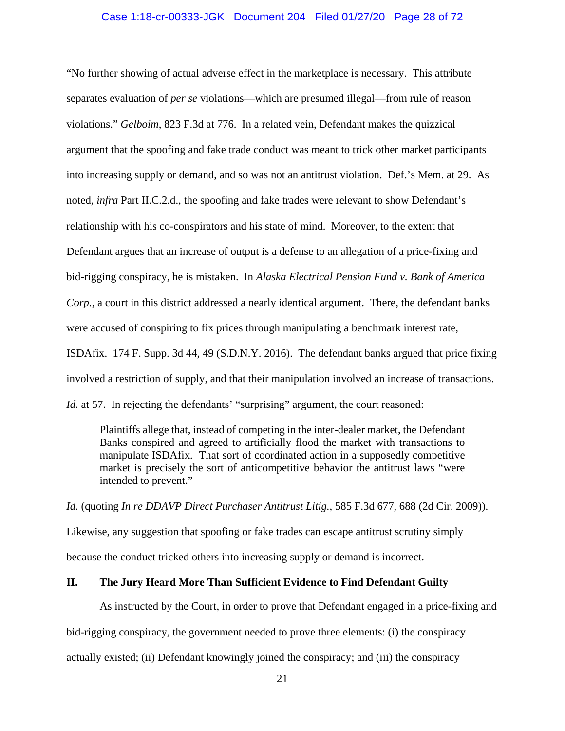"No further showing of actual adverse effect in the marketplace is necessary. This attribute separates evaluation of *per se* violations—which are presumed illegal—from rule of reason violations." *Gelboim*, 823 F.3d at 776. In a related vein, Defendant makes the quizzical argument that the spoofing and fake trade conduct was meant to trick other market participants into increasing supply or demand, and so was not an antitrust violation. Def.'s Mem. at 29. As noted, *infra* Part II.C.2.d., the spoofing and fake trades were relevant to show Defendant's relationship with his co-conspirators and his state of mind. Moreover, to the extent that Defendant argues that an increase of output is a defense to an allegation of a price-fixing and bid-rigging conspiracy, he is mistaken. In *Alaska Electrical Pension Fund v. Bank of America Corp.*, a court in this district addressed a nearly identical argument. There, the defendant banks were accused of conspiring to fix prices through manipulating a benchmark interest rate, ISDAfix. 174 F. Supp. 3d 44, 49 (S.D.N.Y. 2016). The defendant banks argued that price fixing involved a restriction of supply, and that their manipulation involved an increase of transactions. *Id.* at 57. In rejecting the defendants' "surprising" argument, the court reasoned:

> Plaintiffs allege that, instead of competing in the inter-dealer market, the Defendant Banks conspired and agreed to artificially flood the market with transactions to manipulate ISDAfix. That sort of coordinated action in a supposedly competitive market is precisely the sort of anticompetitive behavior the antitrust laws "were intended to prevent."

*Id.* (quoting *In re DDAVP Direct Purchaser Antitrust Litig.*, 585 F.3d 677, 688 (2d Cir. 2009)). Likewise, any suggestion that spoofing or fake trades can escape antitrust scrutiny simply because the conduct tricked others into increasing supply or demand is incorrect.

## II. The Jury Heard More Than Sufficient Evidence to Find Defendant Guilty

As instructed by the Court, in order to prove that Defendant engaged in a price-fixing and bid-rigging conspiracy, the government needed to prove three elements: (i) the conspiracy actually existed; (ii) Defendant knowingly joined the conspiracy; and (iii) the conspiracy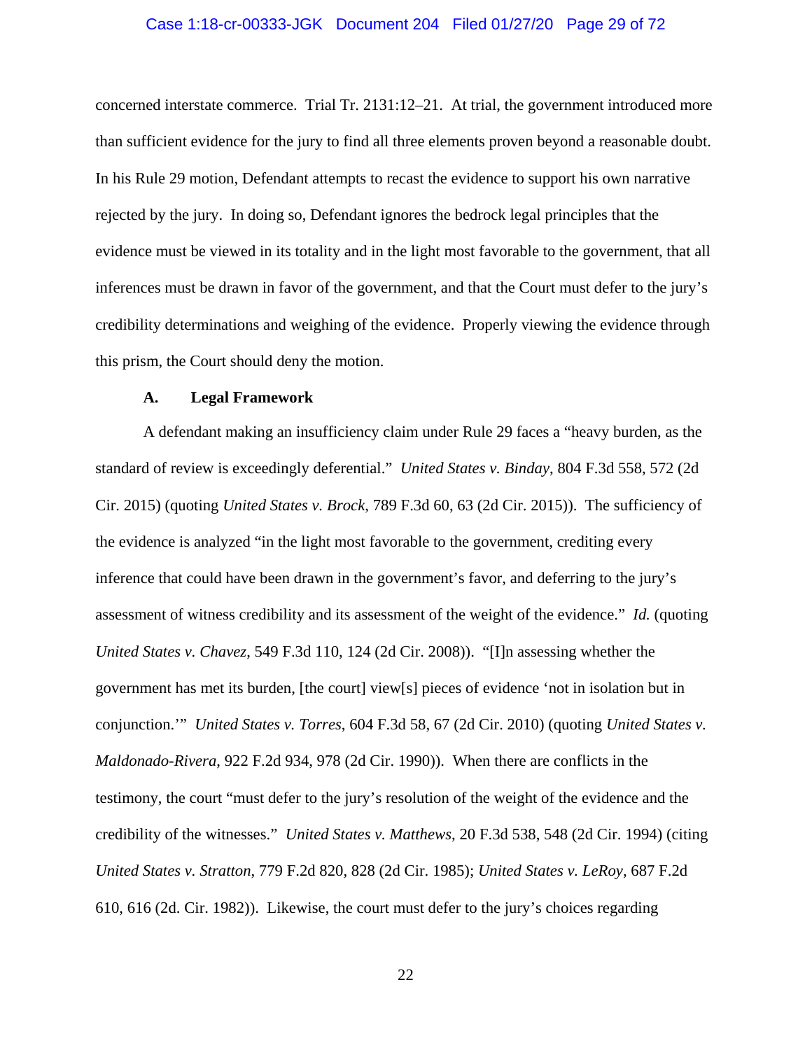concerned interstate commerce. Trial Tr. 2131:12–21. At trial, the government introduced more than sufficient evidence for the jury to find all three elements proven beyond a reasonable doubt. In his Rule 29 motion, Defendant attempts to recast the evidence to support his own narrative rejected by the jury. In doing so, Defendant ignores the bedrock legal principles that the evidence must be viewed in its totality and in the light most favorable to the government, that all inferences must be drawn in favor of the government, and that the Court must defer to the jury's credibility determinations and weighing of the evidence. Properly viewing the evidence through this prism, the Court should deny the motion.

### A. Legal Framework

A defendant making an insufficiency claim under Rule 29 faces a "heavy burden, as the standard of review is exceedingly deferential." *United States v. Binday*, 804 F.3d 558, 572 (2d Cir. 2015) (quoting *United States v. Brock*, 789 F.3d 60, 63 (2d Cir. 2015)). The sufficiency of the evidence is analyzed "in the light most favorable to the government, crediting every inference that could have been drawn in the government's favor, and deferring to the jury's assessment of witness credibility and its assessment of the weight of the evidence." *Id.* (quoting *United States v. Chavez*, 549 F.3d 110, 124 (2d Cir. 2008)). "[I]n assessing whether the government has met its burden, [the court] view[s] pieces of evidence 'not in isolation but in conjunction.'" *United States v. Torres*, 604 F.3d 58, 67 (2d Cir. 2010) (quoting *United States v. Maldonado-Rivera*, 922 F.2d 934, 978 (2d Cir. 1990)). When there are conflicts in the testimony, the court "must defer to the jury's resolution of the weight of the evidence and the credibility of the witnesses." *United States v. Matthews*, 20 F.3d 538, 548 (2d Cir. 1994) (citing *United States v. Stratton*, 779 F.2d 820, 828 (2d Cir. 1985); *United States v. LeRoy*, 687 F.2d 610, 616 (2d. Cir. 1982)). Likewise, the court must defer to the jury's choices regarding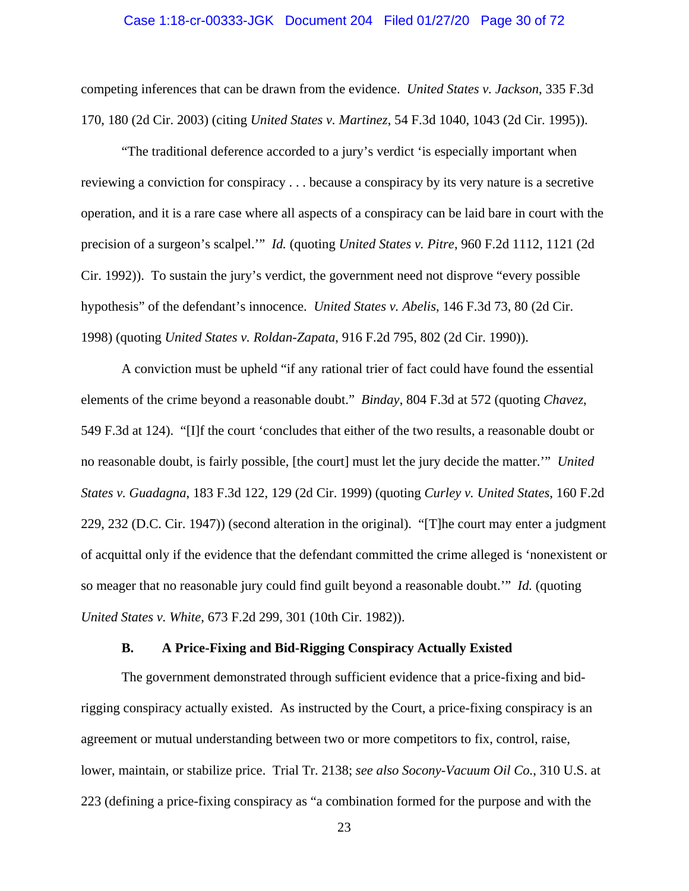competing inferences that can be drawn from the evidence. *United States v. Jackson*, 335 F.3d 170, 180 (2d Cir. 2003) (citing *United States v. Martinez*, 54 F.3d 1040, 1043 (2d Cir. 1995)).

"The traditional deference accorded to a jury's verdict 'is especially important when reviewing a conviction for conspiracy . . . because a conspiracy by its very nature is a secretive operation, and it is a rare case where all aspects of a conspiracy can be laid bare in court with the precision of a surgeon's scalpel.'" *Id.* (quoting *United States v. Pitre*, 960 F.2d 1112, 1121 (2d Cir. 1992)). To sustain the jury's verdict, the government need not disprove "every possible hypothesis" of the defendant's innocence. *United States v. Abelis*, 146 F.3d 73, 80 (2d Cir. 1998) (quoting *United States v. Roldan-Zapata*, 916 F.2d 795, 802 (2d Cir. 1990)).

A conviction must be upheld "if any rational trier of fact could have found the essential elements of the crime beyond a reasonable doubt." *Binday*, 804 F.3d at 572 (quoting *Chavez*, 549 F.3d at 124). "[I]f the court 'concludes that either of the two results, a reasonable doubt or no reasonable doubt, is fairly possible, [the court] must let the jury decide the matter.'" *United States v. Guadagna*, 183 F.3d 122, 129 (2d Cir. 1999) (quoting *Curley v. United States*, 160 F.2d 229, 232 (D.C. Cir. 1947)) (second alteration in the original). "[T]he court may enter a judgment of acquittal only if the evidence that the defendant committed the crime alleged is 'nonexistent or so meager that no reasonable jury could find guilt beyond a reasonable doubt.'" *Id.* (quoting *United States v. White*, 673 F.2d 299, 301 (10th Cir. 1982)).

### B. A Price-Fixing and Bid-Rigging Conspiracy Actually Existed

The government demonstrated through sufficient evidence that a price-fixing and bid-rigging conspiracy actually existed. As instructed by the Court, a price-fixing conspiracy is an agreement or mutual understanding between two or more competitors to fix, control, raise, lower, maintain, or stabilize price. Trial Tr. 2138; *see also Socony-Vacuum Oil Co.*, 310 U.S. at 223 (defining a price-fixing conspiracy as "a combination formed for the purpose and with the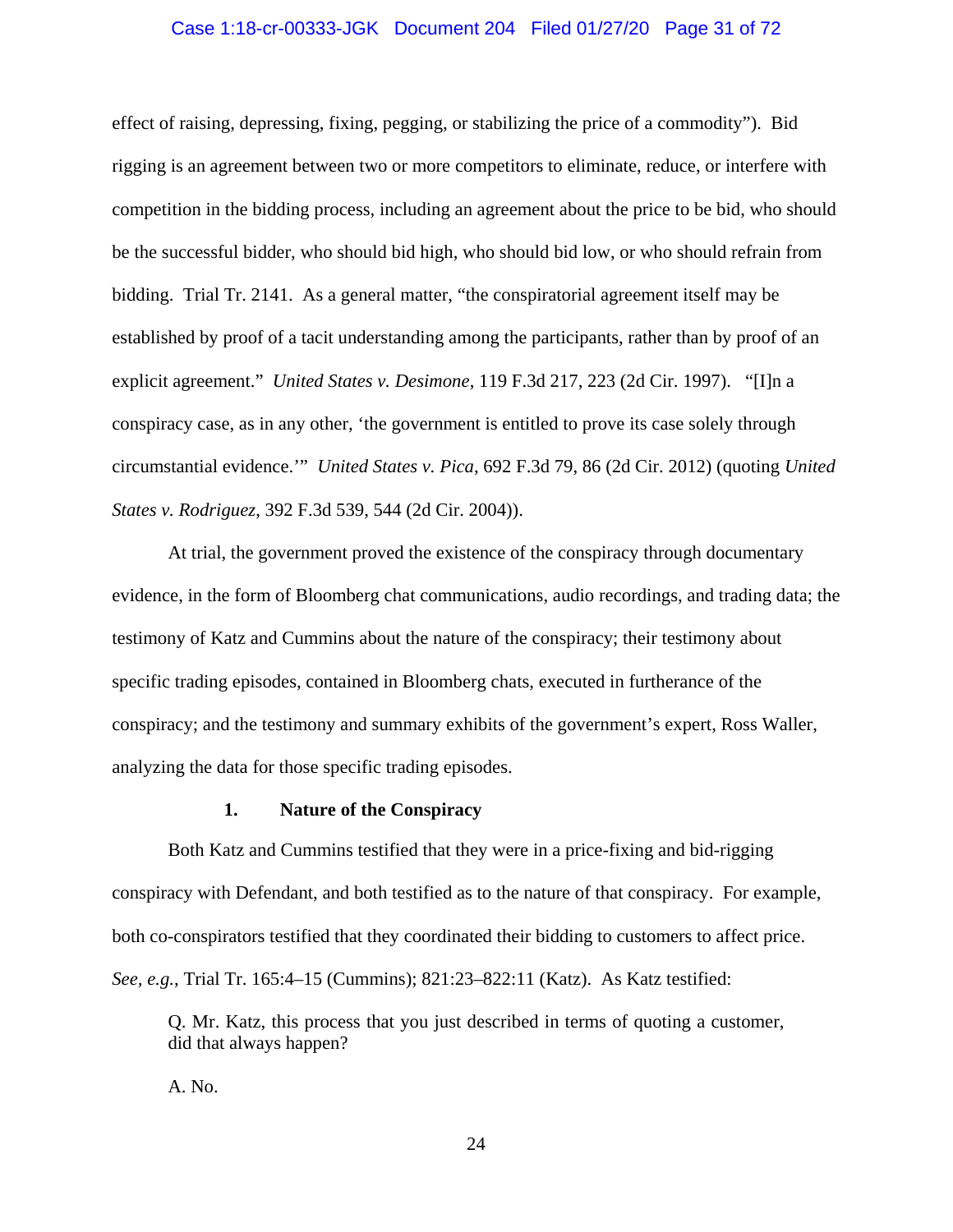effect of raising, depressing, fixing, pegging, or stabilizing the price of a commodity"). Bid rigging is an agreement between two or more competitors to eliminate, reduce, or interfere with competition in the bidding process, including an agreement about the price to be bid, who should be the successful bidder, who should bid high, who should bid low, or who should refrain from bidding. Trial Tr. 2141. As a general matter, "the conspiratorial agreement itself may be established by proof of a tacit understanding among the participants, rather than by proof of an explicit agreement." *United States v. Desimone*, 119 F.3d 217, 223 (2d Cir. 1997). "[I]n a conspiracy case, as in any other, 'the government is entitled to prove its case solely through circumstantial evidence.'" *United States v. Pica*, 692 F.3d 79, 86 (2d Cir. 2012) (quoting *United States v. Rodriguez*, 392 F.3d 539, 544 (2d Cir. 2004)).

At trial, the government proved the existence of the conspiracy through documentary evidence, in the form of Bloomberg chat communications, audio recordings, and trading data; the testimony of Katz and Cummins about the nature of the conspiracy; their testimony about specific trading episodes, contained in Bloomberg chats, executed in furtherance of the conspiracy; and the testimony and summary exhibits of the government's expert, Ross Waller, analyzing the data for those specific trading episodes.

### 1. Nature of the Conspiracy

Both Katz and Cummins testified that they were in a price-fixing and bid-rigging conspiracy with Defendant, and both testified as to the nature of that conspiracy. For example, both co-conspirators testified that they coordinated their bidding to customers to affect price. *See, e.g.*, Trial Tr. 165:4–15 (Cummins); 821:23–822:11 (Katz). As Katz testified:

> Q. Mr. Katz, this process that you just described in terms of quoting a customer, did that always happen?
>
> A. No.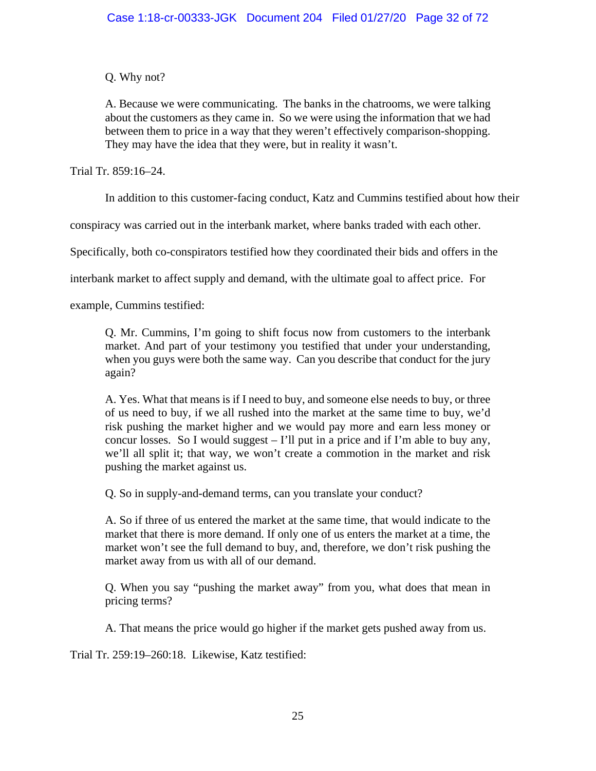> Q. Why not?
>
> A. Because we were communicating. The banks in the chatrooms, we were talking about the customers as they came in. So we were using the information that we had between them to price in a way that they weren't effectively comparison-shopping. They may have the idea that they were, but in reality it wasn't.

Trial Tr. 859:16–24.

In addition to this customer-facing conduct, Katz and Cummins testified about how their conspiracy was carried out in the interbank market, where banks traded with each other. Specifically, both co-conspirators testified how they coordinated their bids and offers in the interbank market to affect supply and demand, with the ultimate goal to affect price. For example, Cummins testified:

> Q. Mr. Cummins, I'm going to shift focus now from customers to the interbank market. And part of your testimony you testified that under your understanding, when you guys were both the same way. Can you describe that conduct for the jury again?
>
> A. Yes. What that means is if I need to buy, and someone else needs to buy, or three of us need to buy, if we all rushed into the market at the same time to buy, we'd risk pushing the market higher and we would pay more and earn less money or concur losses. So I would suggest – I'll put in a price and if I'm able to buy any, we'll all split it; that way, we won't create a commotion in the market and risk pushing the market against us.
>
> Q. So in supply-and-demand terms, can you translate your conduct?
>
> A. So if three of us entered the market at the same time, that would indicate to the market that there is more demand. If only one of us enters the market at a time, the market won't see the full demand to buy, and, therefore, we don't risk pushing the market away from us with all of our demand.
>
> Q. When you say "pushing the market away" from you, what does that mean in pricing terms?
>
> A. That means the price would go higher if the market gets pushed away from us.

Trial Tr. 259:19–260:18. Likewise, Katz testified: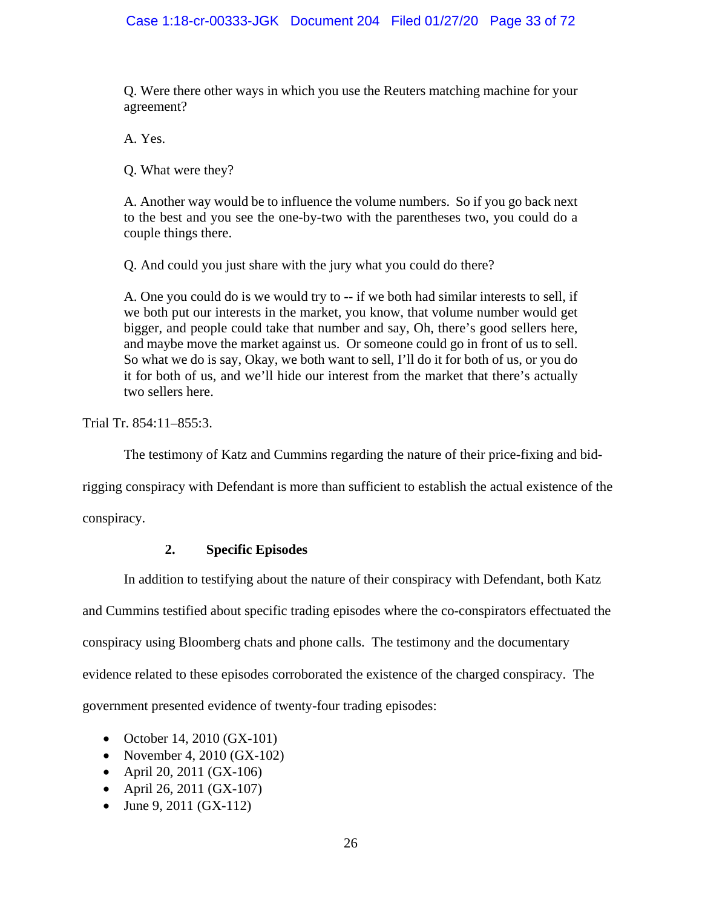Q. Were there other ways in which you use the Reuters matching machine for your agreement?

A. Yes.

Q. What were they?

A. Another way would be to influence the volume numbers. So if you go back next to the best and you see the one-by-two with the parentheses two, you could do a couple things there.

Q. And could you just share with the jury what you could do there?

A. One you could do is we would try to -- if we both had similar interests to sell, if we both put our interests in the market, you know, that volume number would get bigger, and people could take that number and say, Oh, there's good sellers here, and maybe move the market against us. Or someone could go in front of us to sell. So what we do is say, Okay, we both want to sell, I'll do it for both of us, or you do it for both of us, and we'll hide our interest from the market that there's actually two sellers here.

Trial Tr. 854:11–855:3.

The testimony of Katz and Cummins regarding the nature of their price-fixing and bid-rigging conspiracy with Defendant is more than sufficient to establish the actual existence of the conspiracy.

### 2. Specific Episodes

In addition to testifying about the nature of their conspiracy with Defendant, both Katz and Cummins testified about specific trading episodes where the co-conspirators effectuated the conspiracy using Bloomberg chats and phone calls. The testimony and the documentary evidence related to these episodes corroborated the existence of the charged conspiracy. The government presented evidence of twenty-four trading episodes:

- October 14, 2010 (GX-101)
- November 4, 2010 (GX-102)
- April 20, 2011 (GX-106)
- April 26, 2011 (GX-107)
- June 9, 2011 (GX-112)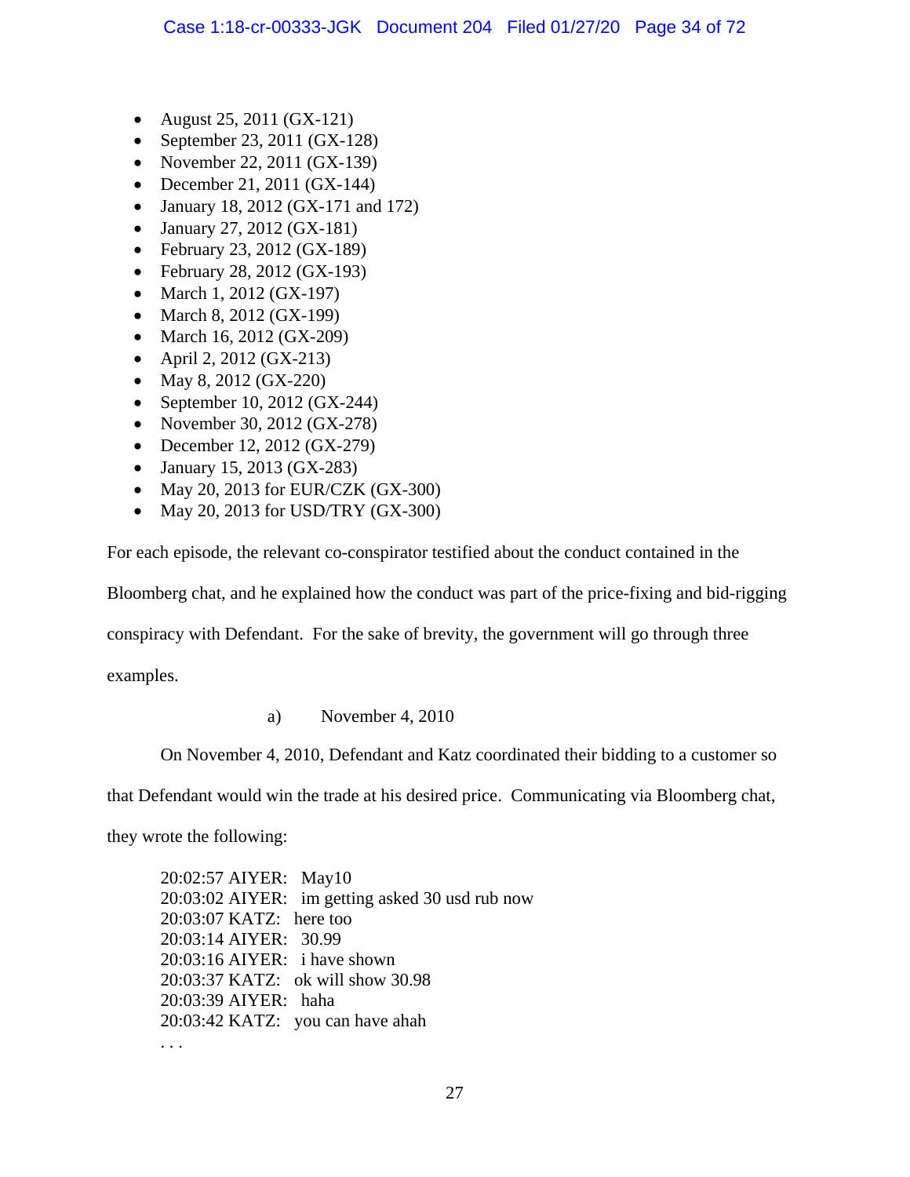- August 25, 2011 (GX-121)
- September 23, 2011 (GX-128)
- November 22, 2011 (GX-139)
- December 21, 2011 (GX-144)
- January 18, 2012 (GX-171 and 172)
- January 27, 2012 (GX-181)
- February 23, 2012 (GX-189)
- February 28, 2012 (GX-193)
- March 1, 2012 (GX-197)
- March 8, 2012 (GX-199)
- March 16, 2012 (GX-209)
- April 2, 2012 (GX-213)
- May 8, 2012 (GX-220)
- September 10, 2012 (GX-244)
- November 30, 2012 (GX-278)
- December 12, 2012 (GX-279)
- January 15, 2013 (GX-283)
- May 20, 2013 for EUR/CZK (GX-300)
- May 20, 2013 for USD/TRY (GX-300)

For each episode, the relevant co-conspirator testified about the conduct contained in the Bloomberg chat, and he explained how the conduct was part of the price-fixing and bid-rigging conspiracy with Defendant. For the sake of brevity, the government will go through three examples.

a) November 4, 2010

On November 4, 2010, Defendant and Katz coordinated their bidding to a customer so that Defendant would win the trade at his desired price. Communicating via Bloomberg chat, they wrote the following:

> 20:02:57 AIYER: May10
> 20:03:02 AIYER: im getting asked 30 usd rub now
> 20:03:07 KATZ: here too
> 20:03:14 AIYER: 30.99
> 20:03:16 AIYER: i have shown
> 20:03:37 KATZ: ok will show 30.98
> 20:03:39 AIYER: haha
> 20:03:42 KATZ: you can have ahah
> . . .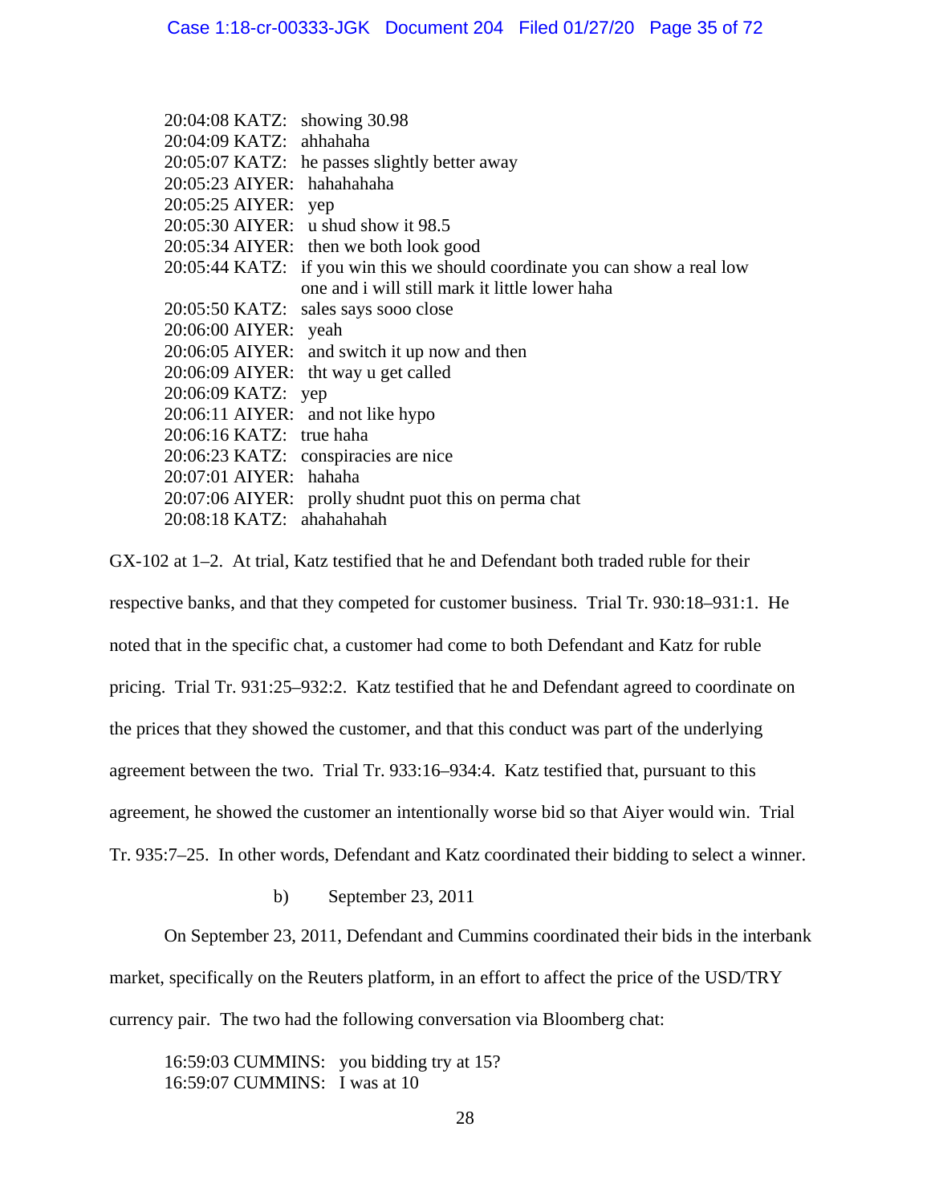20:04:08 KATZ: showing 30.98
20:04:09 KATZ: ahhahaha
20:05:07 KATZ: he passes slightly better away
20:05:23 AIYER: hahahahaha
20:05:25 AIYER: yep
20:05:30 AIYER: u shud show it 98.5
20:05:34 AIYER: then we both look good
20:05:44 KATZ: if you win this we should coordinate you can show a real low one and i will still mark it little lower haha
20:05:50 KATZ: sales says sooo close
20:06:00 AIYER: yeah
20:06:05 AIYER: and switch it up now and then
20:06:09 AIYER: tht way u get called
20:06:09 KATZ: yep
20:06:11 AIYER: and not like hypo
20:06:16 KATZ: true haha
20:06:23 KATZ: conspiracies are nice
20:07:01 AIYER: hahaha
20:07:06 AIYER: prolly shudnt puot this on perma chat
20:08:18 KATZ: ahahahahah

GX-102 at 1–2. At trial, Katz testified that he and Defendant both traded ruble for their respective banks, and that they competed for customer business. Trial Tr. 930:18–931:1. He noted that in the specific chat, a customer had come to both Defendant and Katz for ruble pricing. Trial Tr. 931:25–932:2. Katz testified that he and Defendant agreed to coordinate on the prices that they showed the customer, and that this conduct was part of the underlying agreement between the two. Trial Tr. 933:16–934:4. Katz testified that, pursuant to this agreement, he showed the customer an intentionally worse bid so that Aiyer would win. Trial Tr. 935:7–25. In other words, Defendant and Katz coordinated their bidding to select a winner.

b) September 23, 2011

On September 23, 2011, Defendant and Cummins coordinated their bids in the interbank market, specifically on the Reuters platform, in an effort to affect the price of the USD/TRY currency pair. The two had the following conversation via Bloomberg chat:

16:59:03 CUMMINS: you bidding try at 15?
16:59:07 CUMMINS: I was at 10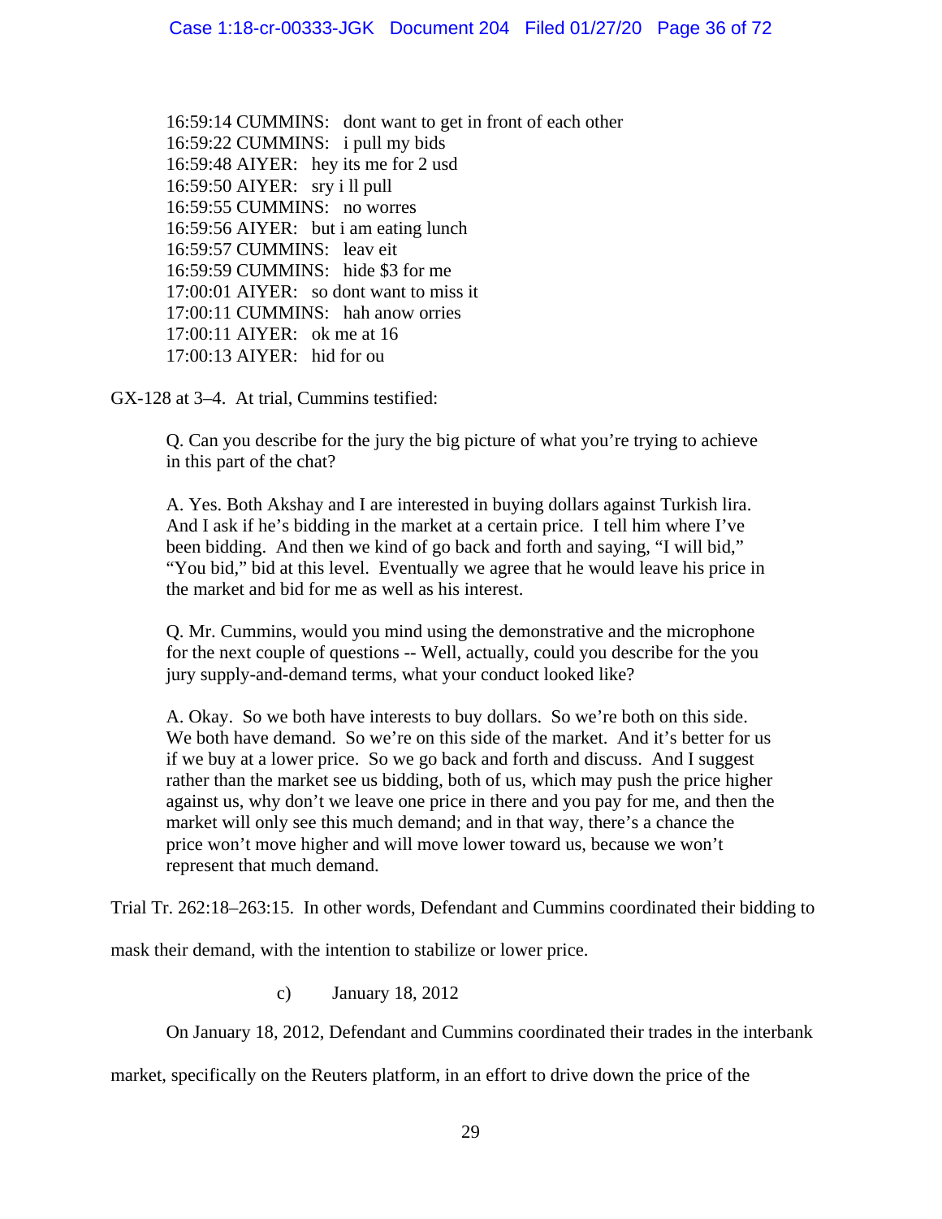> 16:59:14 CUMMINS: dont want to get in front of each other
> 16:59:22 CUMMINS: i pull my bids
> 16:59:48 AIYER: hey its me for 2 usd
> 16:59:50 AIYER: sry i ll pull
> 16:59:55 CUMMINS: no worres
> 16:59:56 AIYER: but i am eating lunch
> 16:59:57 CUMMINS: leav eit
> 16:59:59 CUMMINS: hide $3 for me
> 17:00:01 AIYER: so dont want to miss it
> 17:00:11 CUMMINS: hah anow orries
> 17:00:11 AIYER: ok me at 16
> 17:00:13 AIYER: hid for ou

GX-128 at 3–4. At trial, Cummins testified:

> Q. Can you describe for the jury the big picture of what you're trying to achieve in this part of the chat?
>
> A. Yes. Both Akshay and I are interested in buying dollars against Turkish lira. And I ask if he's bidding in the market at a certain price. I tell him where I've been bidding. And then we kind of go back and forth and saying, "I will bid," "You bid," bid at this level. Eventually we agree that he would leave his price in the market and bid for me as well as his interest.
>
> Q. Mr. Cummins, would you mind using the demonstrative and the microphone for the next couple of questions -- Well, actually, could you describe for the you jury supply-and-demand terms, what your conduct looked like?
>
> A. Okay. So we both have interests to buy dollars. So we're both on this side. We both have demand. So we're on this side of the market. And it's better for us if we buy at a lower price. So we go back and forth and discuss. And I suggest rather than the market see us bidding, both of us, which may push the price higher against us, why don't we leave one price in there and you pay for me, and then the market will only see this much demand; and in that way, there's a chance the price won't move higher and will move lower toward us, because we won't represent that much demand.

Trial Tr. 262:18–263:15. In other words, Defendant and Cummins coordinated their bidding to mask their demand, with the intention to stabilize or lower price.

c) January 18, 2012

On January 18, 2012, Defendant and Cummins coordinated their trades in the interbank market, specifically on the Reuters platform, in an effort to drive down the price of the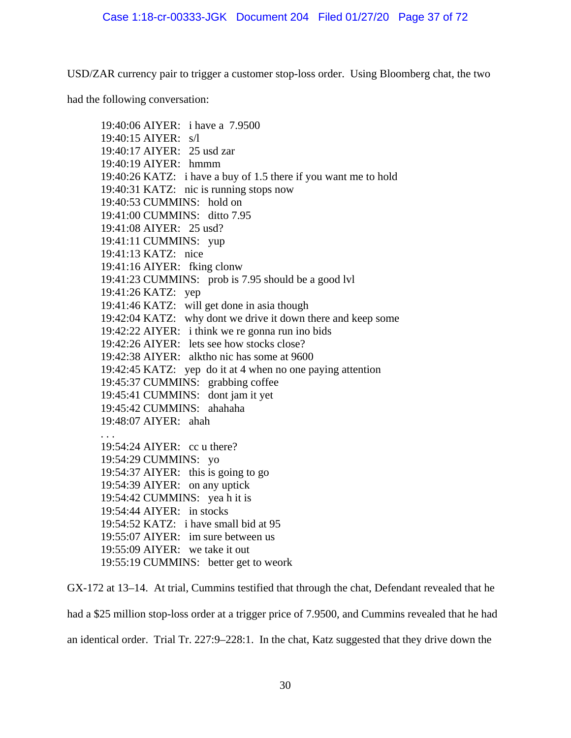USD/ZAR currency pair to trigger a customer stop-loss order. Using Bloomberg chat, the two had the following conversation:

> 19:40:06 AIYER: i have a 7.9500
> 19:40:15 AIYER: s/l
> 19:40:17 AIYER: 25 usd zar
> 19:40:19 AIYER: hmmm
> 19:40:26 KATZ: i have a buy of 1.5 there if you want me to hold
> 19:40:31 KATZ: nic is running stops now
> 19:40:53 CUMMINS: hold on
> 19:41:00 CUMMINS: ditto 7.95
> 19:41:08 AIYER: 25 usd?
> 19:41:11 CUMMINS: yup
> 19:41:13 KATZ: nice
> 19:41:16 AIYER: fking clonw
> 19:41:23 CUMMINS: prob is 7.95 should be a good lvl
> 19:41:26 KATZ: yep
> 19:41:46 KATZ: will get done in asia though
> 19:42:04 KATZ: why dont we drive it down there and keep some
> 19:42:22 AIYER: i think we re gonna run ino bids
> 19:42:26 AIYER: lets see how stocks close?
> 19:42:38 AIYER: alktho nic has some at 9600
> 19:42:45 KATZ: yep do it at 4 when no one paying attention
> 19:45:37 CUMMINS: grabbing coffee
> 19:45:41 CUMMINS: dont jam it yet
> 19:45:42 CUMMINS: ahahaha
> 19:48:07 AIYER: ahah
> . . .
> 19:54:24 AIYER: cc u there?
> 19:54:29 CUMMINS: yo
> 19:54:37 AIYER: this is going to go
> 19:54:39 AIYER: on any uptick
> 19:54:42 CUMMINS: yea h it is
> 19:54:44 AIYER: in stocks
> 19:54:52 KATZ: i have small bid at 95
> 19:55:07 AIYER: im sure between us
> 19:55:09 AIYER: we take it out
> 19:55:19 CUMMINS: better get to weork

GX-172 at 13–14. At trial, Cummins testified that through the chat, Defendant revealed that he had a $25 million stop-loss order at a trigger price of 7.9500, and Cummins revealed that he had an identical order. Trial Tr. 227:9–228:1. In the chat, Katz suggested that they drive down the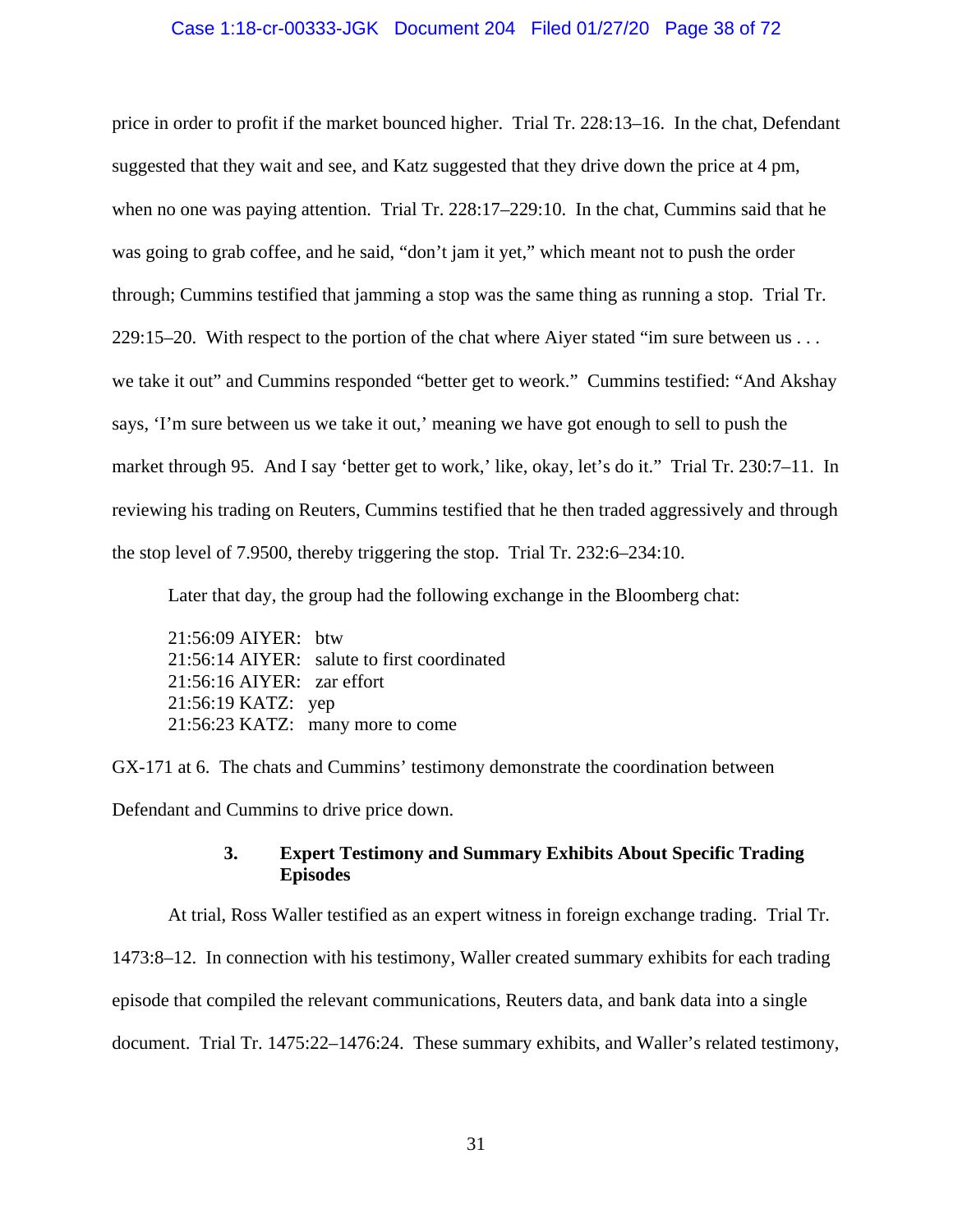price in order to profit if the market bounced higher. Trial Tr. 228:13–16. In the chat, Defendant suggested that they wait and see, and Katz suggested that they drive down the price at 4 pm, when no one was paying attention. Trial Tr. 228:17–229:10. In the chat, Cummins said that he was going to grab coffee, and he said, "don't jam it yet," which meant not to push the order through; Cummins testified that jamming a stop was the same thing as running a stop. Trial Tr. 229:15–20. With respect to the portion of the chat where Aiyer stated "im sure between us . . . we take it out" and Cummins responded "better get to weork." Cummins testified: "And Akshay says, 'I'm sure between us we take it out,' meaning we have got enough to sell to push the market through 95. And I say 'better get to work,' like, okay, let's do it." Trial Tr. 230:7–11. In reviewing his trading on Reuters, Cummins testified that he then traded aggressively and through the stop level of 7.9500, thereby triggering the stop. Trial Tr. 232:6–234:10.

Later that day, the group had the following exchange in the Bloomberg chat:

> 21:56:09 AIYER: btw
> 21:56:14 AIYER: salute to first coordinated
> 21:56:16 AIYER: zar effort
> 21:56:19 KATZ: yep
> 21:56:23 KATZ: many more to come

GX-171 at 6. The chats and Cummins' testimony demonstrate the coordination between Defendant and Cummins to drive price down.

### 3. Expert Testimony and Summary Exhibits About Specific Trading Episodes

At trial, Ross Waller testified as an expert witness in foreign exchange trading. Trial Tr. 1473:8–12. In connection with his testimony, Waller created summary exhibits for each trading episode that compiled the relevant communications, Reuters data, and bank data into a single document. Trial Tr. 1475:22–1476:24. These summary exhibits, and Waller's related testimony,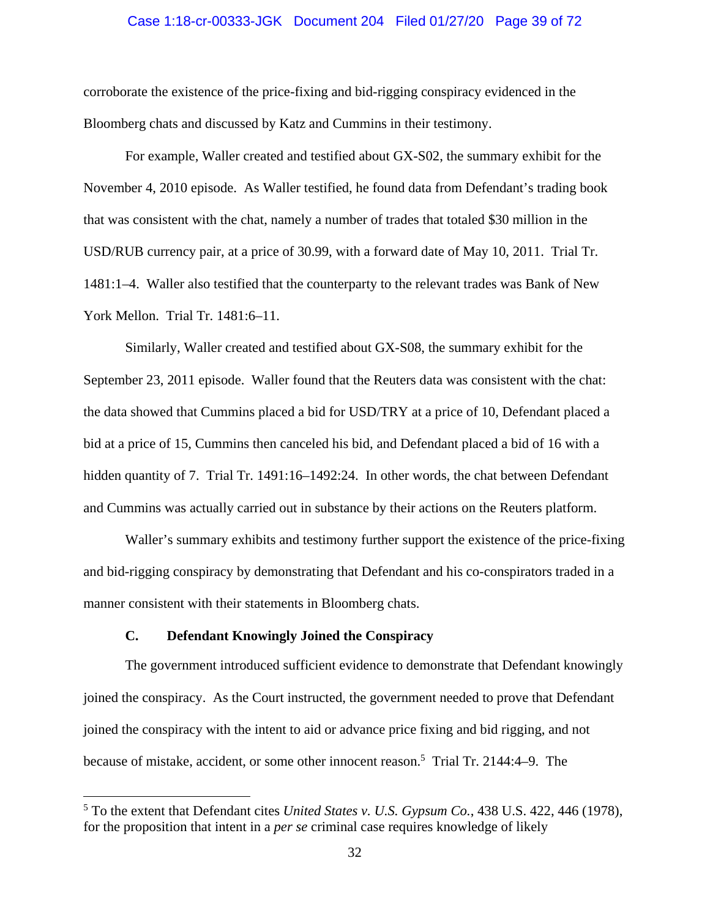corroborate the existence of the price-fixing and bid-rigging conspiracy evidenced in the Bloomberg chats and discussed by Katz and Cummins in their testimony.

For example, Waller created and testified about GX-S02, the summary exhibit for the November 4, 2010 episode. As Waller testified, he found data from Defendant's trading book that was consistent with the chat, namely a number of trades that totaled $30 million in the USD/RUB currency pair, at a price of 30.99, with a forward date of May 10, 2011. Trial Tr. 1481:1–4. Waller also testified that the counterparty to the relevant trades was Bank of New York Mellon. Trial Tr. 1481:6–11.

Similarly, Waller created and testified about GX-S08, the summary exhibit for the September 23, 2011 episode. Waller found that the Reuters data was consistent with the chat: the data showed that Cummins placed a bid for USD/TRY at a price of 10, Defendant placed a bid at a price of 15, Cummins then canceled his bid, and Defendant placed a bid of 16 with a hidden quantity of 7. Trial Tr. 1491:16–1492:24. In other words, the chat between Defendant and Cummins was actually carried out in substance by their actions on the Reuters platform.

Waller's summary exhibits and testimony further support the existence of the price-fixing and bid-rigging conspiracy by demonstrating that Defendant and his co-conspirators traded in a manner consistent with their statements in Bloomberg chats.

### C. Defendant Knowingly Joined the Conspiracy

The government introduced sufficient evidence to demonstrate that Defendant knowingly joined the conspiracy. As the Court instructed, the government needed to prove that Defendant joined the conspiracy with the intent to aid or advance price fixing and bid rigging, and not because of mistake, accident, or some other innocent reason.[5] Trial Tr. 2144:4–9. The

---

[5] To the extent that Defendant cites *United States v. U.S. Gypsum Co.*, 438 U.S. 422, 446 (1978), for the proposition that intent in a *per se* criminal case requires knowledge of likely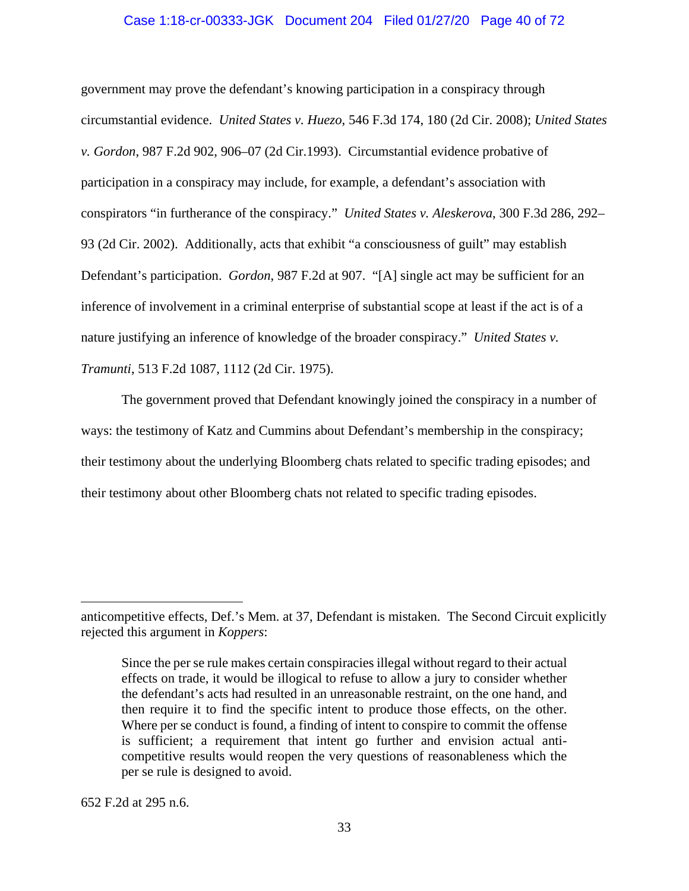government may prove the defendant's knowing participation in a conspiracy through circumstantial evidence. *United States v. Huezo*, 546 F.3d 174, 180 (2d Cir. 2008); *United States v. Gordon*, 987 F.2d 902, 906–07 (2d Cir.1993). Circumstantial evidence probative of participation in a conspiracy may include, for example, a defendant's association with conspirators "in furtherance of the conspiracy." *United States v. Aleskerova*, 300 F.3d 286, 292–93 (2d Cir. 2002). Additionally, acts that exhibit "a consciousness of guilt" may establish Defendant's participation. *Gordon*, 987 F.2d at 907. "[A] single act may be sufficient for an inference of involvement in a criminal enterprise of substantial scope at least if the act is of a nature justifying an inference of knowledge of the broader conspiracy." *United States v. Tramunti*, 513 F.2d 1087, 1112 (2d Cir. 1975).

The government proved that Defendant knowingly joined the conspiracy in a number of ways: the testimony of Katz and Cummins about Defendant's membership in the conspiracy; their testimony about the underlying Bloomberg chats related to specific trading episodes; and their testimony about other Bloomberg chats not related to specific trading episodes.

---

anticompetitive effects, Def.'s Mem. at 37, Defendant is mistaken. The Second Circuit explicitly rejected this argument in *Koppers*:

> Since the per se rule makes certain conspiracies illegal without regard to their actual effects on trade, it would be illogical to refuse to allow a jury to consider whether the defendant's acts had resulted in an unreasonable restraint, on the one hand, and then require it to find the specific intent to produce those effects, on the other. Where per se conduct is found, a finding of intent to conspire to commit the offense is sufficient; a requirement that intent go further and envision actual anti-competitive results would reopen the very questions of reasonableness which the per se rule is designed to avoid.

652 F.2d at 295 n.6.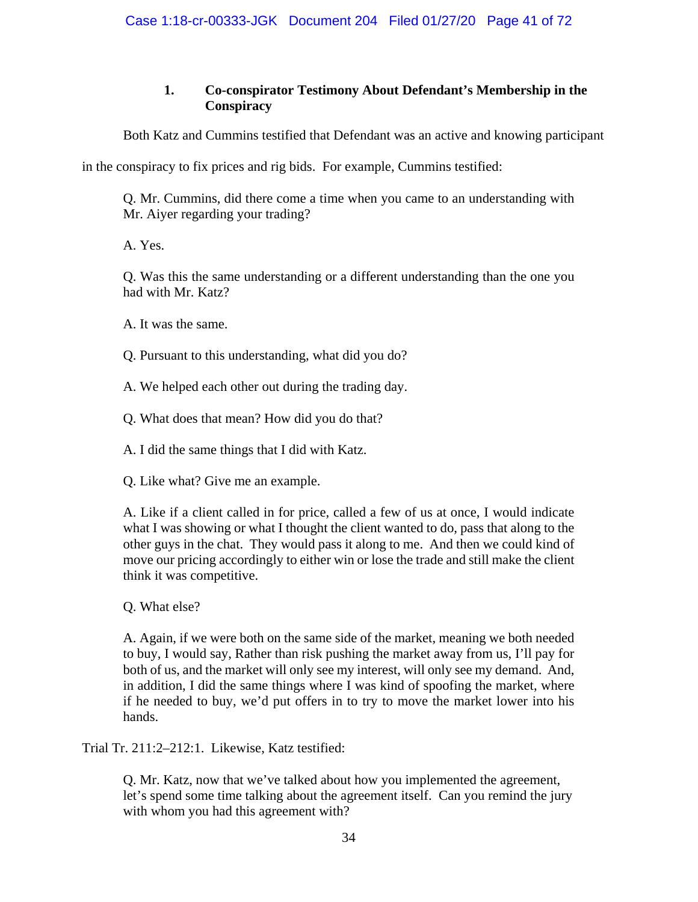### 1. Co-conspirator Testimony About Defendant's Membership in the Conspiracy

Both Katz and Cummins testified that Defendant was an active and knowing participant in the conspiracy to fix prices and rig bids. For example, Cummins testified:

> Q. Mr. Cummins, did there come a time when you came to an understanding with Mr. Aiyer regarding your trading?
>
> A. Yes.
>
> Q. Was this the same understanding or a different understanding than the one you had with Mr. Katz?
>
> A. It was the same.
>
> Q. Pursuant to this understanding, what did you do?
>
> A. We helped each other out during the trading day.
>
> Q. What does that mean? How did you do that?
>
> A. I did the same things that I did with Katz.
>
> Q. Like what? Give me an example.
>
> A. Like if a client called in for price, called a few of us at once, I would indicate what I was showing or what I thought the client wanted to do, pass that along to the other guys in the chat. They would pass it along to me. And then we could kind of move our pricing accordingly to either win or lose the trade and still make the client think it was competitive.
>
> Q. What else?
>
> A. Again, if we were both on the same side of the market, meaning we both needed to buy, I would say, Rather than risk pushing the market away from us, I'll pay for both of us, and the market will only see my interest, will only see my demand. And, in addition, I did the same things where I was kind of spoofing the market, where if he needed to buy, we'd put offers in to try to move the market lower into his hands.

Trial Tr. 211:2–212:1. Likewise, Katz testified:

> Q. Mr. Katz, now that we've talked about how you implemented the agreement, let's spend some time talking about the agreement itself. Can you remind the jury with whom you had this agreement with?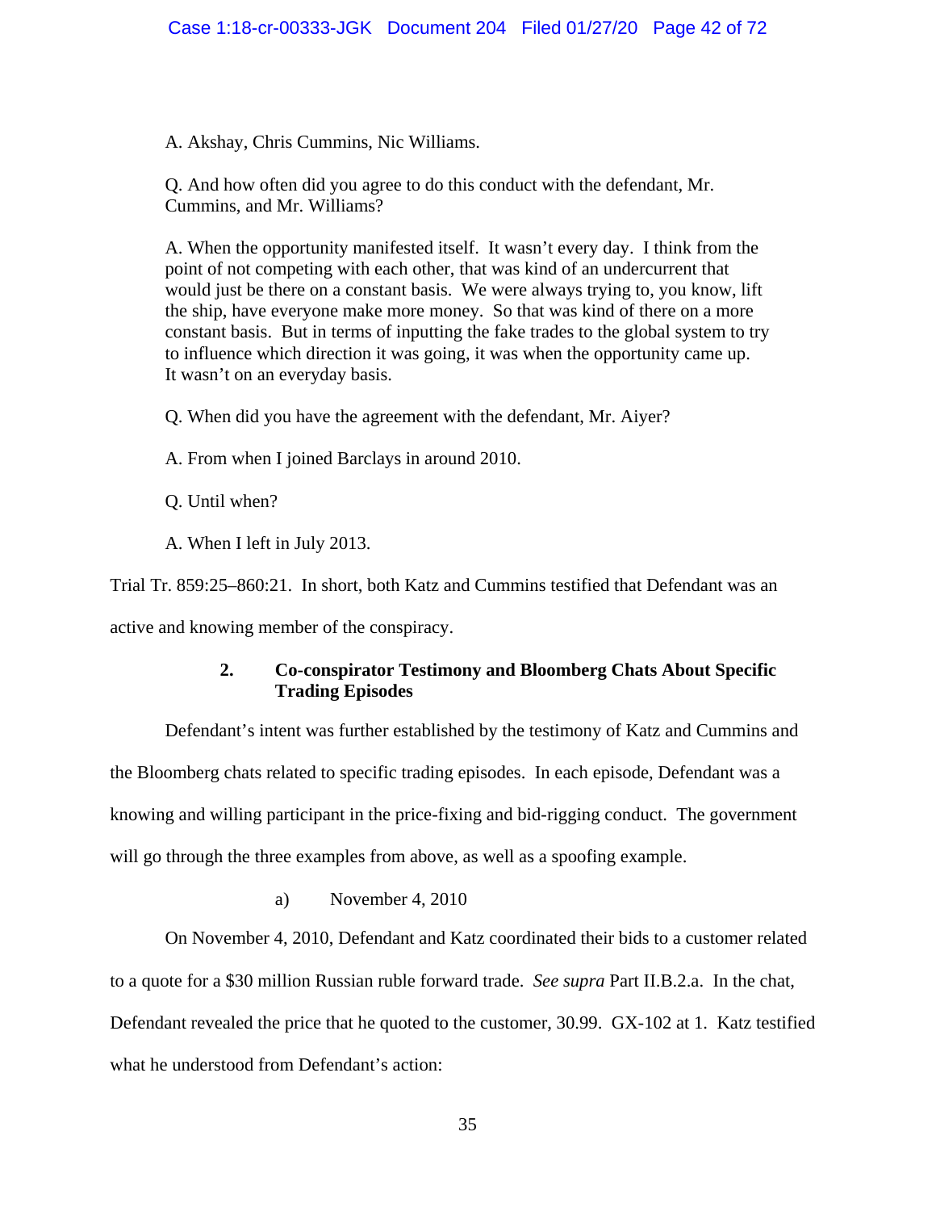A. Akshay, Chris Cummins, Nic Williams.

Q. And how often did you agree to do this conduct with the defendant, Mr. Cummins, and Mr. Williams?

A. When the opportunity manifested itself. It wasn't every day. I think from the point of not competing with each other, that was kind of an undercurrent that would just be there on a constant basis. We were always trying to, you know, lift the ship, have everyone make more money. So that was kind of there on a more constant basis. But in terms of inputting the fake trades to the global system to try to influence which direction it was going, it was when the opportunity came up. It wasn't on an everyday basis.

Q. When did you have the agreement with the defendant, Mr. Aiyer?

A. From when I joined Barclays in around 2010.

Q. Until when?

A. When I left in July 2013.

Trial Tr. 859:25–860:21. In short, both Katz and Cummins testified that Defendant was an active and knowing member of the conspiracy.

### 2. Co-conspirator Testimony and Bloomberg Chats About Specific Trading Episodes

Defendant's intent was further established by the testimony of Katz and Cummins and the Bloomberg chats related to specific trading episodes. In each episode, Defendant was a knowing and willing participant in the price-fixing and bid-rigging conduct. The government will go through the three examples from above, as well as a spoofing example.

#### a) November 4, 2010

On November 4, 2010, Defendant and Katz coordinated their bids to a customer related to a quote for a $30 million Russian ruble forward trade. *See supra* Part II.B.2.a. In the chat, Defendant revealed the price that he quoted to the customer, 30.99. GX-102 at 1. Katz testified what he understood from Defendant's action: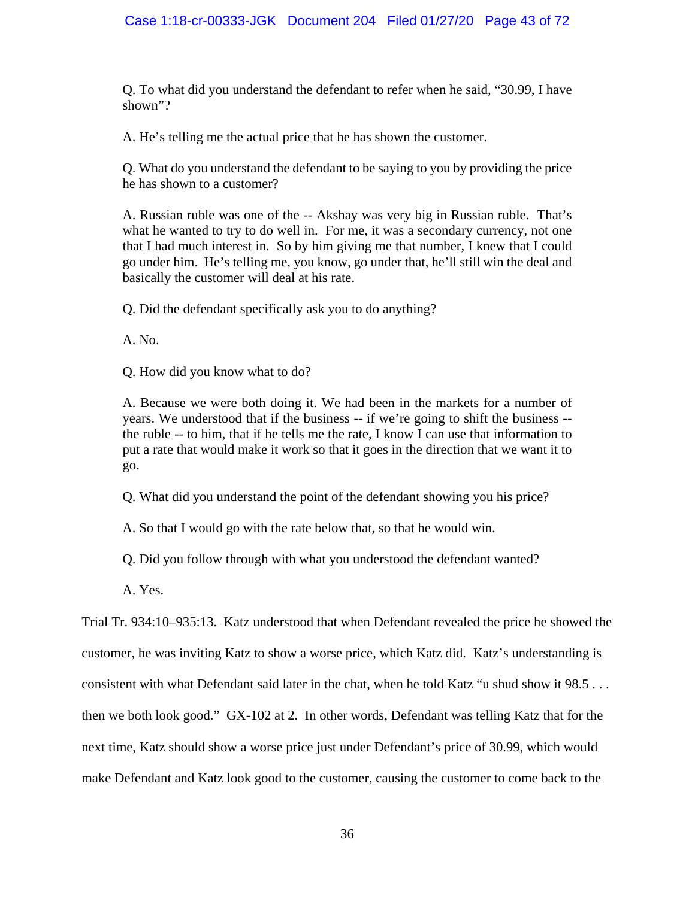Q. To what did you understand the defendant to refer when he said, "30.99, I have shown"?

A. He's telling me the actual price that he has shown the customer.

Q. What do you understand the defendant to be saying to you by providing the price he has shown to a customer?

A. Russian ruble was one of the -- Akshay was very big in Russian ruble. That's what he wanted to try to do well in. For me, it was a secondary currency, not one that I had much interest in. So by him giving me that number, I knew that I could go under him. He's telling me, you know, go under that, he'll still win the deal and basically the customer will deal at his rate.

Q. Did the defendant specifically ask you to do anything?

A. No.

Q. How did you know what to do?

A. Because we were both doing it. We had been in the markets for a number of years. We understood that if the business -- if we're going to shift the business -- the ruble -- to him, that if he tells me the rate, I know I can use that information to put a rate that would make it work so that it goes in the direction that we want it to go.

Q. What did you understand the point of the defendant showing you his price?

A. So that I would go with the rate below that, so that he would win.

Q. Did you follow through with what you understood the defendant wanted?

A. Yes.

Trial Tr. 934:10–935:13. Katz understood that when Defendant revealed the price he showed the customer, he was inviting Katz to show a worse price, which Katz did. Katz's understanding is consistent with what Defendant said later in the chat, when he told Katz "u shud show it 98.5 . . . then we both look good." GX-102 at 2. In other words, Defendant was telling Katz that for the next time, Katz should show a worse price just under Defendant's price of 30.99, which would make Defendant and Katz look good to the customer, causing the customer to come back to the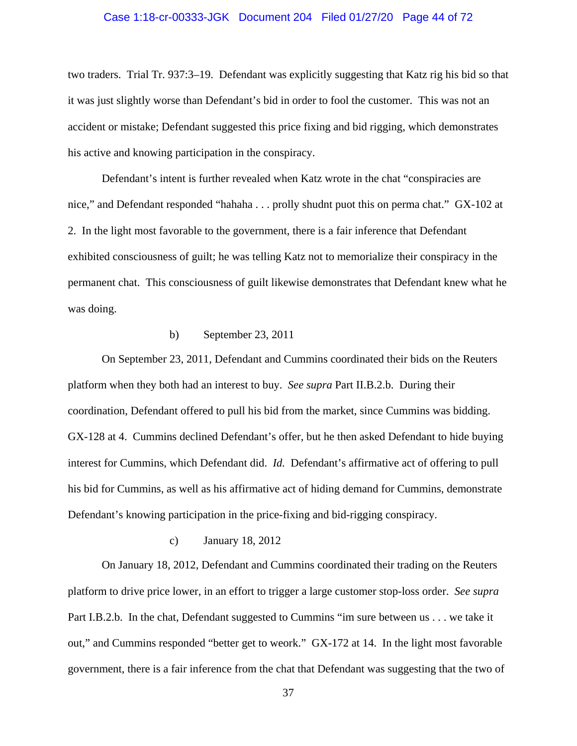two traders. Trial Tr. 937:3–19. Defendant was explicitly suggesting that Katz rig his bid so that it was just slightly worse than Defendant's bid in order to fool the customer. This was not an accident or mistake; Defendant suggested this price fixing and bid rigging, which demonstrates his active and knowing participation in the conspiracy.

Defendant's intent is further revealed when Katz wrote in the chat "conspiracies are nice," and Defendant responded "hahaha . . . prolly shudnt puot this on perma chat." GX-102 at 2. In the light most favorable to the government, there is a fair inference that Defendant exhibited consciousness of guilt; he was telling Katz not to memorialize their conspiracy in the permanent chat. This consciousness of guilt likewise demonstrates that Defendant knew what he was doing.

b) September 23, 2011

On September 23, 2011, Defendant and Cummins coordinated their bids on the Reuters platform when they both had an interest to buy. *See supra* Part II.B.2.b. During their coordination, Defendant offered to pull his bid from the market, since Cummins was bidding. GX-128 at 4. Cummins declined Defendant's offer, but he then asked Defendant to hide buying interest for Cummins, which Defendant did. *Id.* Defendant's affirmative act of offering to pull his bid for Cummins, as well as his affirmative act of hiding demand for Cummins, demonstrate Defendant's knowing participation in the price-fixing and bid-rigging conspiracy.

c) January 18, 2012

On January 18, 2012, Defendant and Cummins coordinated their trading on the Reuters platform to drive price lower, in an effort to trigger a large customer stop-loss order. *See supra* Part I.B.2.b. In the chat, Defendant suggested to Cummins "im sure between us . . . we take it out," and Cummins responded "better get to weork." GX-172 at 14. In the light most favorable government, there is a fair inference from the chat that Defendant was suggesting that the two of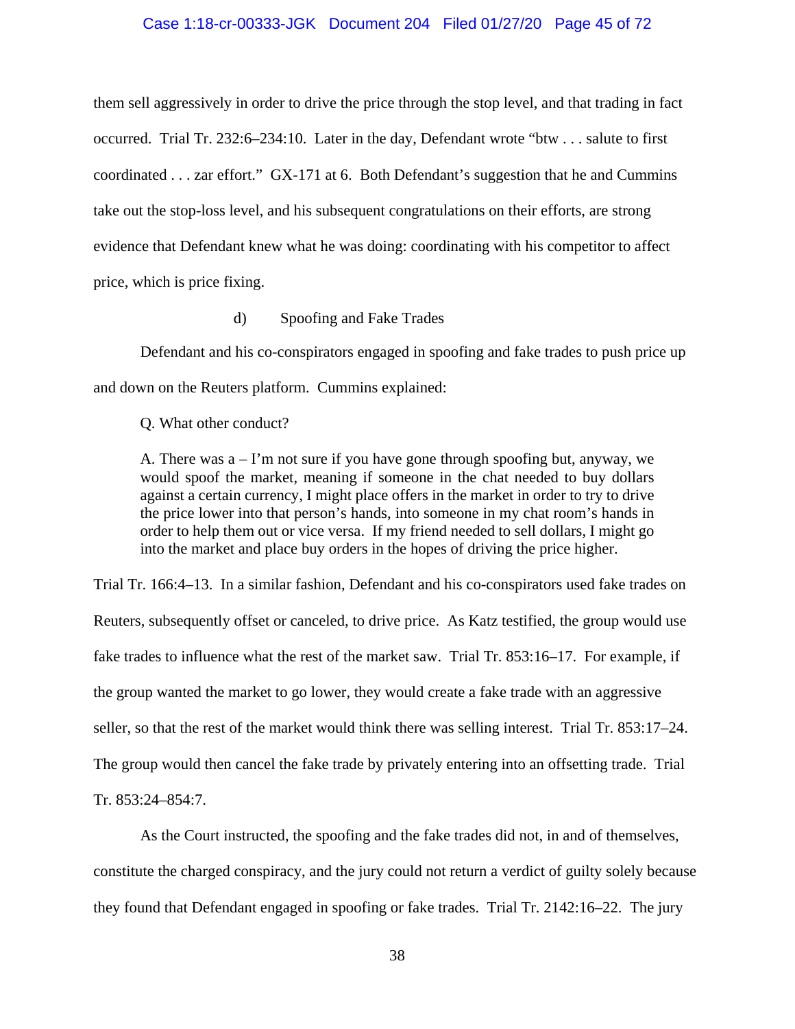them sell aggressively in order to drive the price through the stop level, and that trading in fact occurred. Trial Tr. 232:6–234:10. Later in the day, Defendant wrote "btw . . . salute to first coordinated . . . zar effort." GX-171 at 6. Both Defendant's suggestion that he and Cummins take out the stop-loss level, and his subsequent congratulations on their efforts, are strong evidence that Defendant knew what he was doing: coordinating with his competitor to affect price, which is price fixing.

d) Spoofing and Fake Trades

Defendant and his co-conspirators engaged in spoofing and fake trades to push price up and down on the Reuters platform. Cummins explained:

> Q. What other conduct?
>
> A. There was a – I'm not sure if you have gone through spoofing but, anyway, we would spoof the market, meaning if someone in the chat needed to buy dollars against a certain currency, I might place offers in the market in order to try to drive the price lower into that person's hands, into someone in my chat room's hands in order to help them out or vice versa. If my friend needed to sell dollars, I might go into the market and place buy orders in the hopes of driving the price higher.

Trial Tr. 166:4–13. In a similar fashion, Defendant and his co-conspirators used fake trades on Reuters, subsequently offset or canceled, to drive price. As Katz testified, the group would use fake trades to influence what the rest of the market saw. Trial Tr. 853:16–17. For example, if the group wanted the market to go lower, they would create a fake trade with an aggressive seller, so that the rest of the market would think there was selling interest. Trial Tr. 853:17–24. The group would then cancel the fake trade by privately entering into an offsetting trade. Trial Tr. 853:24–854:7.

As the Court instructed, the spoofing and the fake trades did not, in and of themselves, constitute the charged conspiracy, and the jury could not return a verdict of guilty solely because they found that Defendant engaged in spoofing or fake trades. Trial Tr. 2142:16–22. The jury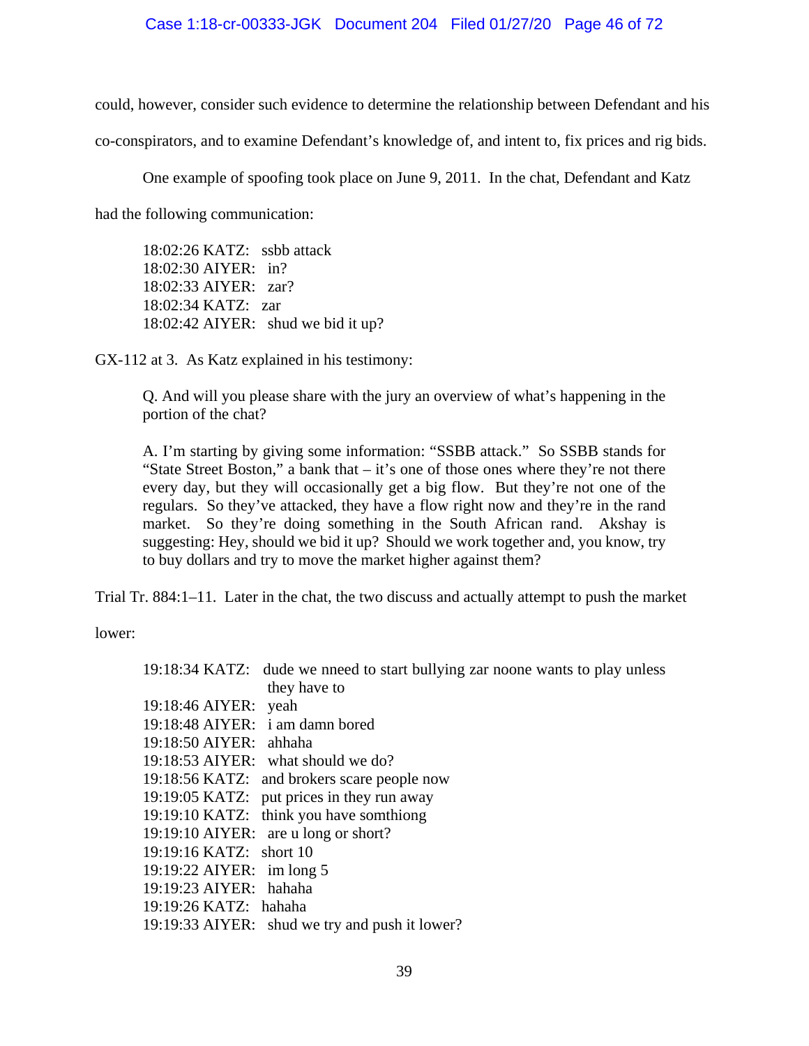could, however, consider such evidence to determine the relationship between Defendant and his co-conspirators, and to examine Defendant's knowledge of, and intent to, fix prices and rig bids.

One example of spoofing took place on June 9, 2011. In the chat, Defendant and Katz had the following communication:

> 18:02:26 KATZ: ssbb attack
> 18:02:30 AIYER: in?
> 18:02:33 AIYER: zar?
> 18:02:34 KATZ: zar
> 18:02:42 AIYER: shud we bid it up?

GX-112 at 3. As Katz explained in his testimony:

> Q. And will you please share with the jury an overview of what's happening in the portion of the chat?
>
> A. I'm starting by giving some information: "SSBB attack." So SSBB stands for "State Street Boston," a bank that – it's one of those ones where they're not there every day, but they will occasionally get a big flow. But they're not one of the regulars. So they've attacked, they have a flow right now and they're in the rand market. So they're doing something in the South African rand. Akshay is suggesting: Hey, should we bid it up? Should we work together and, you know, try to buy dollars and try to move the market higher against them?

Trial Tr. 884:1–11. Later in the chat, the two discuss and actually attempt to push the market lower:

> 19:18:34 KATZ: dude we nneed to start bullying zar noone wants to play unless they have to
> 19:18:46 AIYER: yeah
> 19:18:48 AIYER: i am damn bored
> 19:18:50 AIYER: ahhaha
> 19:18:53 AIYER: what should we do?
> 19:18:56 KATZ: and brokers scare people now
> 19:19:05 KATZ: put prices in they run away
> 19:19:10 KATZ: think you have somthiong
> 19:19:10 AIYER: are u long or short?
> 19:19:16 KATZ: short 10
> 19:19:22 AIYER: im long 5
> 19:19:23 AIYER: hahaha
> 19:19:26 KATZ: hahaha
> 19:19:33 AIYER: shud we try and push it lower?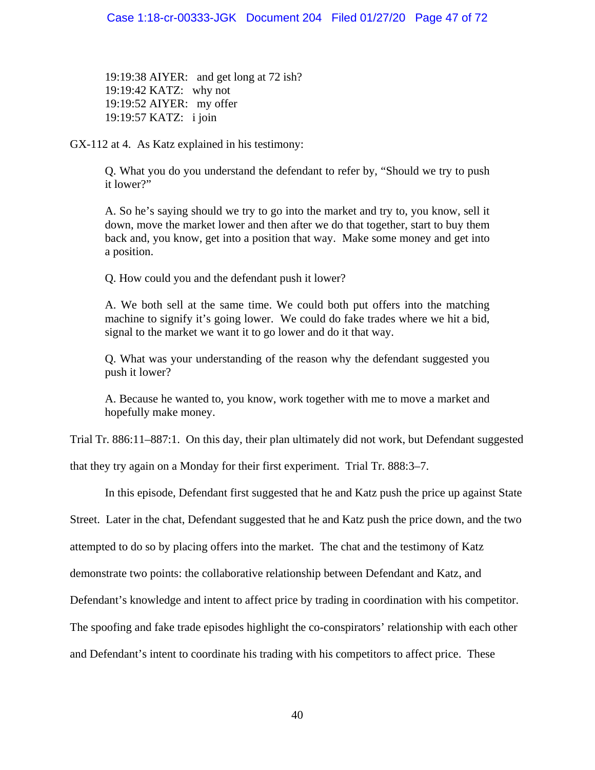> 19:19:38 AIYER: and get long at 72 ish?
> 19:19:42 KATZ: why not
> 19:19:52 AIYER: my offer
> 19:19:57 KATZ: i join

GX-112 at 4. As Katz explained in his testimony:

> Q. What you do you understand the defendant to refer by, "Should we try to push it lower?"
>
> A. So he's saying should we try to go into the market and try to, you know, sell it down, move the market lower and then after we do that together, start to buy them back and, you know, get into a position that way. Make some money and get into a position.
>
> Q. How could you and the defendant push it lower?
>
> A. We both sell at the same time. We could both put offers into the matching machine to signify it's going lower. We could do fake trades where we hit a bid, signal to the market we want it to go lower and do it that way.
>
> Q. What was your understanding of the reason why the defendant suggested you push it lower?
>
> A. Because he wanted to, you know, work together with me to move a market and hopefully make money.

Trial Tr. 886:11–887:1. On this day, their plan ultimately did not work, but Defendant suggested that they try again on a Monday for their first experiment. Trial Tr. 888:3–7.

In this episode, Defendant first suggested that he and Katz push the price up against State Street. Later in the chat, Defendant suggested that he and Katz push the price down, and the two attempted to do so by placing offers into the market. The chat and the testimony of Katz demonstrate two points: the collaborative relationship between Defendant and Katz, and Defendant's knowledge and intent to affect price by trading in coordination with his competitor. The spoofing and fake trade episodes highlight the co-conspirators' relationship with each other and Defendant's intent to coordinate his trading with his competitors to affect price. These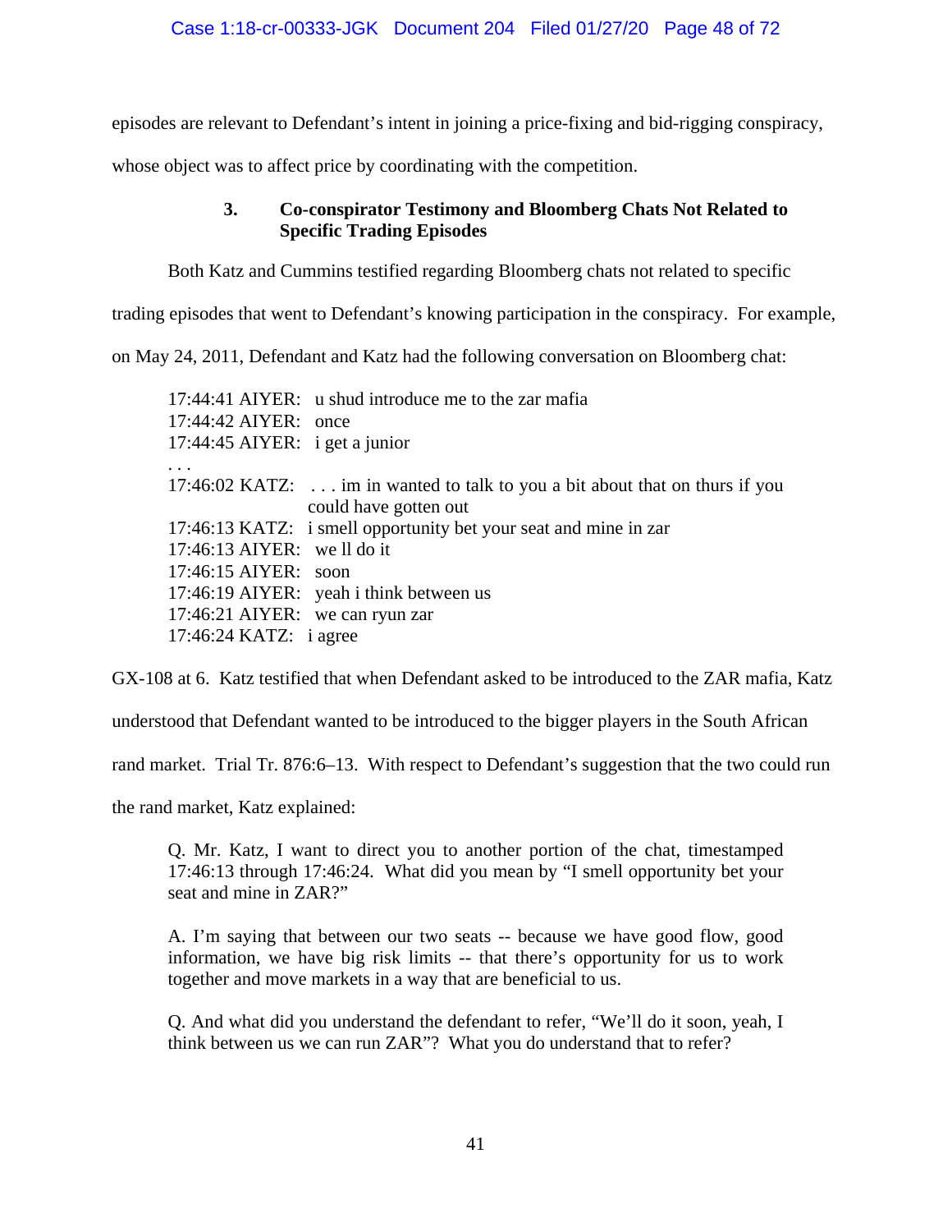episodes are relevant to Defendant's intent in joining a price-fixing and bid-rigging conspiracy, whose object was to affect price by coordinating with the competition.

### 3. Co-conspirator Testimony and Bloomberg Chats Not Related to Specific Trading Episodes

Both Katz and Cummins testified regarding Bloomberg chats not related to specific trading episodes that went to Defendant's knowing participation in the conspiracy. For example, on May 24, 2011, Defendant and Katz had the following conversation on Bloomberg chat:

> 17:44:41 AIYER: u shud introduce me to the zar mafia
> 17:44:42 AIYER: once
> 17:44:45 AIYER: i get a junior
> . . .
> 17:46:02 KATZ: . . . im in wanted to talk to you a bit about that on thurs if you could have gotten out
> 17:46:13 KATZ: i smell opportunity bet your seat and mine in zar
> 17:46:13 AIYER: we ll do it
> 17:46:15 AIYER: soon
> 17:46:19 AIYER: yeah i think between us
> 17:46:21 AIYER: we can ryun zar
> 17:46:24 KATZ: i agree

GX-108 at 6. Katz testified that when Defendant asked to be introduced to the ZAR mafia, Katz understood that Defendant wanted to be introduced to the bigger players in the South African rand market. Trial Tr. 876:6–13. With respect to Defendant's suggestion that the two could run the rand market, Katz explained:

> Q. Mr. Katz, I want to direct you to another portion of the chat, timestamped 17:46:13 through 17:46:24. What did you mean by "I smell opportunity bet your seat and mine in ZAR?"
>
> A. I'm saying that between our two seats -- because we have good flow, good information, we have big risk limits -- that there's opportunity for us to work together and move markets in a way that are beneficial to us.
>
> Q. And what did you understand the defendant to refer, "We'll do it soon, yeah, I think between us we can run ZAR"? What you do understand that to refer?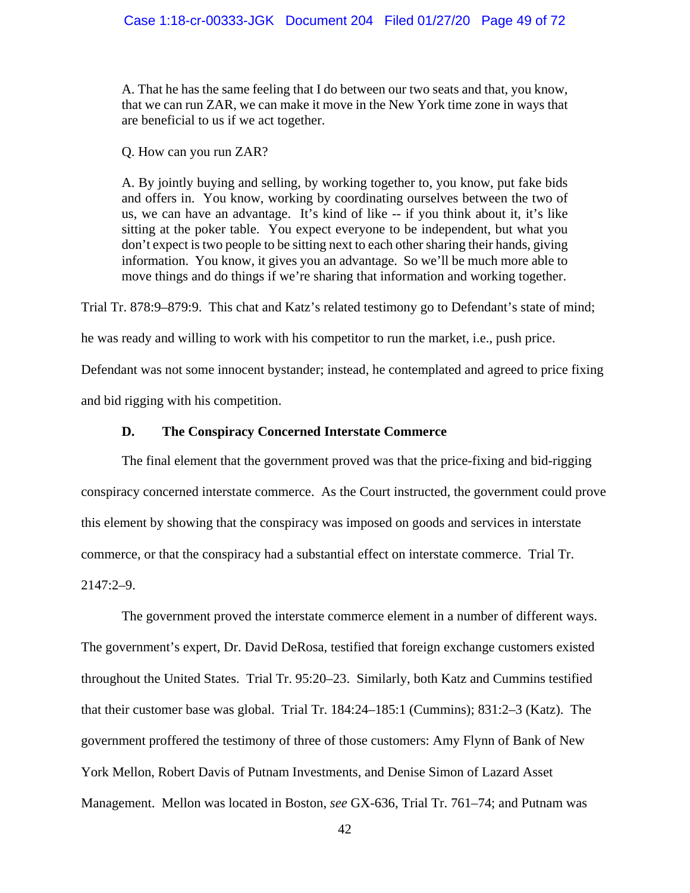> A. That he has the same feeling that I do between our two seats and that, you know, that we can run ZAR, we can make it move in the New York time zone in ways that are beneficial to us if we act together.
>
> Q. How can you run ZAR?
>
> A. By jointly buying and selling, by working together to, you know, put fake bids and offers in. You know, working by coordinating ourselves between the two of us, we can have an advantage. It's kind of like -- if you think about it, it's like sitting at the poker table. You expect everyone to be independent, but what you don't expect is two people to be sitting next to each other sharing their hands, giving information. You know, it gives you an advantage. So we'll be much more able to move things and do things if we're sharing that information and working together.

Trial Tr. 878:9–879:9. This chat and Katz's related testimony go to Defendant's state of mind; he was ready and willing to work with his competitor to run the market, i.e., push price. Defendant was not some innocent bystander; instead, he contemplated and agreed to price fixing and bid rigging with his competition.

### D. The Conspiracy Concerned Interstate Commerce

The final element that the government proved was that the price-fixing and bid-rigging conspiracy concerned interstate commerce. As the Court instructed, the government could prove this element by showing that the conspiracy was imposed on goods and services in interstate commerce, or that the conspiracy had a substantial effect on interstate commerce. Trial Tr. 2147:2–9.

The government proved the interstate commerce element in a number of different ways. The government's expert, Dr. David DeRosa, testified that foreign exchange customers existed throughout the United States. Trial Tr. 95:20–23. Similarly, both Katz and Cummins testified that their customer base was global. Trial Tr. 184:24–185:1 (Cummins); 831:2–3 (Katz). The government proffered the testimony of three of those customers: Amy Flynn of Bank of New York Mellon, Robert Davis of Putnam Investments, and Denise Simon of Lazard Asset Management. Mellon was located in Boston, *see* GX-636, Trial Tr. 761–74; and Putnam was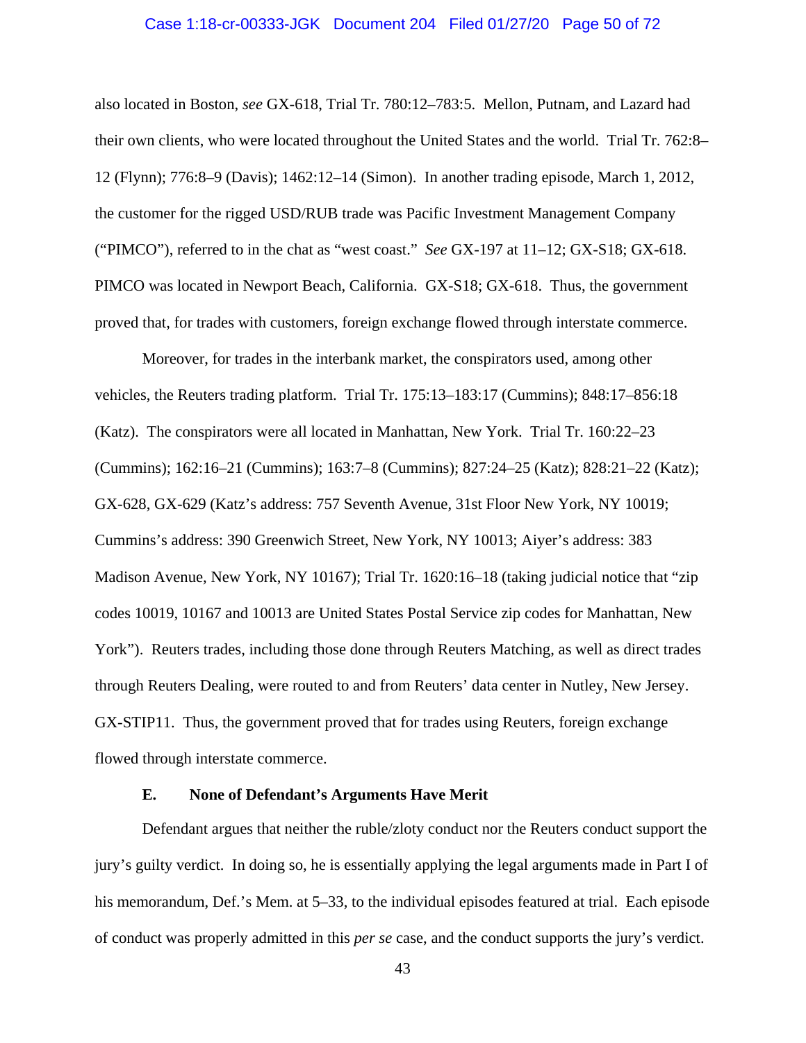also located in Boston, *see* GX-618, Trial Tr. 780:12–783:5. Mellon, Putnam, and Lazard had their own clients, who were located throughout the United States and the world. Trial Tr. 762:8–12 (Flynn); 776:8–9 (Davis); 1462:12–14 (Simon). In another trading episode, March 1, 2012, the customer for the rigged USD/RUB trade was Pacific Investment Management Company ("PIMCO"), referred to in the chat as "west coast." *See* GX-197 at 11–12; GX-S18; GX-618. PIMCO was located in Newport Beach, California. GX-S18; GX-618. Thus, the government proved that, for trades with customers, foreign exchange flowed through interstate commerce.

Moreover, for trades in the interbank market, the conspirators used, among other vehicles, the Reuters trading platform. Trial Tr. 175:13–183:17 (Cummins); 848:17–856:18 (Katz). The conspirators were all located in Manhattan, New York. Trial Tr. 160:22–23 (Cummins); 162:16–21 (Cummins); 163:7–8 (Cummins); 827:24–25 (Katz); 828:21–22 (Katz); GX-628, GX-629 (Katz's address: 757 Seventh Avenue, 31st Floor New York, NY 10019; Cummins's address: 390 Greenwich Street, New York, NY 10013; Aiyer's address: 383 Madison Avenue, New York, NY 10167); Trial Tr. 1620:16–18 (taking judicial notice that "zip codes 10019, 10167 and 10013 are United States Postal Service zip codes for Manhattan, New York"). Reuters trades, including those done through Reuters Matching, as well as direct trades through Reuters Dealing, were routed to and from Reuters' data center in Nutley, New Jersey. GX-STIP11. Thus, the government proved that for trades using Reuters, foreign exchange flowed through interstate commerce.

### E. None of Defendant's Arguments Have Merit

Defendant argues that neither the ruble/zloty conduct nor the Reuters conduct support the jury's guilty verdict. In doing so, he is essentially applying the legal arguments made in Part I of his memorandum, Def.'s Mem. at 5–33, to the individual episodes featured at trial. Each episode of conduct was properly admitted in this *per se* case, and the conduct supports the jury's verdict.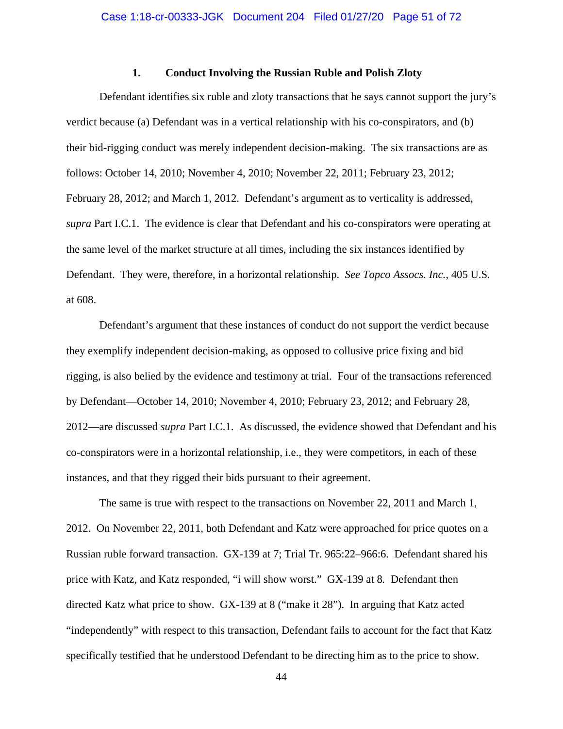### 1. Conduct Involving the Russian Ruble and Polish Zloty

Defendant identifies six ruble and zloty transactions that he says cannot support the jury's verdict because (a) Defendant was in a vertical relationship with his co-conspirators, and (b) their bid-rigging conduct was merely independent decision-making. The six transactions are as follows: October 14, 2010; November 4, 2010; November 22, 2011; February 23, 2012; February 28, 2012; and March 1, 2012. Defendant's argument as to verticality is addressed, *supra* Part I.C.1. The evidence is clear that Defendant and his co-conspirators were operating at the same level of the market structure at all times, including the six instances identified by Defendant. They were, therefore, in a horizontal relationship. *See Topco Assocs. Inc.*, 405 U.S. at 608.

Defendant's argument that these instances of conduct do not support the verdict because they exemplify independent decision-making, as opposed to collusive price fixing and bid rigging, is also belied by the evidence and testimony at trial. Four of the transactions referenced by Defendant—October 14, 2010; November 4, 2010; February 23, 2012; and February 28, 2012—are discussed *supra* Part I.C.1. As discussed, the evidence showed that Defendant and his co-conspirators were in a horizontal relationship, i.e., they were competitors, in each of these instances, and that they rigged their bids pursuant to their agreement.

The same is true with respect to the transactions on November 22, 2011 and March 1, 2012. On November 22, 2011, both Defendant and Katz were approached for price quotes on a Russian ruble forward transaction. GX-139 at 7; Trial Tr. 965:22–966:6. Defendant shared his price with Katz, and Katz responded, "i will show worst." GX-139 at 8. Defendant then directed Katz what price to show. GX-139 at 8 ("make it 28"). In arguing that Katz acted "independently" with respect to this transaction, Defendant fails to account for the fact that Katz specifically testified that he understood Defendant to be directing him as to the price to show.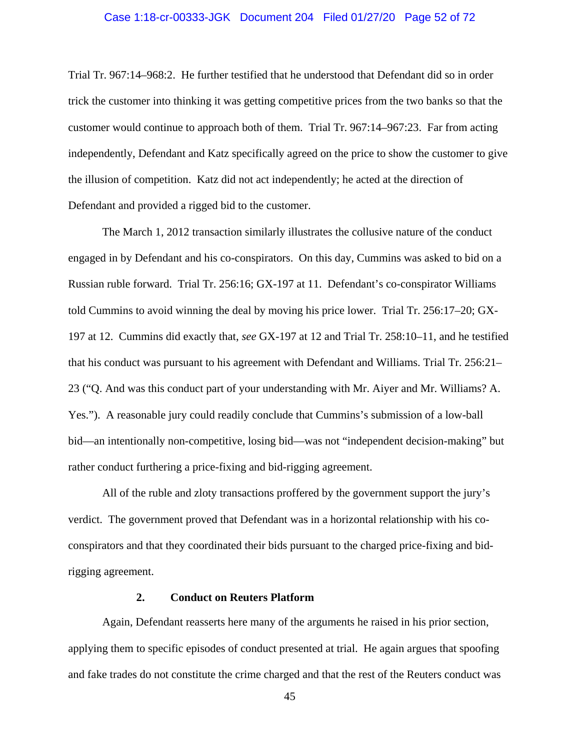Trial Tr. 967:14–968:2. He further testified that he understood that Defendant did so in order trick the customer into thinking it was getting competitive prices from the two banks so that the customer would continue to approach both of them. Trial Tr. 967:14–967:23. Far from acting independently, Defendant and Katz specifically agreed on the price to show the customer to give the illusion of competition. Katz did not act independently; he acted at the direction of Defendant and provided a rigged bid to the customer.

The March 1, 2012 transaction similarly illustrates the collusive nature of the conduct engaged in by Defendant and his co-conspirators. On this day, Cummins was asked to bid on a Russian ruble forward. Trial Tr. 256:16; GX-197 at 11. Defendant's co-conspirator Williams told Cummins to avoid winning the deal by moving his price lower. Trial Tr. 256:17–20; GX-197 at 12. Cummins did exactly that, *see* GX-197 at 12 and Trial Tr. 258:10–11, and he testified that his conduct was pursuant to his agreement with Defendant and Williams. Trial Tr. 256:21–23 ("Q. And was this conduct part of your understanding with Mr. Aiyer and Mr. Williams? A. Yes."). A reasonable jury could readily conclude that Cummins's submission of a low-ball bid—an intentionally non-competitive, losing bid—was not "independent decision-making" but rather conduct furthering a price-fixing and bid-rigging agreement.

All of the ruble and zloty transactions proffered by the government support the jury's verdict. The government proved that Defendant was in a horizontal relationship with his co-conspirators and that they coordinated their bids pursuant to the charged price-fixing and bid-rigging agreement.

### 2. Conduct on Reuters Platform

Again, Defendant reasserts here many of the arguments he raised in his prior section, applying them to specific episodes of conduct presented at trial. He again argues that spoofing and fake trades do not constitute the crime charged and that the rest of the Reuters conduct was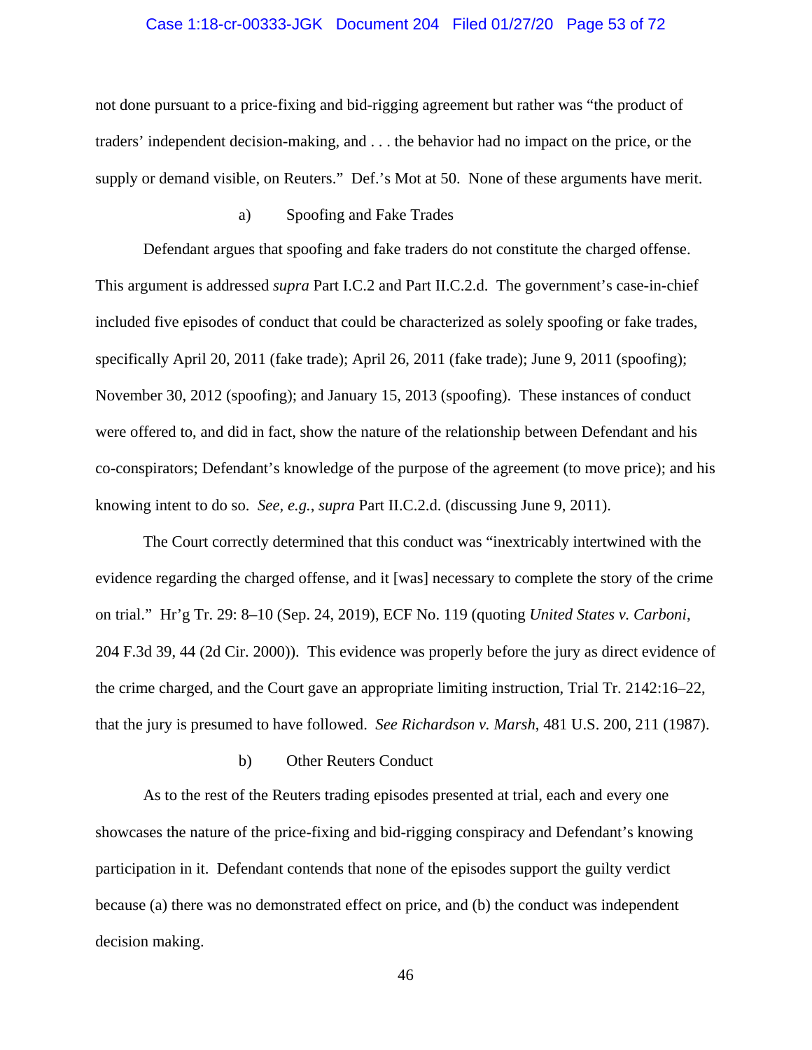not done pursuant to a price-fixing and bid-rigging agreement but rather was "the product of traders' independent decision-making, and . . . the behavior had no impact on the price, or the supply or demand visible, on Reuters." Def.'s Mot at 50. None of these arguments have merit.

a) Spoofing and Fake Trades

Defendant argues that spoofing and fake traders do not constitute the charged offense. This argument is addressed *supra* Part I.C.2 and Part II.C.2.d. The government's case-in-chief included five episodes of conduct that could be characterized as solely spoofing or fake trades, specifically April 20, 2011 (fake trade); April 26, 2011 (fake trade); June 9, 2011 (spoofing); November 30, 2012 (spoofing); and January 15, 2013 (spoofing). These instances of conduct were offered to, and did in fact, show the nature of the relationship between Defendant and his co-conspirators; Defendant's knowledge of the purpose of the agreement (to move price); and his knowing intent to do so. *See, e.g.*, *supra* Part II.C.2.d. (discussing June 9, 2011).

The Court correctly determined that this conduct was "inextricably intertwined with the evidence regarding the charged offense, and it [was] necessary to complete the story of the crime on trial." Hr'g Tr. 29: 8–10 (Sep. 24, 2019), ECF No. 119 (quoting *United States v. Carboni*, 204 F.3d 39, 44 (2d Cir. 2000)). This evidence was properly before the jury as direct evidence of the crime charged, and the Court gave an appropriate limiting instruction, Trial Tr. 2142:16–22, that the jury is presumed to have followed. *See Richardson v. Marsh*, 481 U.S. 200, 211 (1987).

b) Other Reuters Conduct

As to the rest of the Reuters trading episodes presented at trial, each and every one showcases the nature of the price-fixing and bid-rigging conspiracy and Defendant's knowing participation in it. Defendant contends that none of the episodes support the guilty verdict because (a) there was no demonstrated effect on price, and (b) the conduct was independent decision making.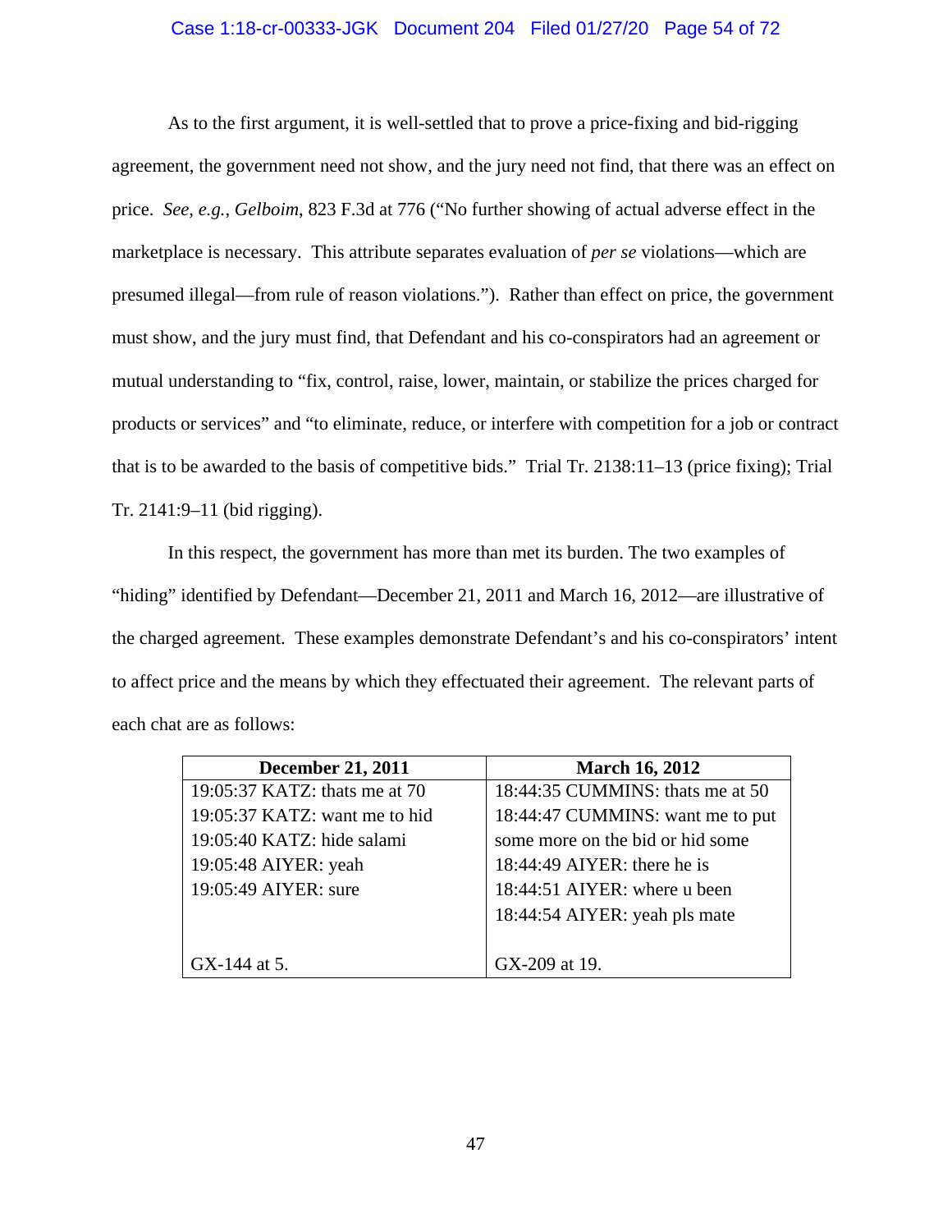As to the first argument, it is well-settled that to prove a price-fixing and bid-rigging agreement, the government need not show, and the jury need not find, that there was an effect on price. *See, e.g.*, *Gelboim*, 823 F.3d at 776 ("No further showing of actual adverse effect in the marketplace is necessary. This attribute separates evaluation of *per se* violations—which are presumed illegal—from rule of reason violations."). Rather than effect on price, the government must show, and the jury must find, that Defendant and his co-conspirators had an agreement or mutual understanding to "fix, control, raise, lower, maintain, or stabilize the prices charged for products or services" and "to eliminate, reduce, or interfere with competition for a job or contract that is to be awarded to the basis of competitive bids." Trial Tr. 2138:11–13 (price fixing); Trial Tr. 2141:9–11 (bid rigging).

In this respect, the government has more than met its burden. The two examples of "hiding" identified by Defendant—December 21, 2011 and March 16, 2012—are illustrative of the charged agreement. These examples demonstrate Defendant's and his co-conspirators' intent to affect price and the means by which they effectuated their agreement. The relevant parts of each chat are as follows:

| **December 21, 2011** | **March 16, 2012** |
|---|---|
| 19:05:37 KATZ: thats me at 70<br>19:05:37 KATZ: want me to hid<br>19:05:40 KATZ: hide salami<br>19:05:48 AIYER: yeah<br>19:05:49 AIYER: sure<br><br>GX-144 at 5. | 18:44:35 CUMMINS: thats me at 50<br>18:44:47 CUMMINS: want me to put some more on the bid or hid some<br>18:44:49 AIYER: there he is<br>18:44:51 AIYER: where u been<br>18:44:54 AIYER: yeah pls mate<br><br>GX-209 at 19. |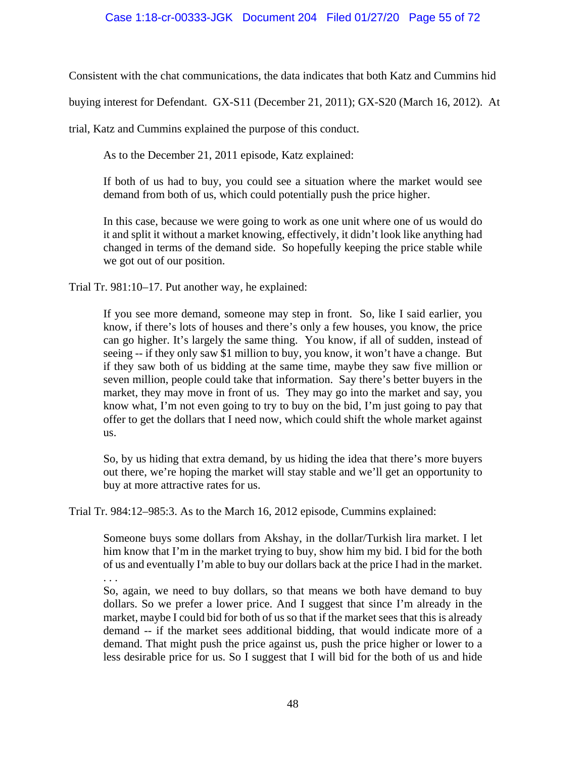Consistent with the chat communications, the data indicates that both Katz and Cummins hid buying interest for Defendant. GX-S11 (December 21, 2011); GX-S20 (March 16, 2012). At trial, Katz and Cummins explained the purpose of this conduct.

As to the December 21, 2011 episode, Katz explained:

> If both of us had to buy, you could see a situation where the market would see demand from both of us, which could potentially push the price higher.
>
> In this case, because we were going to work as one unit where one of us would do it and split it without a market knowing, effectively, it didn't look like anything had changed in terms of the demand side. So hopefully keeping the price stable while we got out of our position.

Trial Tr. 981:10–17. Put another way, he explained:

> If you see more demand, someone may step in front. So, like I said earlier, you know, if there's lots of houses and there's only a few houses, you know, the price can go higher. It's largely the same thing. You know, if all of sudden, instead of seeing -- if they only saw $1 million to buy, you know, it won't have a change. But if they saw both of us bidding at the same time, maybe they saw five million or seven million, people could take that information. Say there's better buyers in the market, they may move in front of us. They may go into the market and say, you know what, I'm not even going to try to buy on the bid, I'm just going to pay that offer to get the dollars that I need now, which could shift the whole market against us.
>
> So, by us hiding that extra demand, by us hiding the idea that there's more buyers out there, we're hoping the market will stay stable and we'll get an opportunity to buy at more attractive rates for us.

Trial Tr. 984:12–985:3. As to the March 16, 2012 episode, Cummins explained:

> Someone buys some dollars from Akshay, in the dollar/Turkish lira market. I let him know that I'm in the market trying to buy, show him my bid. I bid for the both of us and eventually I'm able to buy our dollars back at the price I had in the market.
> . . .
> So, again, we need to buy dollars, so that means we both have demand to buy dollars. So we prefer a lower price. And I suggest that since I'm already in the market, maybe I could bid for both of us so that if the market sees that this is already demand -- if the market sees additional bidding, that would indicate more of a demand. That might push the price against us, push the price higher or lower to a less desirable price for us. So I suggest that I will bid for the both of us and hide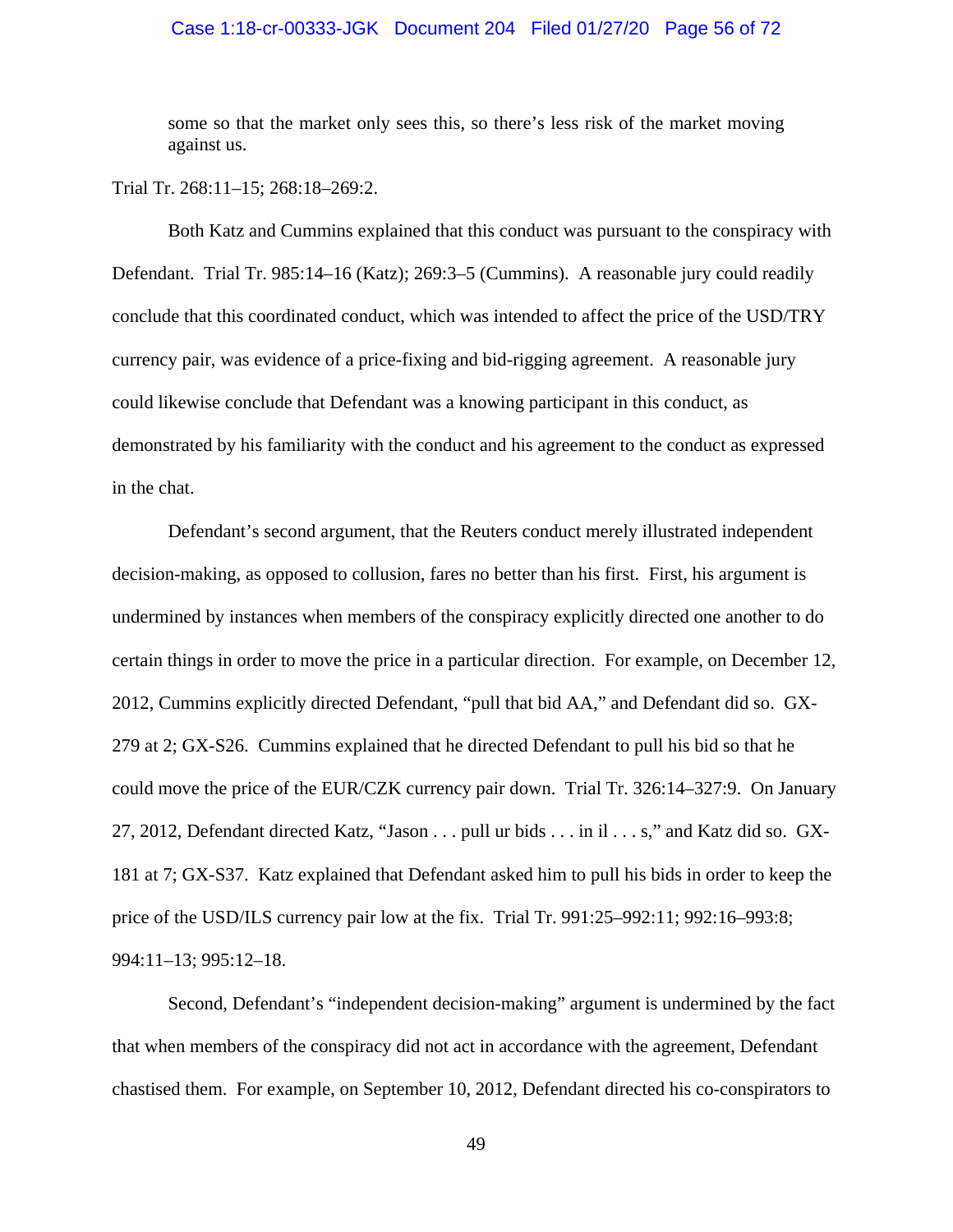> some so that the market only sees this, so there's less risk of the market moving against us.

Trial Tr. 268:11–15; 268:18–269:2.

Both Katz and Cummins explained that this conduct was pursuant to the conspiracy with Defendant. Trial Tr. 985:14–16 (Katz); 269:3–5 (Cummins). A reasonable jury could readily conclude that this coordinated conduct, which was intended to affect the price of the USD/TRY currency pair, was evidence of a price-fixing and bid-rigging agreement. A reasonable jury could likewise conclude that Defendant was a knowing participant in this conduct, as demonstrated by his familiarity with the conduct and his agreement to the conduct as expressed in the chat.

Defendant's second argument, that the Reuters conduct merely illustrated independent decision-making, as opposed to collusion, fares no better than his first. First, his argument is undermined by instances when members of the conspiracy explicitly directed one another to do certain things in order to move the price in a particular direction. For example, on December 12, 2012, Cummins explicitly directed Defendant, "pull that bid AA," and Defendant did so. GX-279 at 2; GX-S26. Cummins explained that he directed Defendant to pull his bid so that he could move the price of the EUR/CZK currency pair down. Trial Tr. 326:14–327:9. On January 27, 2012, Defendant directed Katz, "Jason . . . pull ur bids . . . in il . . . s," and Katz did so. GX-181 at 7; GX-S37. Katz explained that Defendant asked him to pull his bids in order to keep the price of the USD/ILS currency pair low at the fix. Trial Tr. 991:25–992:11; 992:16–993:8; 994:11–13; 995:12–18.

Second, Defendant's "independent decision-making" argument is undermined by the fact that when members of the conspiracy did not act in accordance with the agreement, Defendant chastised them. For example, on September 10, 2012, Defendant directed his co-conspirators to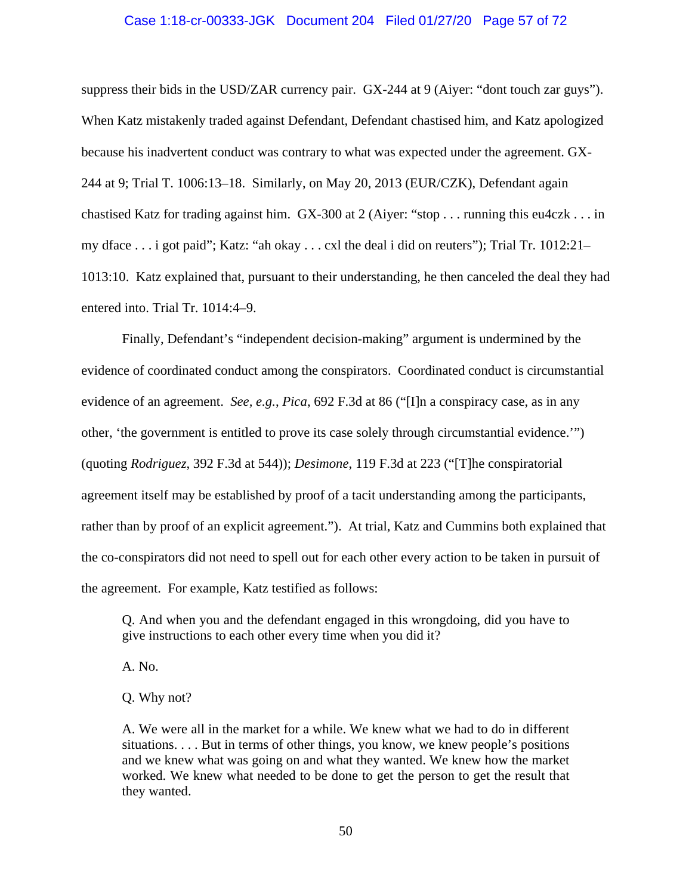suppress their bids in the USD/ZAR currency pair. GX-244 at 9 (Aiyer: "dont touch zar guys"). When Katz mistakenly traded against Defendant, Defendant chastised him, and Katz apologized because his inadvertent conduct was contrary to what was expected under the agreement. GX-244 at 9; Trial T. 1006:13–18. Similarly, on May 20, 2013 (EUR/CZK), Defendant again chastised Katz for trading against him. GX-300 at 2 (Aiyer: "stop . . . running this eu4czk . . . in my dface . . . i got paid"; Katz: "ah okay . . . cxl the deal i did on reuters"); Trial Tr. 1012:21–1013:10. Katz explained that, pursuant to their understanding, he then canceled the deal they had entered into. Trial Tr. 1014:4–9.

Finally, Defendant's "independent decision-making" argument is undermined by the evidence of coordinated conduct among the conspirators. Coordinated conduct is circumstantial evidence of an agreement. *See, e.g.*, *Pica*, 692 F.3d at 86 ("[I]n a conspiracy case, as in any other, 'the government is entitled to prove its case solely through circumstantial evidence.'") (quoting *Rodriguez*, 392 F.3d at 544)); *Desimone*, 119 F.3d at 223 ("[T]he conspiratorial agreement itself may be established by proof of a tacit understanding among the participants, rather than by proof of an explicit agreement."). At trial, Katz and Cummins both explained that the co-conspirators did not need to spell out for each other every action to be taken in pursuit of the agreement. For example, Katz testified as follows:

> Q. And when you and the defendant engaged in this wrongdoing, did you have to give instructions to each other every time when you did it?
>
> A. No.
>
> Q. Why not?
>
> A. We were all in the market for a while. We knew what we had to do in different situations. . . . But in terms of other things, you know, we knew people's positions and we knew what was going on and what they wanted. We knew how the market worked. We knew what needed to be done to get the person to get the result that they wanted.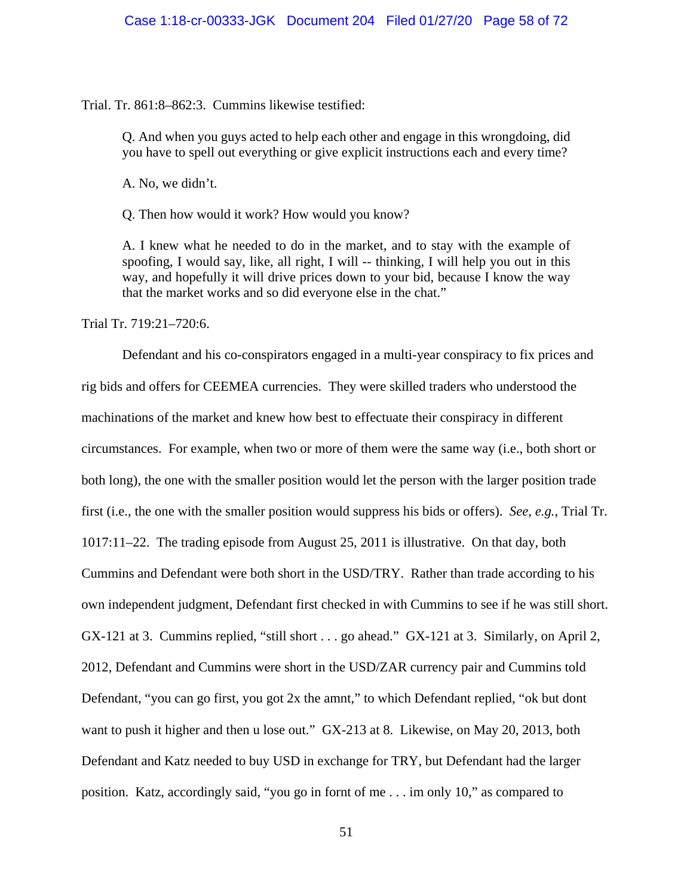Trial. Tr. 861:8–862:3. Cummins likewise testified:

> Q. And when you guys acted to help each other and engage in this wrongdoing, did you have to spell out everything or give explicit instructions each and every time?
>
> A. No, we didn't.
>
> Q. Then how would it work? How would you know?
>
> A. I knew what he needed to do in the market, and to stay with the example of spoofing, I would say, like, all right, I will -- thinking, I will help you out in this way, and hopefully it will drive prices down to your bid, because I know the way that the market works and so did everyone else in the chat."

Trial Tr. 719:21–720:6.

Defendant and his co-conspirators engaged in a multi-year conspiracy to fix prices and rig bids and offers for CEEMEA currencies. They were skilled traders who understood the machinations of the market and knew how best to effectuate their conspiracy in different circumstances. For example, when two or more of them were the same way (i.e., both short or both long), the one with the smaller position would let the person with the larger position trade first (i.e., the one with the smaller position would suppress his bids or offers). *See, e.g.*, Trial Tr. 1017:11–22. The trading episode from August 25, 2011 is illustrative. On that day, both Cummins and Defendant were both short in the USD/TRY. Rather than trade according to his own independent judgment, Defendant first checked in with Cummins to see if he was still short. GX-121 at 3. Cummins replied, "still short . . . go ahead." GX-121 at 3. Similarly, on April 2, 2012, Defendant and Cummins were short in the USD/ZAR currency pair and Cummins told Defendant, "you can go first, you got 2x the amnt," to which Defendant replied, "ok but dont want to push it higher and then u lose out." GX-213 at 8. Likewise, on May 20, 2013, both Defendant and Katz needed to buy USD in exchange for TRY, but Defendant had the larger position. Katz, accordingly said, "you go in fornt of me . . . im only 10," as compared to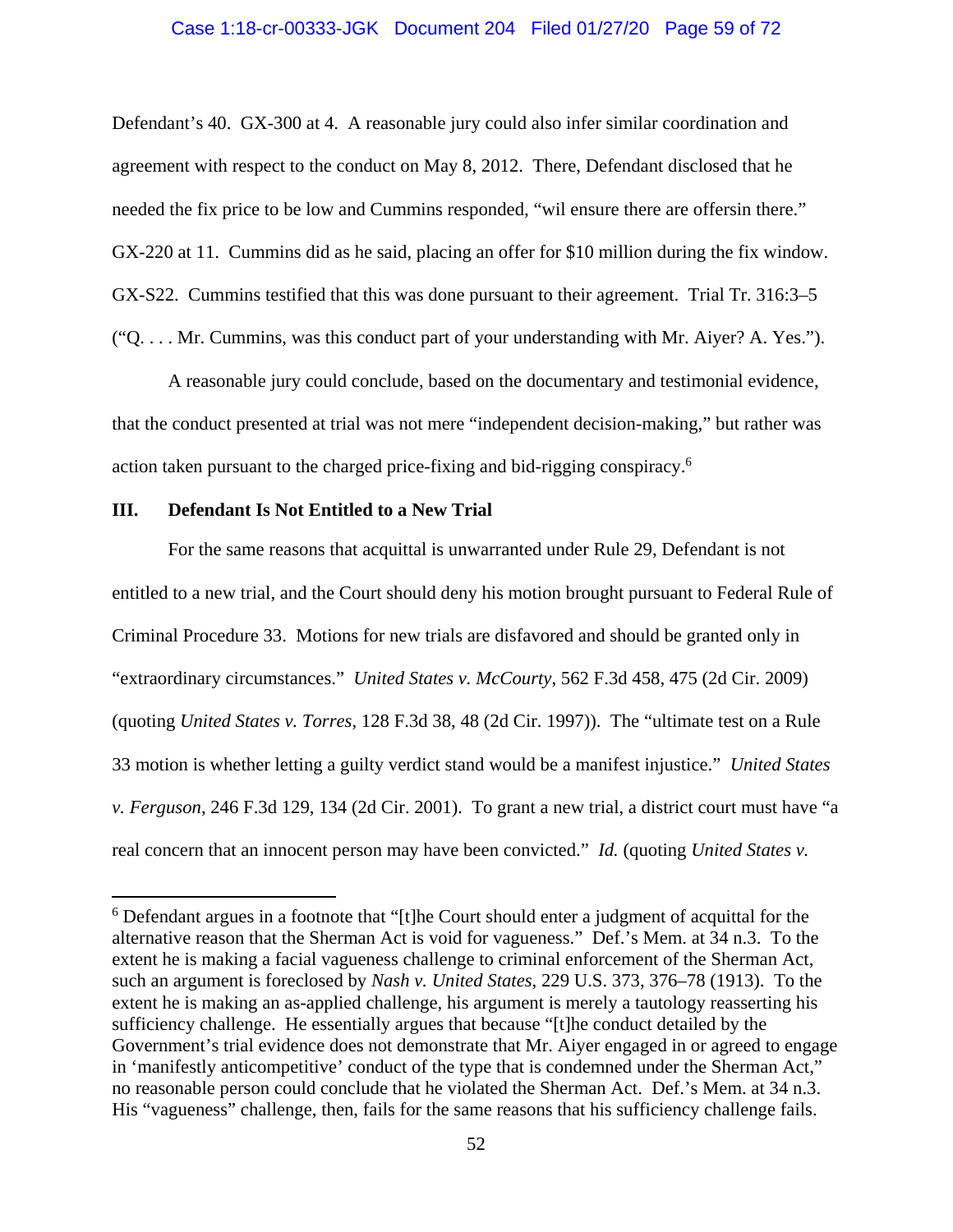Defendant's 40. GX-300 at 4. A reasonable jury could also infer similar coordination and agreement with respect to the conduct on May 8, 2012. There, Defendant disclosed that he needed the fix price to be low and Cummins responded, "wil ensure there are offersin there." GX-220 at 11. Cummins did as he said, placing an offer for $10 million during the fix window. GX-S22. Cummins testified that this was done pursuant to their agreement. Trial Tr. 316:3–5 ("Q. . . . Mr. Cummins, was this conduct part of your understanding with Mr. Aiyer? A. Yes.").

A reasonable jury could conclude, based on the documentary and testimonial evidence, that the conduct presented at trial was not mere "independent decision-making," but rather was action taken pursuant to the charged price-fixing and bid-rigging conspiracy.[6]

## III. Defendant Is Not Entitled to a New Trial

For the same reasons that acquittal is unwarranted under Rule 29, Defendant is not entitled to a new trial, and the Court should deny his motion brought pursuant to Federal Rule of Criminal Procedure 33. Motions for new trials are disfavored and should be granted only in "extraordinary circumstances." *United States v. McCourty*, 562 F.3d 458, 475 (2d Cir. 2009) (quoting *United States v. Torres*, 128 F.3d 38, 48 (2d Cir. 1997)). The "ultimate test on a Rule 33 motion is whether letting a guilty verdict stand would be a manifest injustice." *United States v. Ferguson*, 246 F.3d 129, 134 (2d Cir. 2001). To grant a new trial, a district court must have "a real concern that an innocent person may have been convicted." *Id.* (quoting *United States v.*

---

[6] Defendant argues in a footnote that "[t]he Court should enter a judgment of acquittal for the alternative reason that the Sherman Act is void for vagueness." Def.'s Mem. at 34 n.3. To the extent he is making a facial vagueness challenge to criminal enforcement of the Sherman Act, such an argument is foreclosed by *Nash v. United States*, 229 U.S. 373, 376–78 (1913). To the extent he is making an as-applied challenge, his argument is merely a tautology reasserting his sufficiency challenge. He essentially argues that because "[t]he conduct detailed by the Government's trial evidence does not demonstrate that Mr. Aiyer engaged in or agreed to engage in 'manifestly anticompetitive' conduct of the type that is condemned under the Sherman Act," no reasonable person could conclude that he violated the Sherman Act. Def.'s Mem. at 34 n.3. His "vagueness" challenge, then, fails for the same reasons that his sufficiency challenge fails.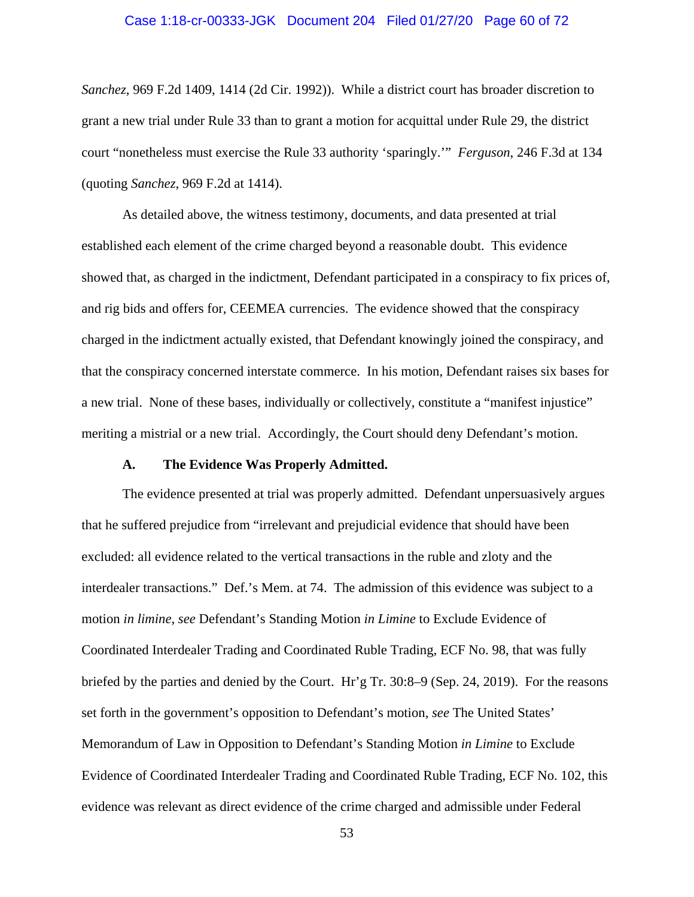*Sanchez*, 969 F.2d 1409, 1414 (2d Cir. 1992)). While a district court has broader discretion to grant a new trial under Rule 33 than to grant a motion for acquittal under Rule 29, the district court "nonetheless must exercise the Rule 33 authority 'sparingly.'" *Ferguson*, 246 F.3d at 134 (quoting *Sanchez*, 969 F.2d at 1414).

As detailed above, the witness testimony, documents, and data presented at trial established each element of the crime charged beyond a reasonable doubt. This evidence showed that, as charged in the indictment, Defendant participated in a conspiracy to fix prices of, and rig bids and offers for, CEEMEA currencies. The evidence showed that the conspiracy charged in the indictment actually existed, that Defendant knowingly joined the conspiracy, and that the conspiracy concerned interstate commerce. In his motion, Defendant raises six bases for a new trial. None of these bases, individually or collectively, constitute a "manifest injustice" meriting a mistrial or a new trial. Accordingly, the Court should deny Defendant's motion.

### A. The Evidence Was Properly Admitted.

The evidence presented at trial was properly admitted. Defendant unpersuasively argues that he suffered prejudice from "irrelevant and prejudicial evidence that should have been excluded: all evidence related to the vertical transactions in the ruble and zloty and the interdealer transactions." Def.'s Mem. at 74. The admission of this evidence was subject to a motion *in limine*, *see* Defendant's Standing Motion *in Limine* to Exclude Evidence of Coordinated Interdealer Trading and Coordinated Ruble Trading, ECF No. 98, that was fully briefed by the parties and denied by the Court. Hr'g Tr. 30:8–9 (Sep. 24, 2019). For the reasons set forth in the government's opposition to Defendant's motion, *see* The United States' Memorandum of Law in Opposition to Defendant's Standing Motion *in Limine* to Exclude Evidence of Coordinated Interdealer Trading and Coordinated Ruble Trading, ECF No. 102, this evidence was relevant as direct evidence of the crime charged and admissible under Federal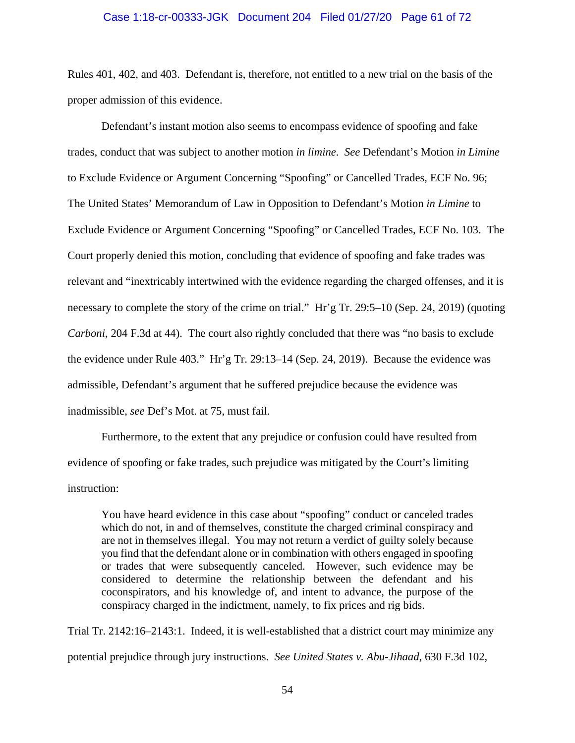Rules 401, 402, and 403. Defendant is, therefore, not entitled to a new trial on the basis of the proper admission of this evidence.

Defendant's instant motion also seems to encompass evidence of spoofing and fake trades, conduct that was subject to another motion *in limine*. *See* Defendant's Motion *in Limine* to Exclude Evidence or Argument Concerning "Spoofing" or Cancelled Trades, ECF No. 96; The United States' Memorandum of Law in Opposition to Defendant's Motion *in Limine* to Exclude Evidence or Argument Concerning "Spoofing" or Cancelled Trades, ECF No. 103. The Court properly denied this motion, concluding that evidence of spoofing and fake trades was relevant and "inextricably intertwined with the evidence regarding the charged offenses, and it is necessary to complete the story of the crime on trial." Hr'g Tr. 29:5–10 (Sep. 24, 2019) (quoting *Carboni*, 204 F.3d at 44). The court also rightly concluded that there was "no basis to exclude the evidence under Rule 403." Hr'g Tr. 29:13–14 (Sep. 24, 2019). Because the evidence was admissible, Defendant's argument that he suffered prejudice because the evidence was inadmissible, *see* Def's Mot. at 75, must fail.

Furthermore, to the extent that any prejudice or confusion could have resulted from evidence of spoofing or fake trades, such prejudice was mitigated by the Court's limiting instruction:

> You have heard evidence in this case about "spoofing" conduct or canceled trades which do not, in and of themselves, constitute the charged criminal conspiracy and are not in themselves illegal. You may not return a verdict of guilty solely because you find that the defendant alone or in combination with others engaged in spoofing or trades that were subsequently canceled. However, such evidence may be considered to determine the relationship between the defendant and his coconspirators, and his knowledge of, and intent to advance, the purpose of the conspiracy charged in the indictment, namely, to fix prices and rig bids.

Trial Tr. 2142:16–2143:1. Indeed, it is well-established that a district court may minimize any potential prejudice through jury instructions. *See United States v. Abu-Jihaad*, 630 F.3d 102,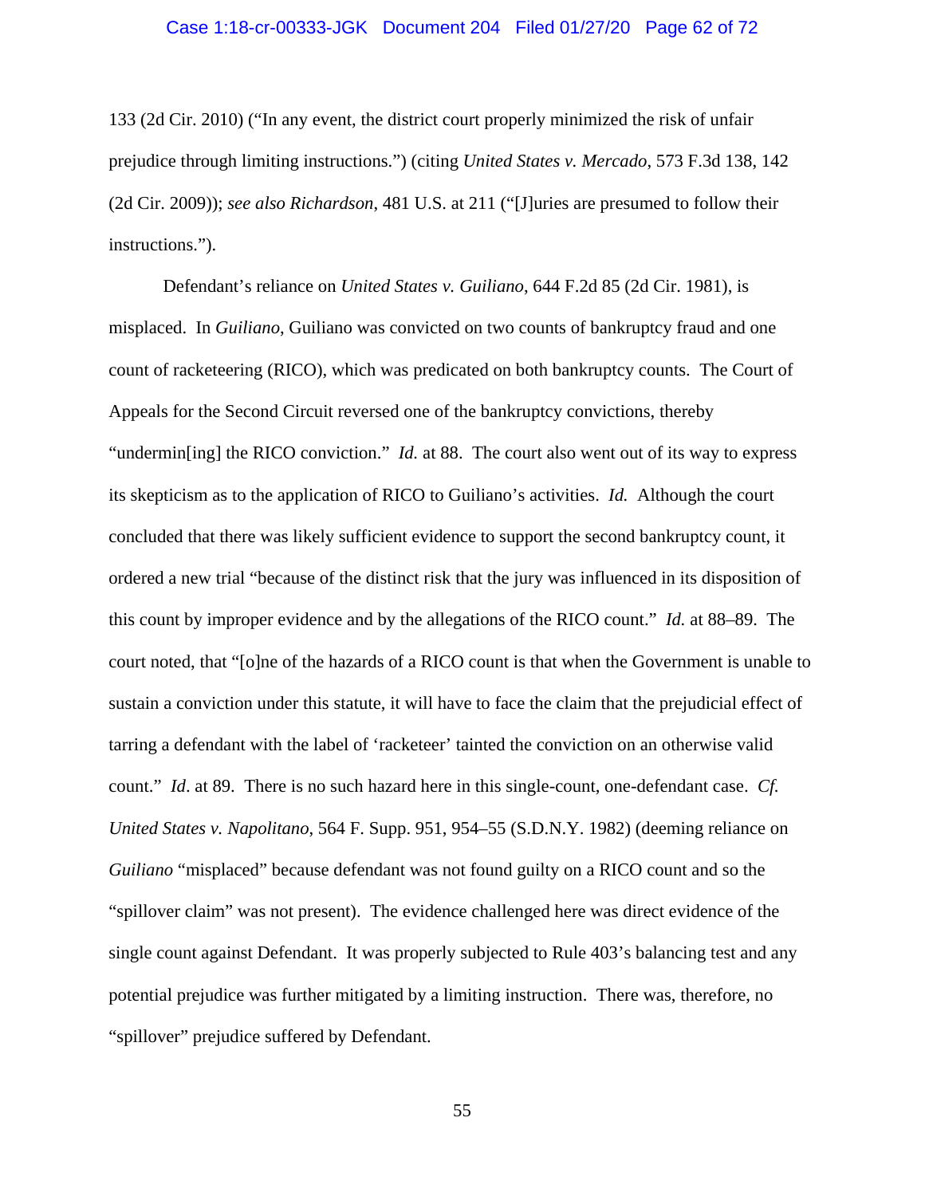133 (2d Cir. 2010) ("In any event, the district court properly minimized the risk of unfair prejudice through limiting instructions.") (citing *United States v. Mercado*, 573 F.3d 138, 142 (2d Cir. 2009)); *see also Richardson*, 481 U.S. at 211 ("[J]uries are presumed to follow their instructions.").

Defendant's reliance on *United States v. Guiliano*, 644 F.2d 85 (2d Cir. 1981), is misplaced. In *Guiliano*, Guiliano was convicted on two counts of bankruptcy fraud and one count of racketeering (RICO), which was predicated on both bankruptcy counts. The Court of Appeals for the Second Circuit reversed one of the bankruptcy convictions, thereby "undermin[ing] the RICO conviction." *Id.* at 88. The court also went out of its way to express its skepticism as to the application of RICO to Guiliano's activities. *Id.* Although the court concluded that there was likely sufficient evidence to support the second bankruptcy count, it ordered a new trial "because of the distinct risk that the jury was influenced in its disposition of this count by improper evidence and by the allegations of the RICO count." *Id.* at 88–89. The court noted, that "[o]ne of the hazards of a RICO count is that when the Government is unable to sustain a conviction under this statute, it will have to face the claim that the prejudicial effect of tarring a defendant with the label of 'racketeer' tainted the conviction on an otherwise valid count." *Id*. at 89. There is no such hazard here in this single-count, one-defendant case. *Cf. United States v. Napolitano*, 564 F. Supp. 951, 954–55 (S.D.N.Y. 1982) (deeming reliance on *Guiliano* "misplaced" because defendant was not found guilty on a RICO count and so the "spillover claim" was not present). The evidence challenged here was direct evidence of the single count against Defendant. It was properly subjected to Rule 403's balancing test and any potential prejudice was further mitigated by a limiting instruction. There was, therefore, no "spillover" prejudice suffered by Defendant.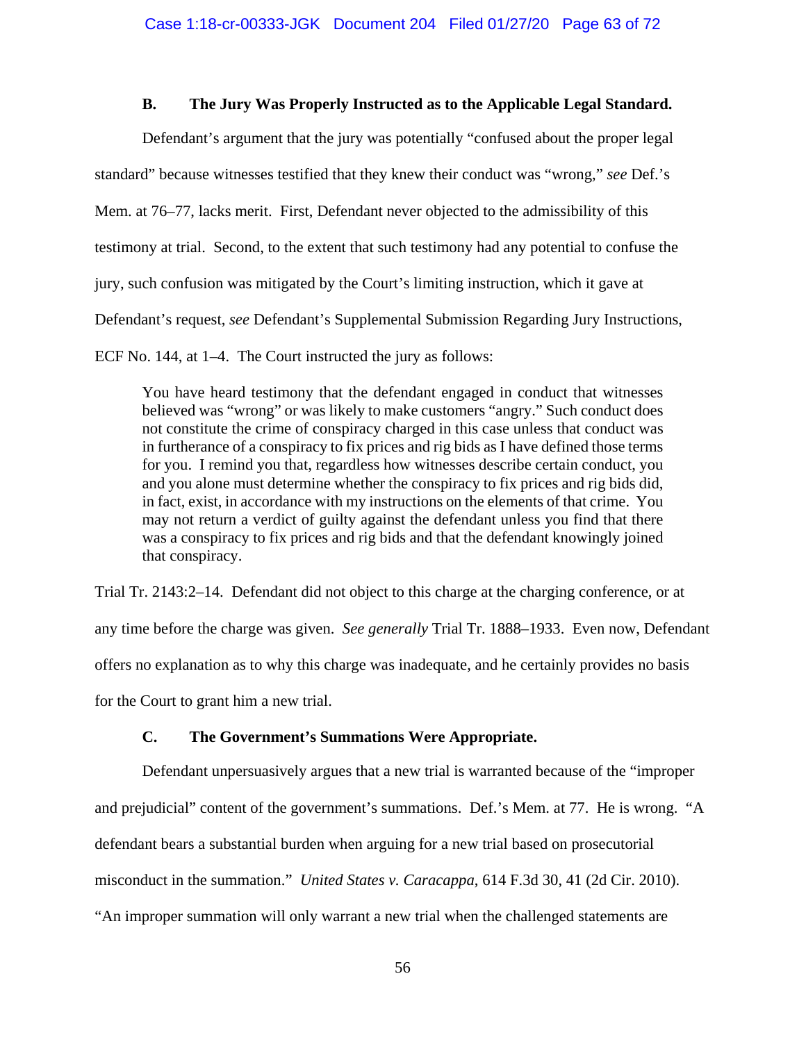### B. The Jury Was Properly Instructed as to the Applicable Legal Standard.

Defendant's argument that the jury was potentially "confused about the proper legal standard" because witnesses testified that they knew their conduct was "wrong," *see* Def.'s Mem. at 76–77, lacks merit. First, Defendant never objected to the admissibility of this testimony at trial. Second, to the extent that such testimony had any potential to confuse the jury, such confusion was mitigated by the Court's limiting instruction, which it gave at Defendant's request, *see* Defendant's Supplemental Submission Regarding Jury Instructions, ECF No. 144, at 1–4. The Court instructed the jury as follows:

> You have heard testimony that the defendant engaged in conduct that witnesses believed was "wrong" or was likely to make customers "angry." Such conduct does not constitute the crime of conspiracy charged in this case unless that conduct was in furtherance of a conspiracy to fix prices and rig bids as I have defined those terms for you. I remind you that, regardless how witnesses describe certain conduct, you and you alone must determine whether the conspiracy to fix prices and rig bids did, in fact, exist, in accordance with my instructions on the elements of that crime. You may not return a verdict of guilty against the defendant unless you find that there was a conspiracy to fix prices and rig bids and that the defendant knowingly joined that conspiracy.

Trial Tr. 2143:2–14. Defendant did not object to this charge at the charging conference, or at any time before the charge was given. *See generally* Trial Tr. 1888–1933. Even now, Defendant offers no explanation as to why this charge was inadequate, and he certainly provides no basis for the Court to grant him a new trial.

### C. The Government's Summations Were Appropriate.

Defendant unpersuasively argues that a new trial is warranted because of the "improper and prejudicial" content of the government's summations. Def.'s Mem. at 77. He is wrong. "A defendant bears a substantial burden when arguing for a new trial based on prosecutorial misconduct in the summation." *United States v. Caracappa*, 614 F.3d 30, 41 (2d Cir. 2010). "An improper summation will only warrant a new trial when the challenged statements are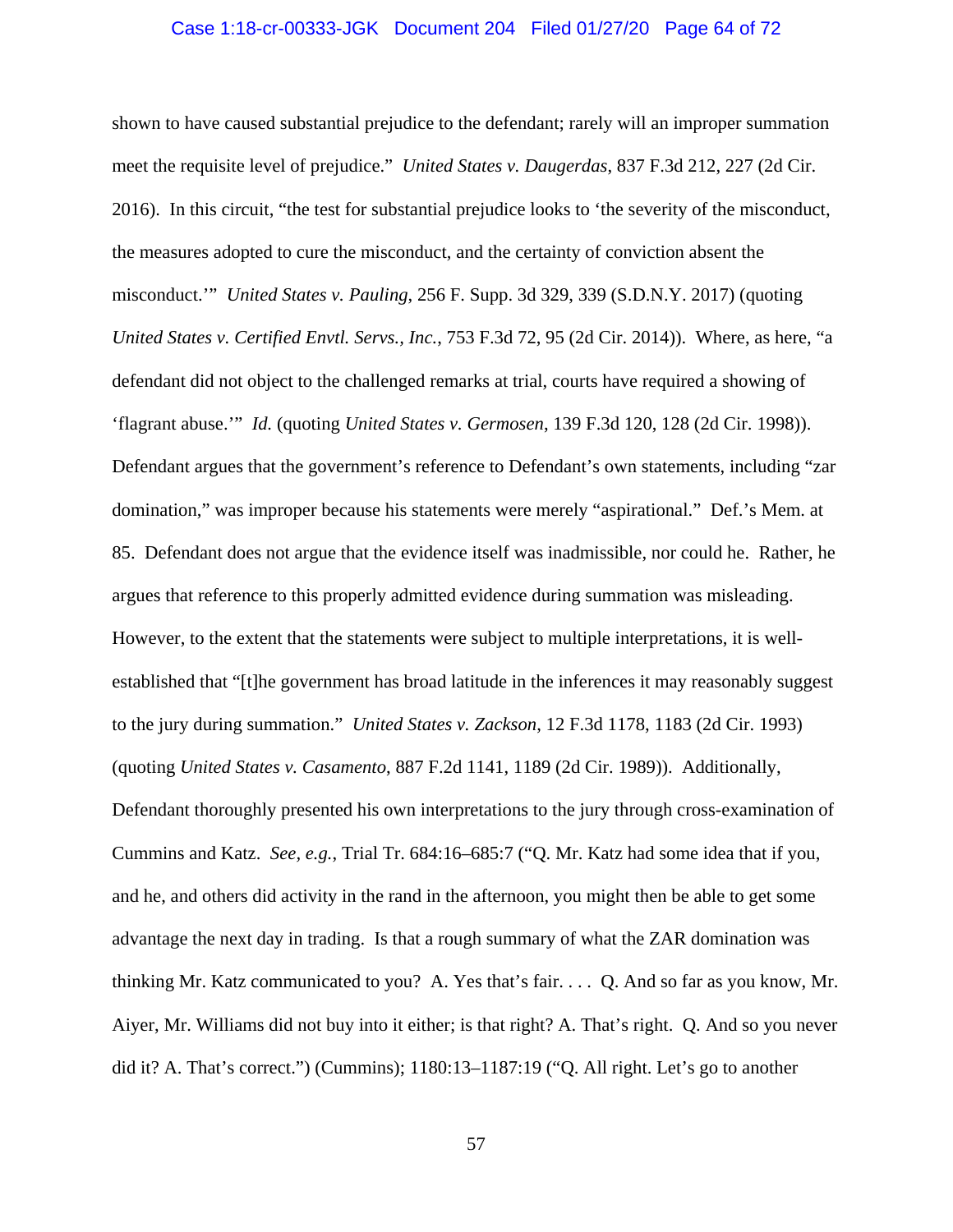shown to have caused substantial prejudice to the defendant; rarely will an improper summation meet the requisite level of prejudice." *United States v. Daugerdas*, 837 F.3d 212, 227 (2d Cir. 2016). In this circuit, "the test for substantial prejudice looks to 'the severity of the misconduct, the measures adopted to cure the misconduct, and the certainty of conviction absent the misconduct.'" *United States v. Pauling*, 256 F. Supp. 3d 329, 339 (S.D.N.Y. 2017) (quoting *United States v. Certified Envtl. Servs., Inc.*, 753 F.3d 72, 95 (2d Cir. 2014)). Where, as here, "a defendant did not object to the challenged remarks at trial, courts have required a showing of 'flagrant abuse.'" *Id.* (quoting *United States v. Germosen*, 139 F.3d 120, 128 (2d Cir. 1998)). Defendant argues that the government's reference to Defendant's own statements, including "zar domination," was improper because his statements were merely "aspirational." Def.'s Mem. at 85. Defendant does not argue that the evidence itself was inadmissible, nor could he. Rather, he argues that reference to this properly admitted evidence during summation was misleading. However, to the extent that the statements were subject to multiple interpretations, it is well-established that "[t]he government has broad latitude in the inferences it may reasonably suggest to the jury during summation." *United States v. Zackson*, 12 F.3d 1178, 1183 (2d Cir. 1993) (quoting *United States v. Casamento*, 887 F.2d 1141, 1189 (2d Cir. 1989)). Additionally, Defendant thoroughly presented his own interpretations to the jury through cross-examination of Cummins and Katz. *See, e.g.*, Trial Tr. 684:16–685:7 ("Q. Mr. Katz had some idea that if you, and he, and others did activity in the rand in the afternoon, you might then be able to get some advantage the next day in trading. Is that a rough summary of what the ZAR domination was thinking Mr. Katz communicated to you? A. Yes that's fair. . . . Q. And so far as you know, Mr. Aiyer, Mr. Williams did not buy into it either; is that right? A. That's right. Q. And so you never did it? A. That's correct.") (Cummins); 1180:13–1187:19 ("Q. All right. Let's go to another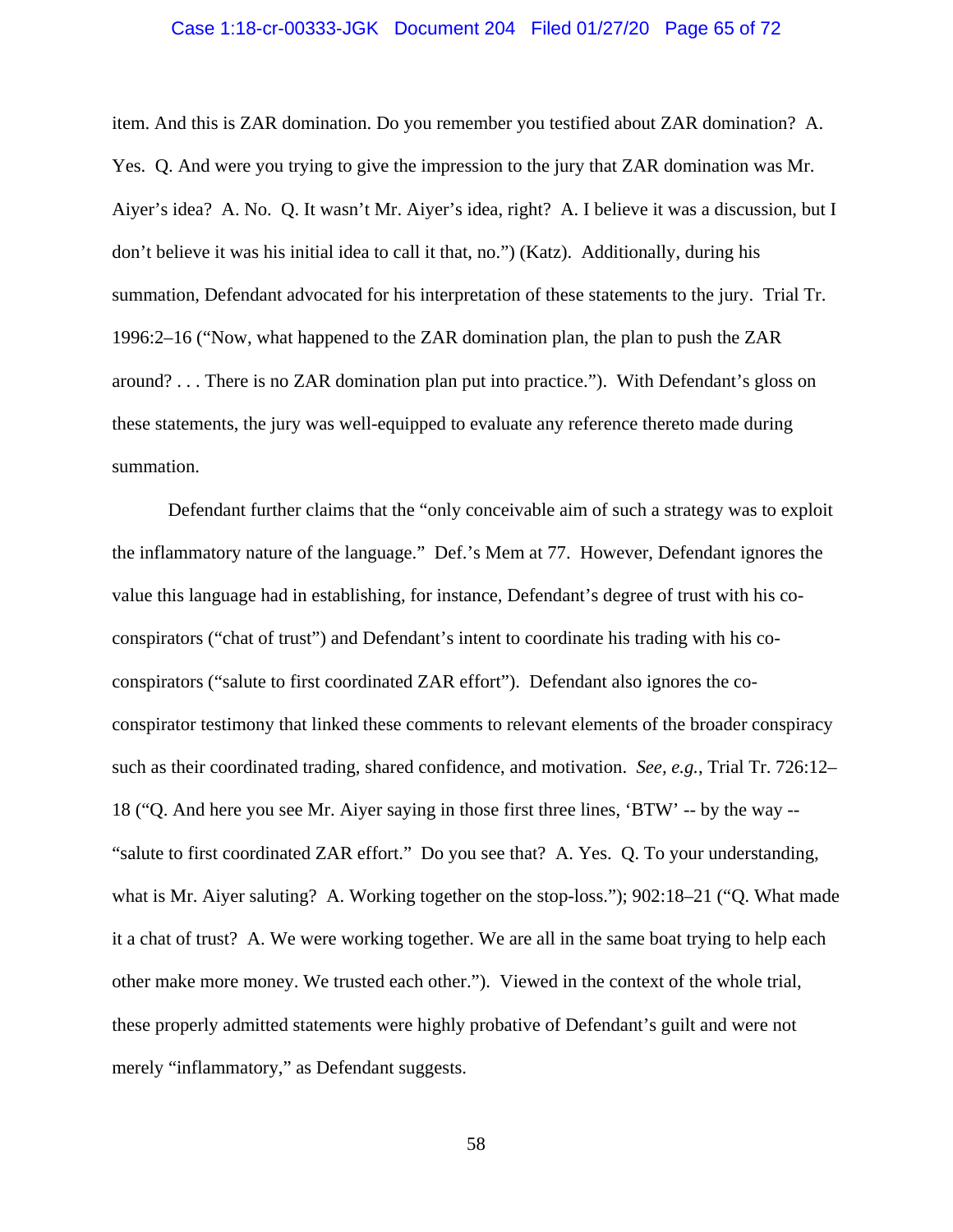item. And this is ZAR domination. Do you remember you testified about ZAR domination? A. Yes. Q. And were you trying to give the impression to the jury that ZAR domination was Mr. Aiyer's idea? A. No. Q. It wasn't Mr. Aiyer's idea, right? A. I believe it was a discussion, but I don't believe it was his initial idea to call it that, no.") (Katz). Additionally, during his summation, Defendant advocated for his interpretation of these statements to the jury. Trial Tr. 1996:2–16 ("Now, what happened to the ZAR domination plan, the plan to push the ZAR around? . . . There is no ZAR domination plan put into practice."). With Defendant's gloss on these statements, the jury was well-equipped to evaluate any reference thereto made during summation.

Defendant further claims that the "only conceivable aim of such a strategy was to exploit the inflammatory nature of the language." Def.'s Mem at 77. However, Defendant ignores the value this language had in establishing, for instance, Defendant's degree of trust with his co-conspirators ("chat of trust") and Defendant's intent to coordinate his trading with his co-conspirators ("salute to first coordinated ZAR effort"). Defendant also ignores the co-conspirator testimony that linked these comments to relevant elements of the broader conspiracy such as their coordinated trading, shared confidence, and motivation. *See, e.g.*, Trial Tr. 726:12–18 ("Q. And here you see Mr. Aiyer saying in those first three lines, 'BTW' -- by the way -- "salute to first coordinated ZAR effort." Do you see that? A. Yes. Q. To your understanding, what is Mr. Aiyer saluting? A. Working together on the stop-loss."); 902:18–21 ("Q. What made it a chat of trust? A. We were working together. We are all in the same boat trying to help each other make more money. We trusted each other."). Viewed in the context of the whole trial, these properly admitted statements were highly probative of Defendant's guilt and were not merely "inflammatory," as Defendant suggests.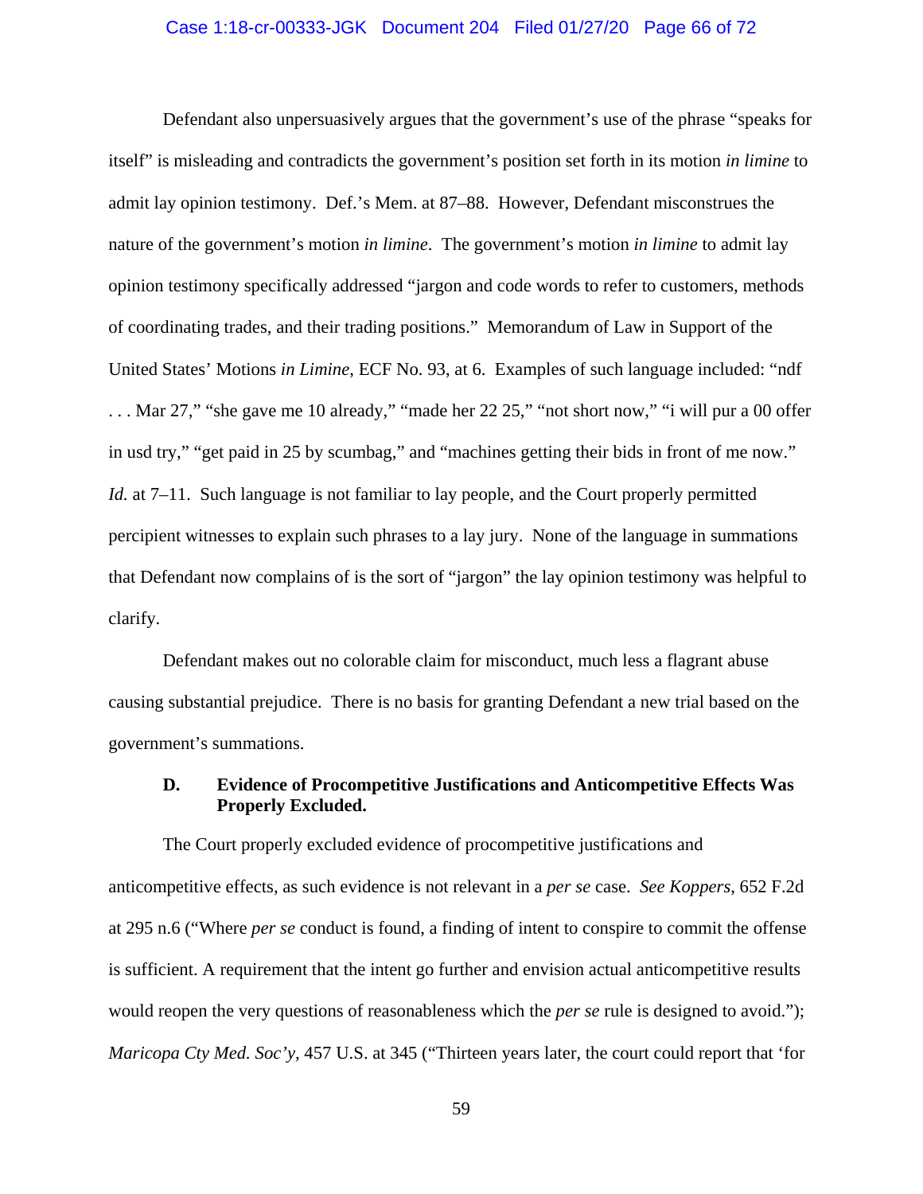Defendant also unpersuasively argues that the government's use of the phrase "speaks for itself" is misleading and contradicts the government's position set forth in its motion *in limine* to admit lay opinion testimony. Def.'s Mem. at 87–88. However, Defendant misconstrues the nature of the government's motion *in limine*. The government's motion *in limine* to admit lay opinion testimony specifically addressed "jargon and code words to refer to customers, methods of coordinating trades, and their trading positions." Memorandum of Law in Support of the United States' Motions *in Limine*, ECF No. 93, at 6. Examples of such language included: "ndf . . . Mar 27," "she gave me 10 already," "made her 22 25," "not short now," "i will pur a 00 offer in usd try," "get paid in 25 by scumbag," and "machines getting their bids in front of me now." *Id.* at 7–11. Such language is not familiar to lay people, and the Court properly permitted percipient witnesses to explain such phrases to a lay jury. None of the language in summations that Defendant now complains of is the sort of "jargon" the lay opinion testimony was helpful to clarify.

Defendant makes out no colorable claim for misconduct, much less a flagrant abuse causing substantial prejudice. There is no basis for granting Defendant a new trial based on the government's summations.

### D. Evidence of Procompetitive Justifications and Anticompetitive Effects Was Properly Excluded.

The Court properly excluded evidence of procompetitive justifications and anticompetitive effects, as such evidence is not relevant in a *per se* case. *See Koppers*, 652 F.2d at 295 n.6 ("Where *per se* conduct is found, a finding of intent to conspire to commit the offense is sufficient. A requirement that the intent go further and envision actual anticompetitive results would reopen the very questions of reasonableness which the *per se* rule is designed to avoid."); *Maricopa Cty Med. Soc'y*, 457 U.S. at 345 ("Thirteen years later, the court could report that 'for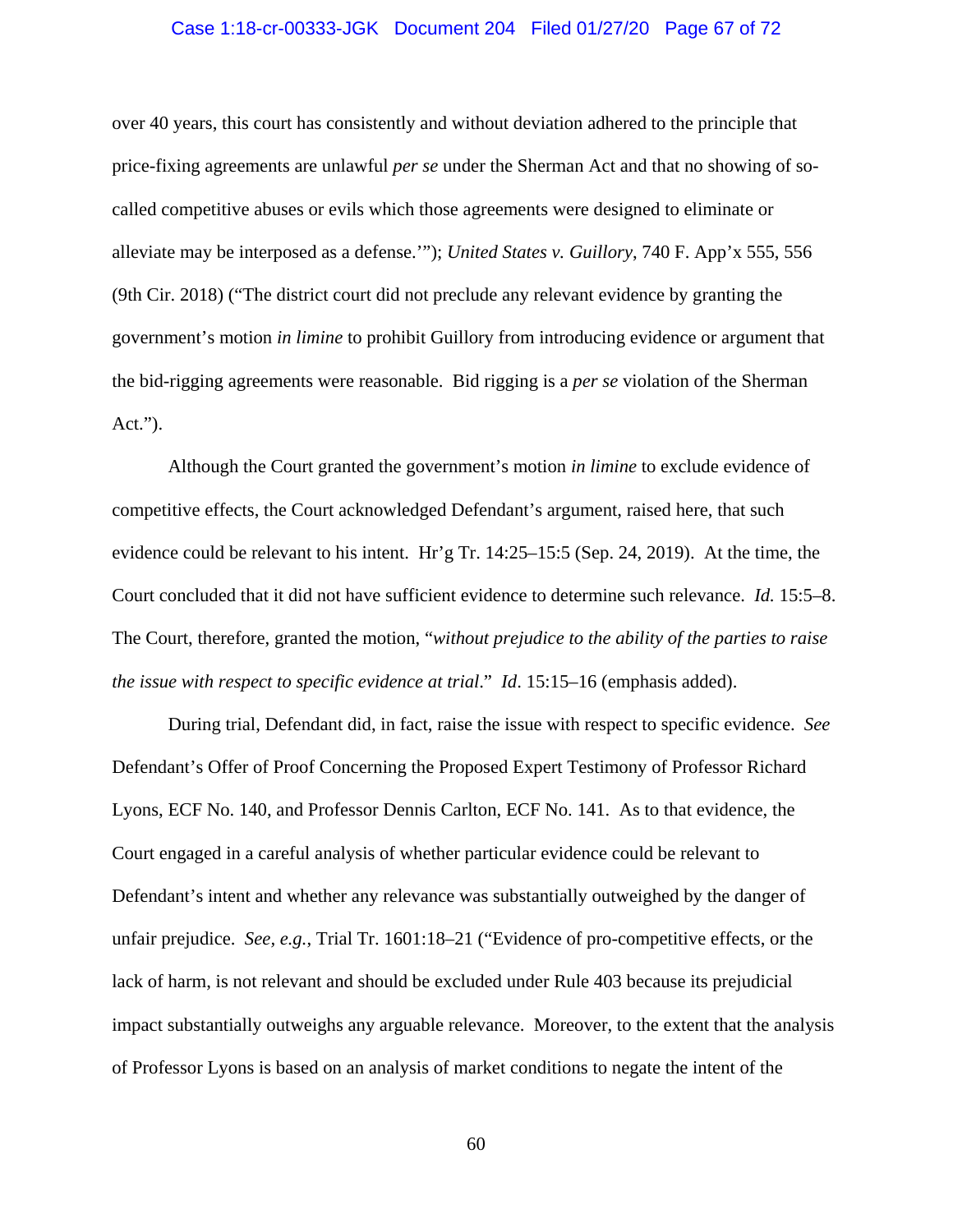over 40 years, this court has consistently and without deviation adhered to the principle that price-fixing agreements are unlawful *per se* under the Sherman Act and that no showing of so-called competitive abuses or evils which those agreements were designed to eliminate or alleviate may be interposed as a defense.'"); *United States v. Guillory*, 740 F. App'x 555, 556 (9th Cir. 2018) ("The district court did not preclude any relevant evidence by granting the government's motion *in limine* to prohibit Guillory from introducing evidence or argument that the bid-rigging agreements were reasonable. Bid rigging is a *per se* violation of the Sherman Act.").

Although the Court granted the government's motion *in limine* to exclude evidence of competitive effects, the Court acknowledged Defendant's argument, raised here, that such evidence could be relevant to his intent. Hr'g Tr. 14:25–15:5 (Sep. 24, 2019). At the time, the Court concluded that it did not have sufficient evidence to determine such relevance. *Id.* 15:5–8. The Court, therefore, granted the motion, "*without prejudice to the ability of the parties to raise the issue with respect to specific evidence at trial*." *Id*. 15:15–16 (emphasis added).

During trial, Defendant did, in fact, raise the issue with respect to specific evidence. *See* Defendant's Offer of Proof Concerning the Proposed Expert Testimony of Professor Richard Lyons, ECF No. 140, and Professor Dennis Carlton, ECF No. 141. As to that evidence, the Court engaged in a careful analysis of whether particular evidence could be relevant to Defendant's intent and whether any relevance was substantially outweighed by the danger of unfair prejudice. *See, e.g.*, Trial Tr. 1601:18–21 ("Evidence of pro-competitive effects, or the lack of harm, is not relevant and should be excluded under Rule 403 because its prejudicial impact substantially outweighs any arguable relevance. Moreover, to the extent that the analysis of Professor Lyons is based on an analysis of market conditions to negate the intent of the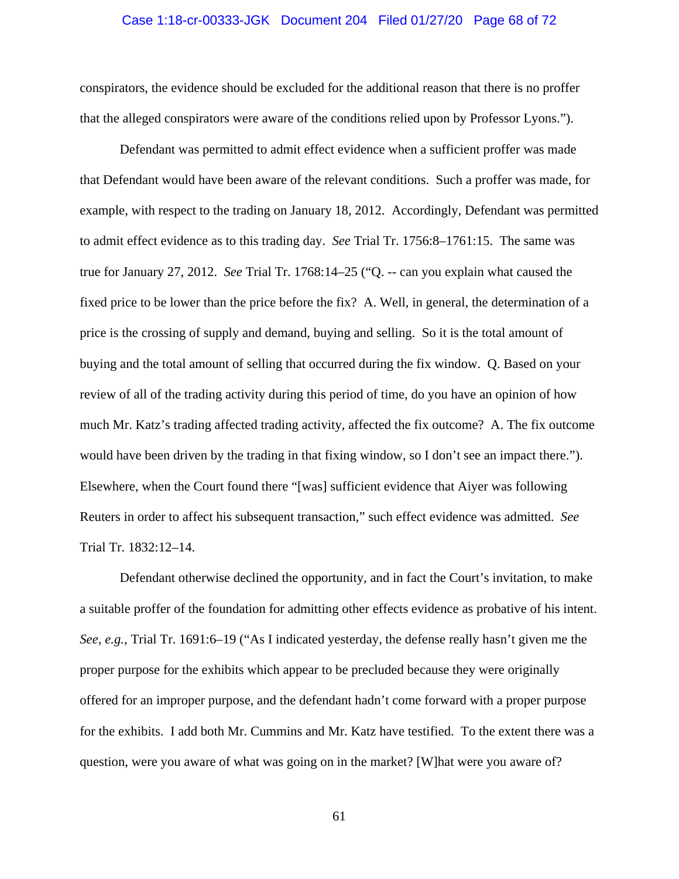conspirators, the evidence should be excluded for the additional reason that there is no proffer that the alleged conspirators were aware of the conditions relied upon by Professor Lyons.").

Defendant was permitted to admit effect evidence when a sufficient proffer was made that Defendant would have been aware of the relevant conditions. Such a proffer was made, for example, with respect to the trading on January 18, 2012. Accordingly, Defendant was permitted to admit effect evidence as to this trading day. *See* Trial Tr. 1756:8–1761:15. The same was true for January 27, 2012. *See* Trial Tr. 1768:14–25 ("Q. -- can you explain what caused the fixed price to be lower than the price before the fix? A. Well, in general, the determination of a price is the crossing of supply and demand, buying and selling. So it is the total amount of buying and the total amount of selling that occurred during the fix window. Q. Based on your review of all of the trading activity during this period of time, do you have an opinion of how much Mr. Katz's trading affected trading activity, affected the fix outcome? A. The fix outcome would have been driven by the trading in that fixing window, so I don't see an impact there."). Elsewhere, when the Court found there "[was] sufficient evidence that Aiyer was following Reuters in order to affect his subsequent transaction," such effect evidence was admitted. *See* Trial Tr. 1832:12–14.

Defendant otherwise declined the opportunity, and in fact the Court's invitation, to make a suitable proffer of the foundation for admitting other effects evidence as probative of his intent. *See, e.g.*, Trial Tr. 1691:6–19 ("As I indicated yesterday, the defense really hasn't given me the proper purpose for the exhibits which appear to be precluded because they were originally offered for an improper purpose, and the defendant hadn't come forward with a proper purpose for the exhibits. I add both Mr. Cummins and Mr. Katz have testified. To the extent there was a question, were you aware of what was going on in the market? [W]hat were you aware of?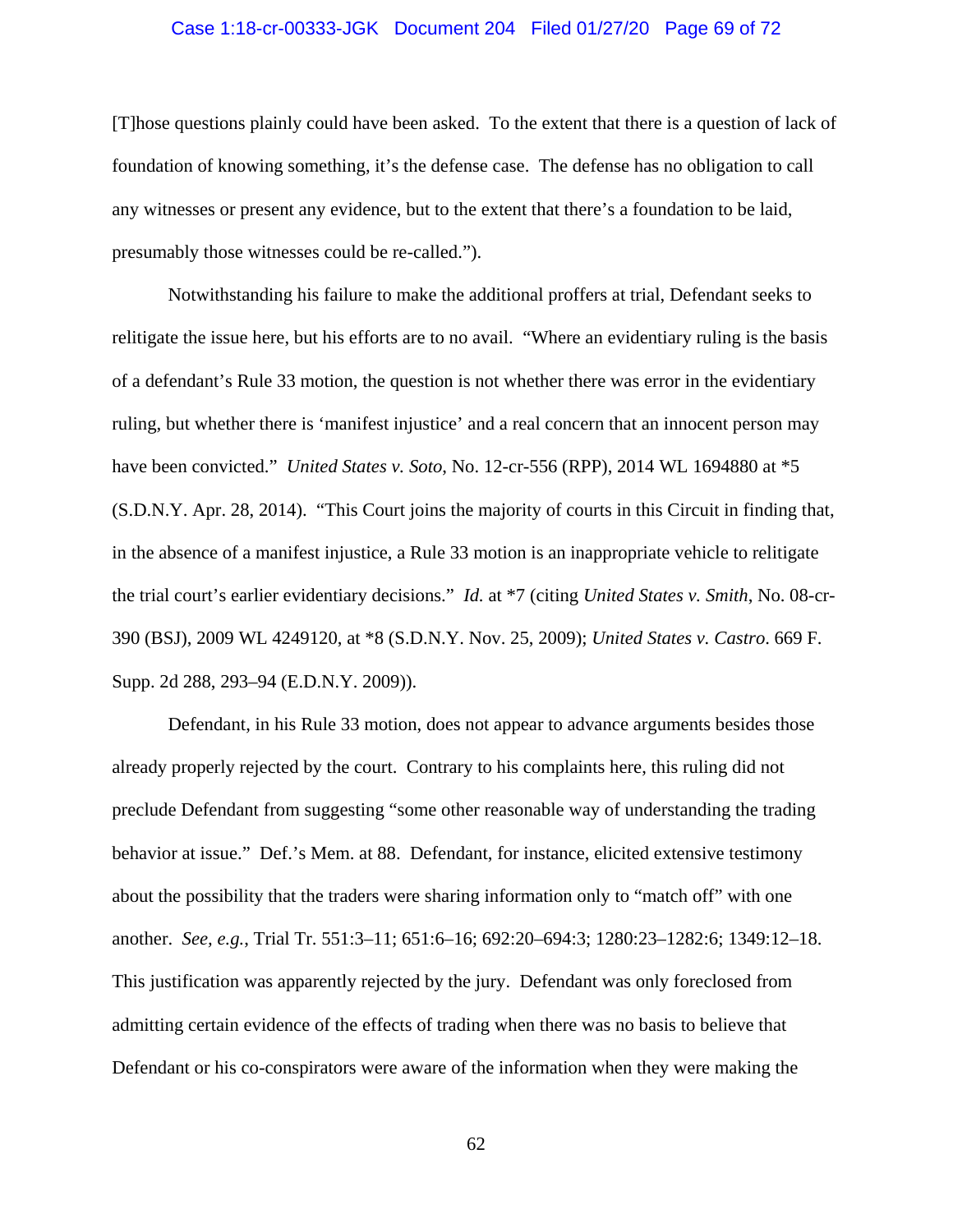[T]hose questions plainly could have been asked. To the extent that there is a question of lack of foundation of knowing something, it's the defense case. The defense has no obligation to call any witnesses or present any evidence, but to the extent that there's a foundation to be laid, presumably those witnesses could be re-called.").

Notwithstanding his failure to make the additional proffers at trial, Defendant seeks to relitigate the issue here, but his efforts are to no avail. "Where an evidentiary ruling is the basis of a defendant's Rule 33 motion, the question is not whether there was error in the evidentiary ruling, but whether there is 'manifest injustice' and a real concern that an innocent person may have been convicted." *United States v. Soto*, No. 12-cr-556 (RPP), 2014 WL 1694880 at *5 (S.D.N.Y. Apr. 28, 2014). "This Court joins the majority of courts in this Circuit in finding that, in the absence of a manifest injustice, a Rule 33 motion is an inappropriate vehicle to relitigate the trial court's earlier evidentiary decisions." *Id.* at *7 (citing *United States v. Smith*, No. 08-cr-390 (BSJ), 2009 WL 4249120, at *8 (S.D.N.Y. Nov. 25, 2009); *United States v. Castro*. 669 F. Supp. 2d 288, 293–94 (E.D.N.Y. 2009)).

Defendant, in his Rule 33 motion, does not appear to advance arguments besides those already properly rejected by the court. Contrary to his complaints here, this ruling did not preclude Defendant from suggesting "some other reasonable way of understanding the trading behavior at issue." Def.'s Mem. at 88. Defendant, for instance, elicited extensive testimony about the possibility that the traders were sharing information only to "match off" with one another. *See, e.g.*, Trial Tr. 551:3–11; 651:6–16; 692:20–694:3; 1280:23–1282:6; 1349:12–18. This justification was apparently rejected by the jury. Defendant was only foreclosed from admitting certain evidence of the effects of trading when there was no basis to believe that Defendant or his co-conspirators were aware of the information when they were making the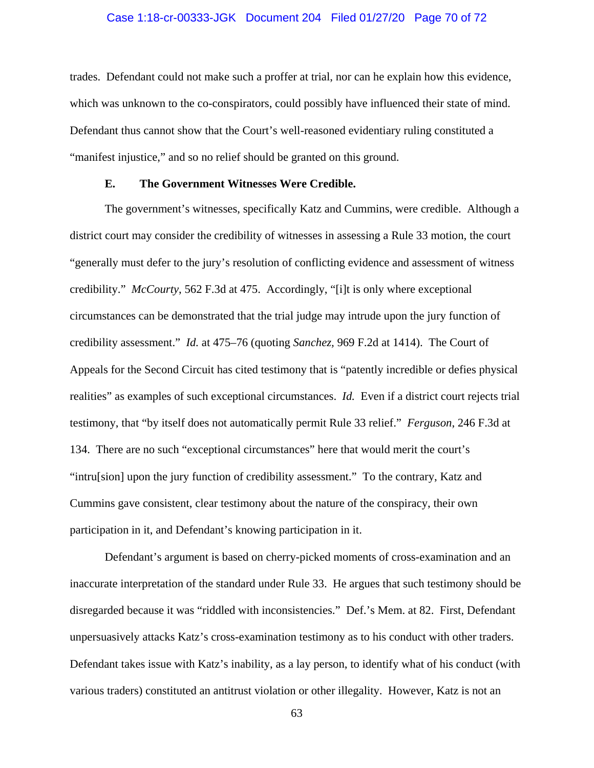trades. Defendant could not make such a proffer at trial, nor can he explain how this evidence, which was unknown to the co-conspirators, could possibly have influenced their state of mind. Defendant thus cannot show that the Court's well-reasoned evidentiary ruling constituted a "manifest injustice," and so no relief should be granted on this ground.

### E. The Government Witnesses Were Credible.

The government's witnesses, specifically Katz and Cummins, were credible. Although a district court may consider the credibility of witnesses in assessing a Rule 33 motion, the court "generally must defer to the jury's resolution of conflicting evidence and assessment of witness credibility." *McCourty*, 562 F.3d at 475. Accordingly, "[i]t is only where exceptional circumstances can be demonstrated that the trial judge may intrude upon the jury function of credibility assessment." *Id.* at 475–76 (quoting *Sanchez*, 969 F.2d at 1414). The Court of Appeals for the Second Circuit has cited testimony that is "patently incredible or defies physical realities" as examples of such exceptional circumstances. *Id.* Even if a district court rejects trial testimony, that "by itself does not automatically permit Rule 33 relief." *Ferguson*, 246 F.3d at 134. There are no such "exceptional circumstances" here that would merit the court's "intru[sion] upon the jury function of credibility assessment." To the contrary, Katz and Cummins gave consistent, clear testimony about the nature of the conspiracy, their own participation in it, and Defendant's knowing participation in it.

Defendant's argument is based on cherry-picked moments of cross-examination and an inaccurate interpretation of the standard under Rule 33. He argues that such testimony should be disregarded because it was "riddled with inconsistencies." Def.'s Mem. at 82. First, Defendant unpersuasively attacks Katz's cross-examination testimony as to his conduct with other traders. Defendant takes issue with Katz's inability, as a lay person, to identify what of his conduct (with various traders) constituted an antitrust violation or other illegality. However, Katz is not an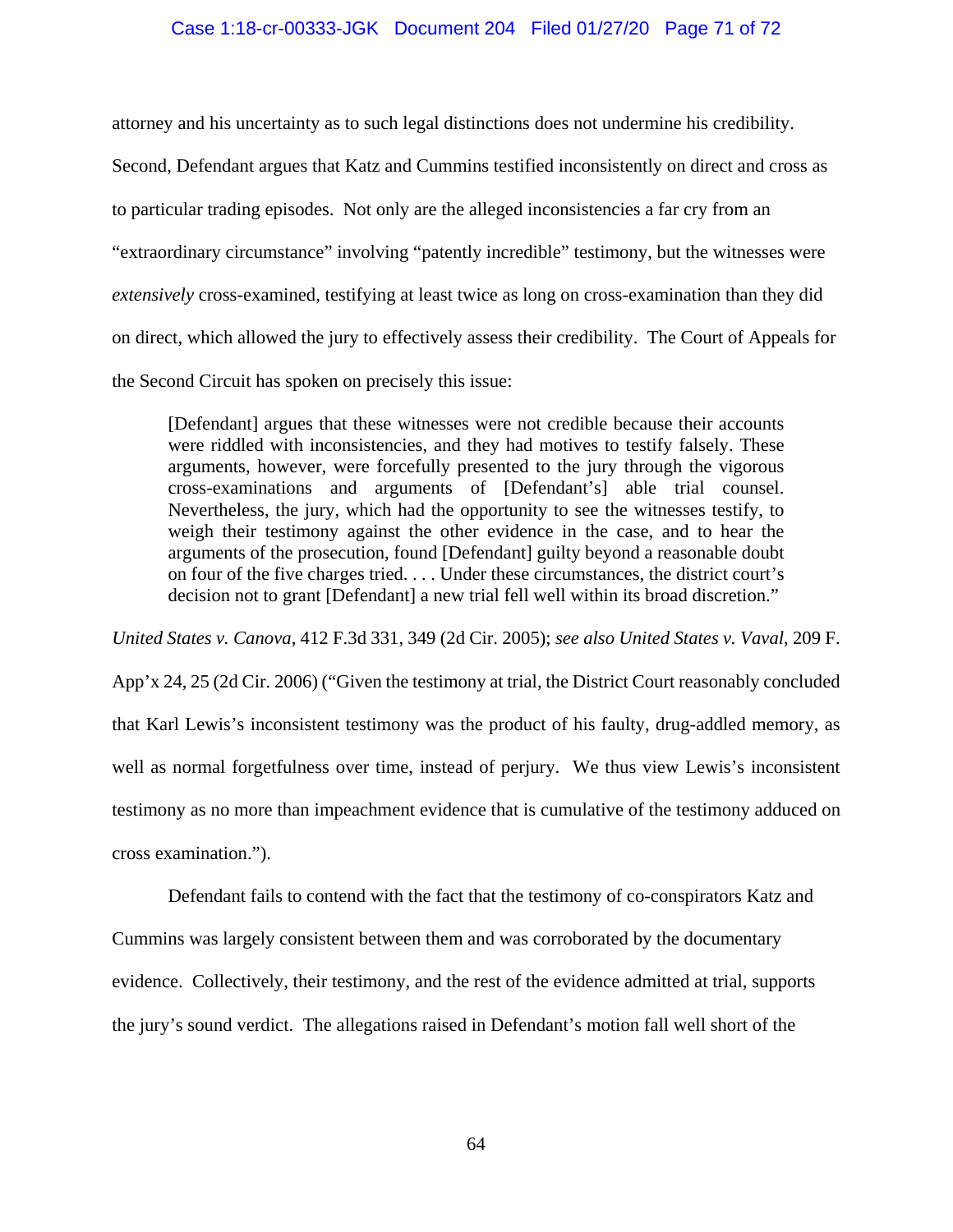attorney and his uncertainty as to such legal distinctions does not undermine his credibility. Second, Defendant argues that Katz and Cummins testified inconsistently on direct and cross as to particular trading episodes. Not only are the alleged inconsistencies a far cry from an "extraordinary circumstance" involving "patently incredible" testimony, but the witnesses were *extensively* cross-examined, testifying at least twice as long on cross-examination than they did on direct, which allowed the jury to effectively assess their credibility. The Court of Appeals for the Second Circuit has spoken on precisely this issue:

> [Defendant] argues that these witnesses were not credible because their accounts were riddled with inconsistencies, and they had motives to testify falsely. These arguments, however, were forcefully presented to the jury through the vigorous cross-examinations and arguments of [Defendant's] able trial counsel. Nevertheless, the jury, which had the opportunity to see the witnesses testify, to weigh their testimony against the other evidence in the case, and to hear the arguments of the prosecution, found [Defendant] guilty beyond a reasonable doubt on four of the five charges tried. . . . Under these circumstances, the district court's decision not to grant [Defendant] a new trial fell well within its broad discretion."

*United States v. Canova*, 412 F.3d 331, 349 (2d Cir. 2005); *see also United States v. Vaval*, 209 F. App'x 24, 25 (2d Cir. 2006) ("Given the testimony at trial, the District Court reasonably concluded that Karl Lewis's inconsistent testimony was the product of his faulty, drug-addled memory, as well as normal forgetfulness over time, instead of perjury. We thus view Lewis's inconsistent testimony as no more than impeachment evidence that is cumulative of the testimony adduced on cross examination.").

Defendant fails to contend with the fact that the testimony of co-conspirators Katz and Cummins was largely consistent between them and was corroborated by the documentary evidence. Collectively, their testimony, and the rest of the evidence admitted at trial, supports the jury's sound verdict. The allegations raised in Defendant's motion fall well short of the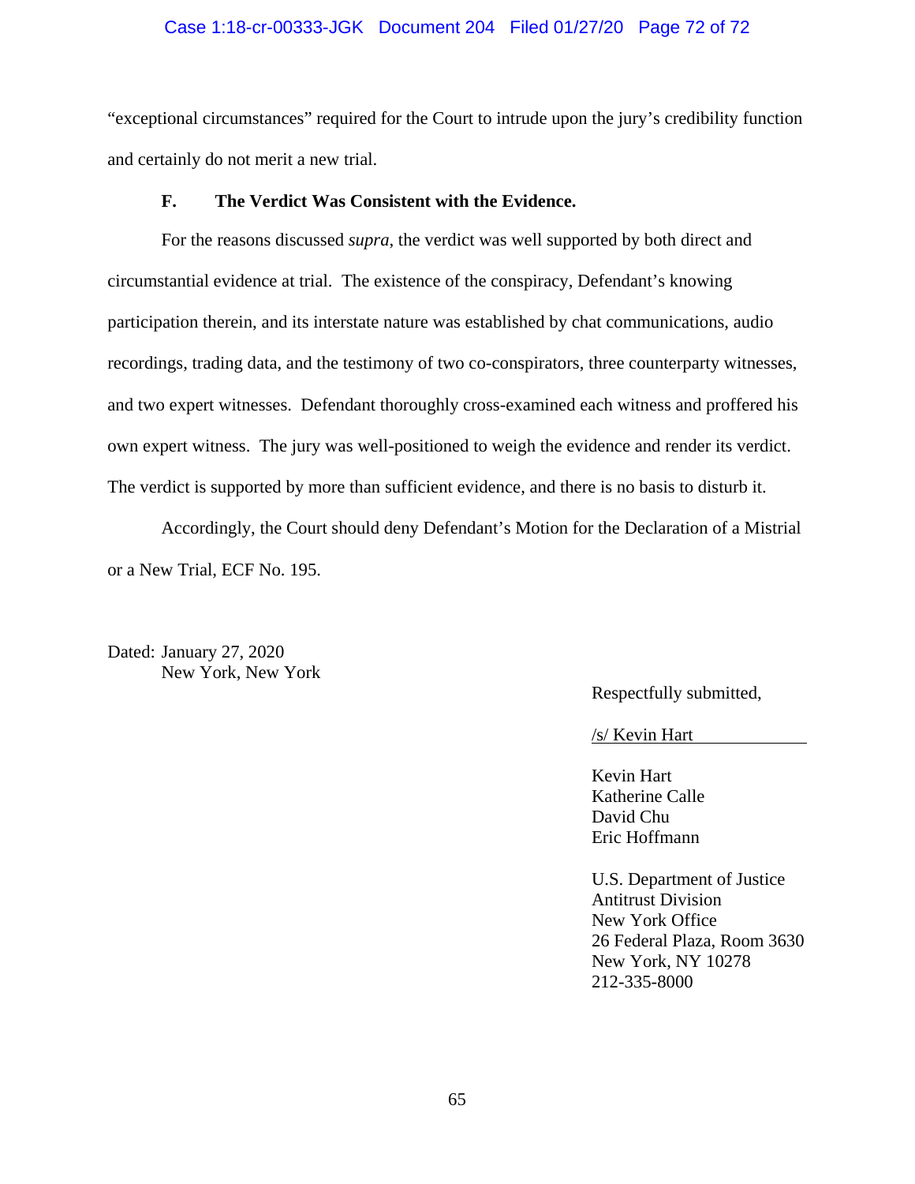"exceptional circumstances" required for the Court to intrude upon the jury's credibility function and certainly do not merit a new trial.

### F. The Verdict Was Consistent with the Evidence.

For the reasons discussed *supra*, the verdict was well supported by both direct and circumstantial evidence at trial. The existence of the conspiracy, Defendant's knowing participation therein, and its interstate nature was established by chat communications, audio recordings, trading data, and the testimony of two co-conspirators, three counterparty witnesses, and two expert witnesses. Defendant thoroughly cross-examined each witness and proffered his own expert witness. The jury was well-positioned to weigh the evidence and render its verdict. The verdict is supported by more than sufficient evidence, and there is no basis to disturb it.

Accordingly, the Court should deny Defendant's Motion for the Declaration of a Mistrial or a New Trial, ECF No. 195.

Dated: January 27, 2020
New York, New York

Respectfully submitted,

/s/ Kevin Hart

Kevin Hart
Katherine Calle
David Chu
Eric Hoffmann

U.S. Department of Justice
Antitrust Division
New York Office
26 Federal Plaza, Room 3630
New York, NY 10278
212-335-8000